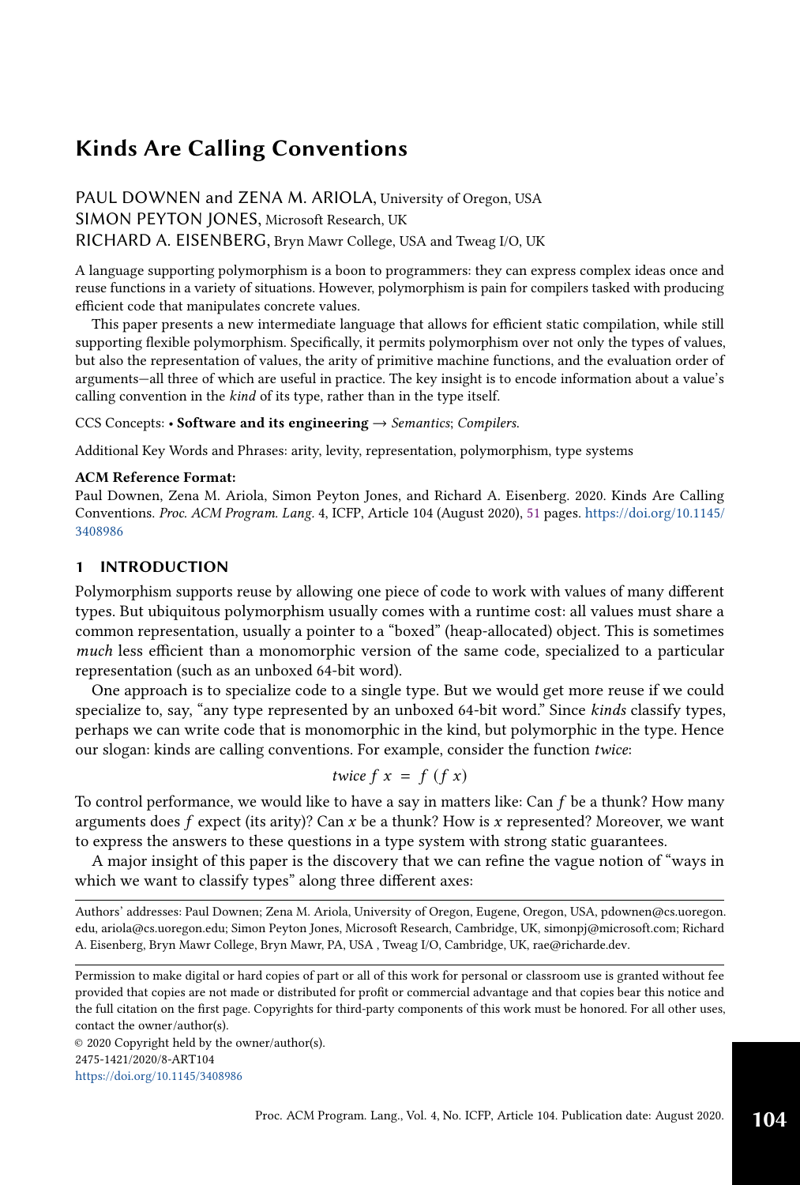# Kinds Are Calling Conventions

PAUL DOWNEN and ZENA M. ARIOLA, University of Oregon, USA
SIMON PEYTON JONES, Microsoft Research, UK
RICHARD A. EISENBERG, Bryn Mawr College, USA and Tweag I/O, UK

A language supporting polymorphism is a boon to programmers: they can express complex ideas once and reuse functions in a variety of situations. However, polymorphism is pain for compilers tasked with producing efficient code that manipulates concrete values.

This paper presents a new intermediate language that allows for efficient static compilation, while still supporting flexible polymorphism. Specifically, it permits polymorphism over not only the types of values, but also the representation of values, the arity of primitive machine functions, and the evaluation order of arguments—all three of which are useful in practice. The key insight is to encode information about a value's calling convention in the *kind* of its type, rather than in the type itself.

CCS Concepts: • **Software and its engineering** → *Semantics*; *Compilers*.

Additional Key Words and Phrases: arity, levity, representation, polymorphism, type systems

**ACM Reference Format:**
Paul Downen, Zena M. Ariola, Simon Peyton Jones, and Richard A. Eisenberg. 2020. Kinds Are Calling Conventions. *Proc. ACM Program. Lang.* 4, ICFP, Article 104 (August 2020), 51 pages. https://doi.org/10.1145/3408986

## 1 INTRODUCTION

Polymorphism supports reuse by allowing one piece of code to work with values of many different types. But ubiquitous polymorphism usually comes with a runtime cost: all values must share a common representation, usually a pointer to a "boxed" (heap-allocated) object. This is sometimes *much* less efficient than a monomorphic version of the same code, specialized to a particular representation (such as an unboxed 64-bit word).

One approach is to specialize code to a single type. But we would get more reuse if we could specialize to, say, "any type represented by an unboxed 64-bit word." Since *kinds* classify types, perhaps we can write code that is monomorphic in the kind, but polymorphic in the type. Hence our slogan: kinds are calling conventions. For example, consider the function *twice*:

$$twice\ f\ x\ =\ f\ (f\ x)$$

To control performance, we would like to have a say in matters like: Can $f$ be a thunk? How many arguments does $f$ expect (its arity)? Can $x$ be a thunk? How is $x$ represented? Moreover, we want to express the answers to these questions in a type system with strong static guarantees.

A major insight of this paper is the discovery that we can refine the vague notion of "ways in which we want to classify types" along three different axes:

Authors' addresses: Paul Downen; Zena M. Ariola, University of Oregon, Eugene, Oregon, USA, pdownen@cs.uoregon.edu, ariola@cs.uoregon.edu; Simon Peyton Jones, Microsoft Research, Cambridge, UK, simonpj@microsoft.com; Richard A. Eisenberg, Bryn Mawr College, Bryn Mawr, PA, USA , Tweag I/O, Cambridge, UK, rae@richarde.dev.

Permission to make digital or hard copies of part or all of this work for personal or classroom use is granted without fee provided that copies are not made or distributed for profit or commercial advantage and that copies bear this notice and the full citation on the first page. Copyrights for third-party components of this work must be honored. For all other uses, contact the owner/author(s).
© 2020 Copyright held by the owner/author(s).
2475-1421/2020/8-ART104
https://doi.org/10.1145/3408986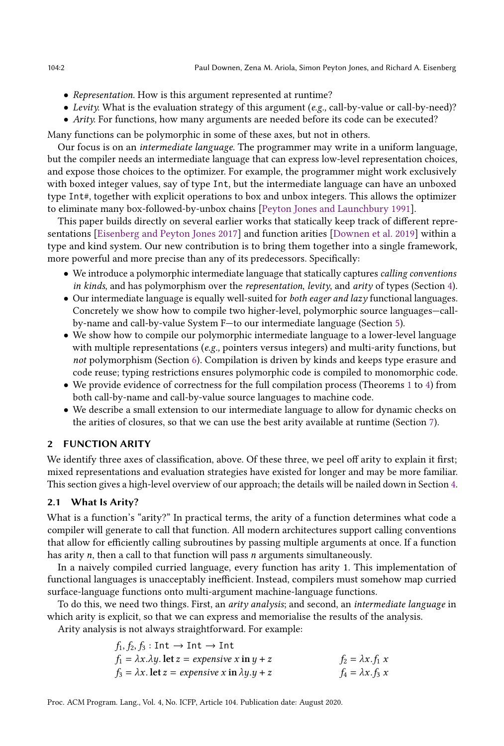- *Representation.* How is this argument represented at runtime?
- *Levity.* What is the evaluation strategy of this argument (*e.g.,* call-by-value or call-by-need)?
- *Arity.* For functions, how many arguments are needed before its code can be executed?

Many functions can be polymorphic in some of these axes, but not in others.

Our focus is on an *intermediate language.* The programmer may write in a uniform language, but the compiler needs an intermediate language that can express low-level representation choices, and expose those choices to the optimizer. For example, the programmer might work exclusively with boxed integer values, say of type `Int`, but the intermediate language can have an unboxed type `Int#`, together with explicit operations to box and unbox integers. This allows the optimizer to eliminate many box-followed-by-unbox chains [Peyton Jones and Launchbury 1991].

This paper builds directly on several earlier works that statically keep track of different representations [Eisenberg and Peyton Jones 2017] and function arities [Downen et al. 2019] within a type and kind system. Our new contribution is to bring them together into a single framework, more powerful and more precise than any of its predecessors. Specifically:

- We introduce a polymorphic intermediate language that statically captures *calling conventions in kinds*, and has polymorphism over the *representation*, *levity*, and *arity* of types (Section 4).
- Our intermediate language is equally well-suited for *both eager and lazy* functional languages. Concretely we show how to compile two higher-level, polymorphic source languages—call-by-name and call-by-value System F—to our intermediate language (Section 5).
- We show how to compile our polymorphic intermediate language to a lower-level language with multiple representations (*e.g.,* pointers versus integers) and multi-arity functions, but *not* polymorphism (Section 6). Compilation is driven by kinds and keeps type erasure and code reuse; typing restrictions ensures polymorphic code is compiled to monomorphic code.
- We provide evidence of correctness for the full compilation process (Theorems 1 to 4) from both call-by-name and call-by-value source languages to machine code.
- We describe a small extension to our intermediate language to allow for dynamic checks on the arities of closures, so that we can use the best arity available at runtime (Section 7).

## 2 FUNCTION ARITY

We identify three axes of classification, above. Of these three, we peel off arity to explain it first; mixed representations and evaluation strategies have existed for longer and may be more familiar. This section gives a high-level overview of our approach; the details will be nailed down in Section 4.

### 2.1 What Is Arity?

What is a function's "arity?" In practical terms, the arity of a function determines what code a compiler will generate to call that function. All modern architectures support calling conventions that allow for efficiently calling subroutines by passing multiple arguments at once. If a function has arity $n$, then a call to that function will pass $n$ arguments simultaneously.

In a naively compiled curried language, every function has arity 1. This implementation of functional languages is unacceptably inefficient. Instead, compilers must somehow map curried surface-language functions onto multi-argument machine-language functions.

To do this, we need two things. First, an *arity analysis*; and second, an *intermediate language* in which arity is explicit, so that we can express and memorialise the results of the analysis.

Arity analysis is not always straightforward. For example:

$$
\begin{array}{ll}
f_1, f_2, f_3 : \texttt{Int} \to \texttt{Int} \to \texttt{Int} & \\
f_1 = \lambda x.\lambda y.\, \mathbf{let}\, z = \mathit{expensive}\ x\ \mathbf{in}\ y + z & f_2 = \lambda x.f_1\ x \\
f_3 = \lambda x.\, \mathbf{let}\, z = \mathit{expensive}\ x\ \mathbf{in}\ \lambda y.y + z & f_4 = \lambda x.f_3\ x
\end{array}
$$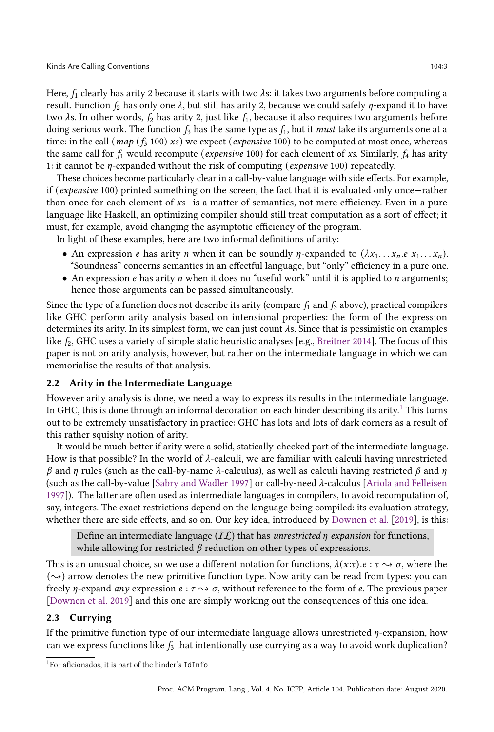Here, $f_1$ clearly has arity 2 because it starts with two $\lambda$s: it takes two arguments before computing a result. Function $f_2$ has only one $\lambda$, but still has arity 2, because we could safely $\eta$-expand it to have two $\lambda$s. In other words, $f_2$ has arity 2, just like $f_1$, because it also requires two arguments before doing serious work. The function $f_3$ has the same type as $f_1$, but it *must* take its arguments one at a time: in the call $(map\ (f_3\ 100)\ xs)$ we expect $(expensive\ 100)$ to be computed at most once, whereas the same call for $f_1$ would recompute $(expensive\ 100)$ for each element of $xs$. Similarly, $f_4$ has arity 1: it cannot be $\eta$-expanded without the risk of computing $(expensive\ 100)$ repeatedly.

These choices become particularly clear in a call-by-value language with side effects. For example, if $(expensive\ 100)$ printed something on the screen, the fact that it is evaluated only once—rather than once for each element of $xs$—is a matter of semantics, not mere efficiency. Even in a pure language like Haskell, an optimizing compiler should still treat computation as a sort of effect; it must, for example, avoid changing the asymptotic efficiency of the program.

In light of these examples, here are two informal definitions of arity:

- An expression $e$ has arity $n$ when it can be soundly $\eta$-expanded to $(\lambda x_1 \ldots x_n.e\ x_1 \ldots x_n)$. "Soundness" concerns semantics in an effectful language, but "only" efficiency in a pure one.
- An expression $e$ has arity $n$ when it does no "useful work" until it is applied to $n$ arguments; hence those arguments can be passed simultaneously.

Since the type of a function does not describe its arity (compare $f_1$ and $f_3$ above), practical compilers like GHC perform arity analysis based on intensional properties: the form of the expression determines its arity. In its simplest form, we can just count $\lambda$s. Since that is pessimistic on examples like $f_2$, GHC uses a variety of simple static heuristic analyses [e.g., Breitner 2014]. The focus of this paper is not on arity analysis, however, but rather on the intermediate language in which we can memorialise the results of that analysis.

## 2.2 Arity in the Intermediate Language

However arity analysis is done, we need a way to express its results in the intermediate language. In GHC, this is done through an informal decoration on each binder describing its arity.[1] This turns out to be extremely unsatisfactory in practice: GHC has lots and lots of dark corners as a result of this rather squishy notion of arity.

It would be much better if arity were a solid, statically-checked part of the intermediate language. How is that possible? In the world of $\lambda$-calculi, we are familiar with calculi having unrestricted $\beta$ and $\eta$ rules (such as the call-by-name $\lambda$-calculus), as well as calculi having restricted $\beta$ and $\eta$ (such as the call-by-value [Sabry and Wadler 1997] or call-by-need $\lambda$-calculus [Ariola and Felleisen 1997]). The latter are often used as intermediate languages in compilers, to avoid recomputation of, say, integers. The exact restrictions depend on the language being compiled: its evaluation strategy, whether there are side effects, and so on. Our key idea, introduced by Downen et al. [2019], is this:

> Define an intermediate language ($\mathcal{IL}$) that has *unrestricted $\eta$ expansion* for functions, while allowing for restricted $\beta$ reduction on other types of expressions.

This is an unusual choice, so we use a different notation for functions, $\lambda(x{:}\tau).e : \tau \rightsquigarrow \sigma$, where the $(\rightsquigarrow)$ arrow denotes the new primitive function type. Now arity can be read from types: you can freely $\eta$-expand *any* expression $e : \tau \rightsquigarrow \sigma$, without reference to the form of $e$. The previous paper [Downen et al. 2019] and this one are simply working out the consequences of this one idea.

## 2.3 Currying

If the primitive function type of our intermediate language allows unrestricted $\eta$-expansion, how can we express functions like $f_3$ that intentionally use currying as a way to avoid work duplication?

[1] For aficionados, it is part of the binder's `IdInfo`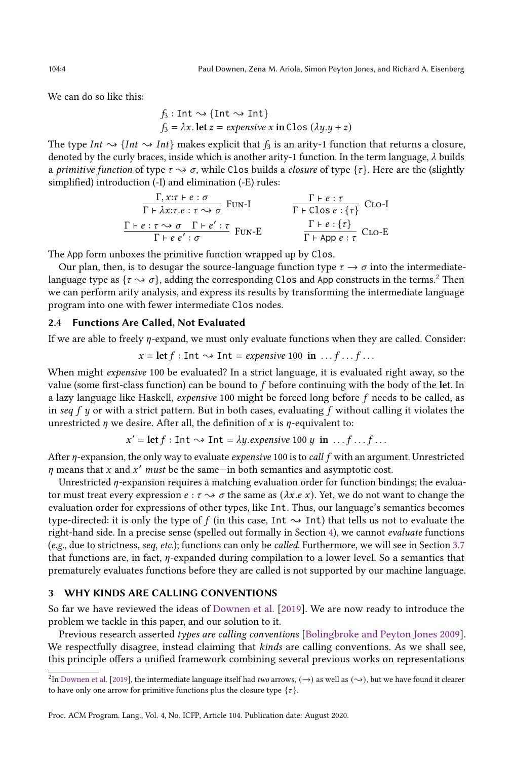We can do so like this:

$$f_3 : \texttt{Int} \rightsquigarrow \{\texttt{Int} \rightsquigarrow \texttt{Int}\}$$
$$f_3 = \lambda x.\, \textbf{let}\, z = \textit{expensive}\, x\, \textbf{in}\, \texttt{Clos}\, (\lambda y. y + z)$$

The type $Int \rightsquigarrow \{Int \rightsquigarrow Int\}$ makes explicit that $f_3$ is an arity-1 function that returns a closure, denoted by the curly braces, inside which is another arity-1 function. In the term language, $\lambda$ builds a *primitive function* of type $\tau \rightsquigarrow \sigma$, while `Clos` builds a *closure* of type $\{\tau\}$. Here are the (slightly simplified) introduction (-I) and elimination (-E) rules:

$$\frac{\Gamma, x{:}\tau \vdash e : \sigma}{\Gamma \vdash \lambda x{:}\tau.e : \tau \rightsquigarrow \sigma}\ \textsc{Fun-I} \qquad \frac{\Gamma \vdash e : \tau}{\Gamma \vdash \texttt{Clos}\ e : \{\tau\}}\ \textsc{Clo-I}$$

$$\frac{\Gamma \vdash e : \tau \rightsquigarrow \sigma \quad \Gamma \vdash e' : \tau}{\Gamma \vdash e\ e' : \sigma}\ \textsc{Fun-E} \qquad \frac{\Gamma \vdash e : \{\tau\}}{\Gamma \vdash \texttt{App}\ e : \tau}\ \textsc{Clo-E}$$

The `App` form unboxes the primitive function wrapped up by `Clos`.

Our plan, then, is to desugar the source-language function type $\tau \to \sigma$ into the intermediate-language type as $\{\tau \rightsquigarrow \sigma\}$, adding the corresponding `Clos` and `App` constructs in the terms.[2] Then we can perform arity analysis, and express its results by transforming the intermediate language program into one with fewer intermediate `Clos` nodes.

### 2.4 Functions Are Called, Not Evaluated

If we are able to freely $\eta$-expand, we must only evaluate functions when they are called. Consider:

$$x = \textbf{let}\, f : \texttt{Int} \rightsquigarrow \texttt{Int} = \textit{expensive}\ 100\ \ \textbf{in}\ \ \ldots f \ldots f \ldots$$

When might *expensive* 100 be evaluated? In a strict language, it is evaluated right away, so the value (some first-class function) can be bound to $f$ before continuing with the body of the **let**. In a lazy language like Haskell, *expensive* 100 might be forced long before $f$ needs to be called, as in *seq* $f$ $y$ or with a strict pattern. But in both cases, evaluating $f$ without calling it violates the unrestricted $\eta$ we desire. After all, the definition of $x$ is $\eta$-equivalent to:

$$x' = \textbf{let}\, f : \texttt{Int} \rightsquigarrow \texttt{Int} = \lambda y.\textit{expensive}\ 100\ y\ \ \textbf{in}\ \ \ldots f \ldots f \ldots$$

After $\eta$-expansion, the only way to evaluate *expensive* 100 is to *call* $f$ with an argument. Unrestricted $\eta$ means that $x$ and $x'$ *must* be the same—in both semantics and asymptotic cost.

Unrestricted $\eta$-expansion requires a matching evaluation order for function bindings; the evaluator must treat every expression $e : \tau \rightsquigarrow \sigma$ the same as $(\lambda x.e\ x)$. Yet, we do not want to change the evaluation order for expressions of other types, like `Int`. Thus, our language's semantics becomes type-directed: it is only the type of $f$ (in this case, `Int` $\rightsquigarrow$ `Int`) that tells us not to evaluate the right-hand side. In a precise sense (spelled out formally in Section 4), we cannot *evaluate* functions (*e.g.,* due to strictness, *seq*, *etc.*); functions can only be *called*. Furthermore, we will see in Section 3.7 that functions are, in fact, $\eta$-expanded during compilation to a lower level. So a semantics that prematurely evaluates functions before they are called is not supported by our machine language.

## 3 WHY KINDS ARE CALLING CONVENTIONS

So far we have reviewed the ideas of Downen et al. [2019]. We are now ready to introduce the problem we tackle in this paper, and our solution to it.

Previous research asserted *types are calling conventions* [Bolingbroke and Peyton Jones 2009]. We respectfully disagree, instead claiming that *kinds* are calling conventions. As we shall see, this principle offers a unified framework combining several previous works on representations

[2] In Downen et al. [2019], the intermediate language itself had *two* arrows, ($\to$) as well as ($\rightsquigarrow$), but we have found it clearer to have only one arrow for primitive functions plus the closure type $\{\tau\}$.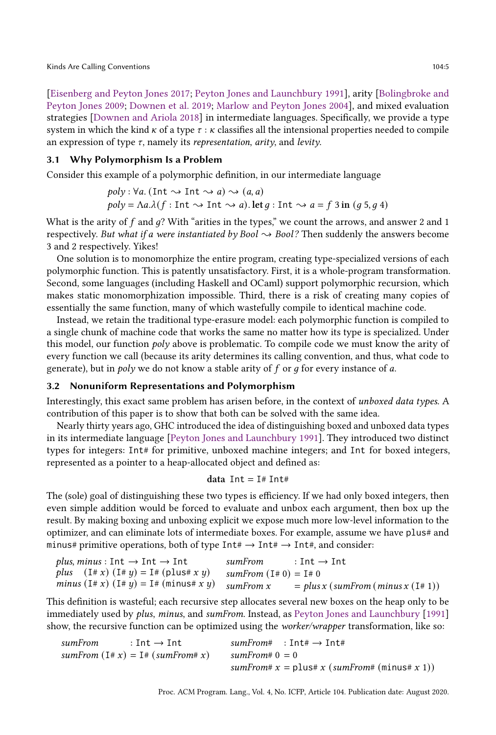[Eisenberg and Peyton Jones 2017; Peyton Jones and Launchbury 1991], arity [Bolingbroke and Peyton Jones 2009; Downen et al. 2019; Marlow and Peyton Jones 2004], and mixed evaluation strategies [Downen and Ariola 2018] in intermediate languages. Specifically, we provide a type system in which the kind $\kappa$ of a type $\tau : \kappa$ classifies all the intensional properties needed to compile an expression of type $\tau$, namely its *representation*, *arity*, and *levity*.

### 3.1 Why Polymorphism Is a Problem

Consider this example of a polymorphic definition, in our intermediate language

$$
\begin{aligned}
&\mathit{poly} : \forall a.\, (\mathtt{Int} \rightsquigarrow \mathtt{Int} \rightsquigarrow a) \rightsquigarrow (a, a) \\
&\mathit{poly} = \Lambda a.\lambda(f : \mathtt{Int} \rightsquigarrow \mathtt{Int} \rightsquigarrow a).\, \mathbf{let}\, g : \mathtt{Int} \rightsquigarrow a = f\ 3\ \mathbf{in}\ (g\ 5, g\ 4)
\end{aligned}
$$

What is the arity of $f$ and $g$? With "arities in the types," we count the arrows, and answer 2 and 1 respectively. *But what if $a$ were instantiated by Bool $\rightsquigarrow$ Bool?* Then suddenly the answers become 3 and 2 respectively. Yikes!

One solution is to monomorphize the entire program, creating type-specialized versions of each polymorphic function. This is patently unsatisfactory. First, it is a whole-program transformation. Second, some languages (including Haskell and OCaml) support polymorphic recursion, which makes static monomorphization impossible. Third, there is a risk of creating many copies of essentially the same function, many of which wastefully compile to identical machine code.

Instead, we retain the traditional type-erasure model: each polymorphic function is compiled to a single chunk of machine code that works the same no matter how its type is specialized. Under this model, our function *poly* above is problematic. To compile code we must know the arity of every function we call (because its arity determines its calling convention, and thus, what code to generate), but in *poly* we do not know a stable arity of $f$ or $g$ for every instance of $a$.

### 3.2 Nonuniform Representations and Polymorphism

Interestingly, this exact same problem has arisen before, in the context of *unboxed data types*. A contribution of this paper is to show that both can be solved with the same idea.

Nearly thirty years ago, GHC introduced the idea of distinguishing boxed and unboxed data types in its intermediate language [Peyton Jones and Launchbury 1991]. They introduced two distinct types for integers: `Int#` for primitive, unboxed machine integers; and `Int` for boxed integers, represented as a pointer to a heap-allocated object and defined as:

$$\mathbf{data}\ \mathtt{Int} = \mathtt{I\#}\ \mathtt{Int\#}$$

The (sole) goal of distinguishing these two types is efficiency. If we had only boxed integers, then even simple addition would be forced to evaluate and unbox each argument, then box up the result. By making boxing and unboxing explicit we expose much more low-level information to the optimizer, and can eliminate lots of intermediate boxes. For example, assume we have `plus#` and `minus#` primitive operations, both of type `Int#` $\to$ `Int#` $\to$ `Int#`, and consider:

```
plus, minus : Int → Int → Int              sumFrom        : Int → Int
plus  (I# x) (I# y) = I# (plus# x y)       sumFrom (I# 0) = I# 0
minus (I# x) (I# y) = I# (minus# x y)      sumFrom x      = plus x (sumFrom (minus x (I# 1)))
```

This definition is wasteful; each recursive step allocates several new boxes on the heap only to be immediately used by *plus*, *minus*, and *sumFrom*. Instead, as Peyton Jones and Launchbury [1991] show, the recursive function can be optimized using the *worker/wrapper* transformation, like so:

```
sumFrom        : Int → Int                 sumFrom#   : Int# → Int#
sumFrom (I# x) = I# (sumFrom# x)           sumFrom# 0 = 0
                                           sumFrom# x = plus# x (sumFrom# (minus# x 1))
```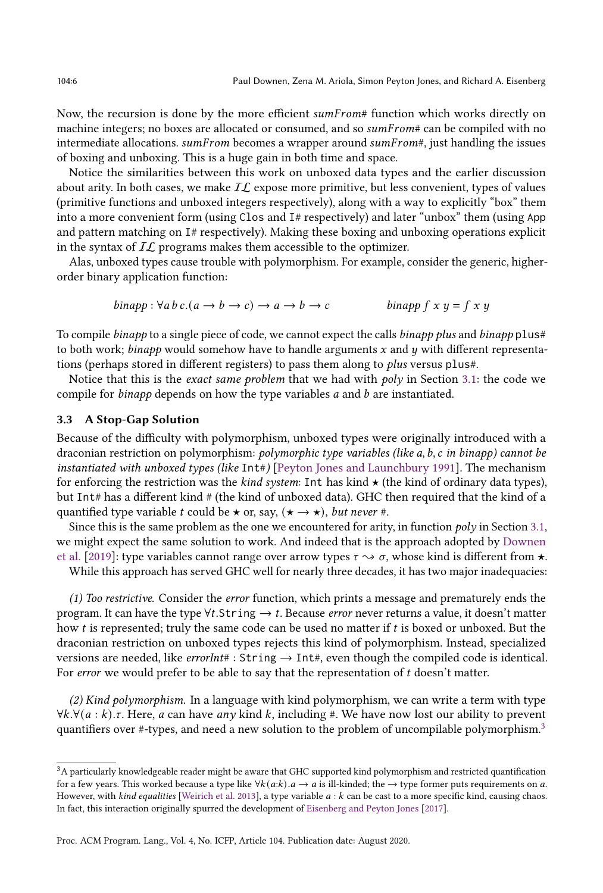Now, the recursion is done by the more efficient *sumFrom#* function which works directly on machine integers; no boxes are allocated or consumed, and so *sumFrom#* can be compiled with no intermediate allocations. *sumFrom* becomes a wrapper around *sumFrom#*, just handling the issues of boxing and unboxing. This is a huge gain in both time and space.

Notice the similarities between this work on unboxed data types and the earlier discussion about arity. In both cases, we make $\mathcal{IL}$ expose more primitive, but less convenient, types of values (primitive functions and unboxed integers respectively), along with a way to explicitly "box" them into a more convenient form (using `Clos` and `I#` respectively) and later "unbox" them (using `App` and pattern matching on `I#` respectively). Making these boxing and unboxing operations explicit in the syntax of $\mathcal{IL}$ programs makes them accessible to the optimizer.

Alas, unboxed types cause trouble with polymorphism. For example, consider the generic, higher-order binary application function:

$$binapp : \forall a\, b\, c.(a \to b \to c) \to a \to b \to c \qquad\qquad binapp\ f\ x\ y = f\ x\ y$$

To compile *binapp* to a single piece of code, we cannot expect the calls *binapp plus* and *binapp* `plus#` to both work; *binapp* would somehow have to handle arguments $x$ and $y$ with different representations (perhaps stored in different registers) to pass them along to *plus* versus `plus#`.

Notice that this is the *exact same problem* that we had with *poly* in Section 3.1: the code we compile for *binapp* depends on how the type variables $a$ and $b$ are instantiated.

### 3.3 A Stop-Gap Solution

Because of the difficulty with polymorphism, unboxed types were originally introduced with a draconian restriction on polymorphism: *polymorphic type variables (like $a, b, c$ in binapp) cannot be instantiated with unboxed types (like* `Int#`*)* [Peyton Jones and Launchbury 1991]. The mechanism for enforcing the restriction was the *kind system*: `Int` has kind $\star$ (the kind of ordinary data types), but `Int#` has a different kind # (the kind of unboxed data). GHC then required that the kind of a quantified type variable $t$ could be $\star$ or, say, $(\star \to \star)$, *but never* #.

Since this is the same problem as the one we encountered for arity, in function *poly* in Section 3.1, we might expect the same solution to work. And indeed that is the approach adopted by Downen et al. [2019]: type variables cannot range over arrow types $\tau \rightsquigarrow \sigma$, whose kind is different from $\star$.

While this approach has served GHC well for nearly three decades, it has two major inadequacies:

*(1) Too restrictive.* Consider the *error* function, which prints a message and prematurely ends the program. It can have the type $\forall t.$`String` $\to t$. Because *error* never returns a value, it doesn't matter how $t$ is represented; truly the same code can be used no matter if $t$ is boxed or unboxed. But the draconian restriction on unboxed types rejects this kind of polymorphism. Instead, specialized versions are needed, like *errorInt#* : `String` $\to$ `Int#`, even though the compiled code is identical. For *error* we would prefer to be able to say that the representation of $t$ doesn't matter.

*(2) Kind polymorphism.* In a language with kind polymorphism, we can write a term with type $\forall k.\forall (a : k).\tau$. Here, $a$ can have *any* kind $k$, including #. We have now lost our ability to prevent quantifiers over #-types, and need a new solution to the problem of uncompilable polymorphism.[3]

[3] A particularly knowledgeable reader might be aware that GHC supported kind polymorphism and restricted quantification for a few years. This worked because a type like $\forall k(a{:}k).a \to a$ is ill-kinded; the $\to$ type former puts requirements on $a$. However, with *kind equalities* [Weirich et al. 2013], a type variable $a : k$ can be cast to a more specific kind, causing chaos. In fact, this interaction originally spurred the development of Eisenberg and Peyton Jones [2017].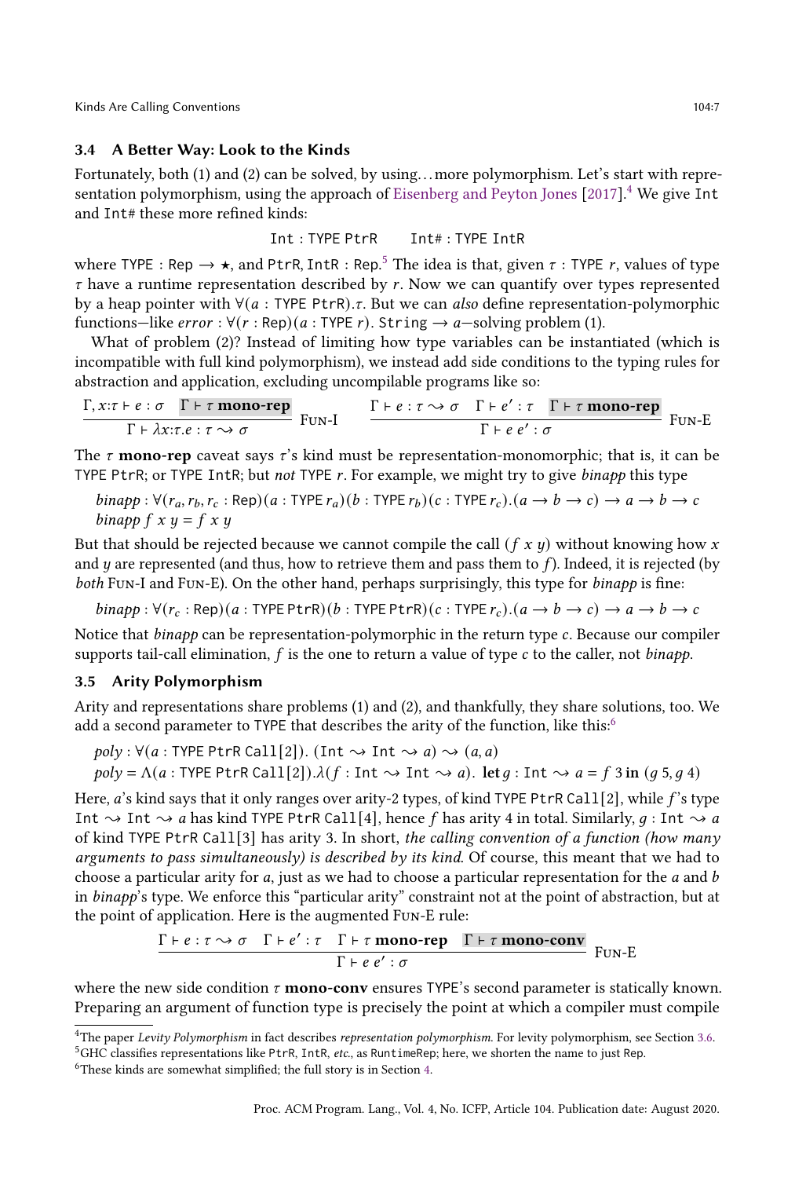### 3.4 A Better Way: Look to the Kinds

Fortunately, both (1) and (2) can be solved, by using... more polymorphism. Let's start with representation polymorphism, using the approach of Eisenberg and Peyton Jones [2017].[4] We give `Int` and `Int#` these more refined kinds:

$$\texttt{Int} : \texttt{TYPE PtrR} \qquad \texttt{Int\#} : \texttt{TYPE IntR}$$

where $\texttt{TYPE} : \texttt{Rep} \to \star$, and $\texttt{PtrR}, \texttt{IntR} : \texttt{Rep}$.[5] The idea is that, given $\tau : \texttt{TYPE}\ r$, values of type $\tau$ have a runtime representation described by $r$. Now we can quantify over types represented by a heap pointer with $\forall (a : \texttt{TYPE PtrR}).\tau$. But we can *also* define representation-polymorphic functions—like $error : \forall (r : \texttt{Rep})(a : \texttt{TYPE}\ r).\ \texttt{String} \to a$—solving problem (1).

What of problem (2)? Instead of limiting how type variables can be instantiated (which is incompatible with full kind polymorphism), we instead add side conditions to the typing rules for abstraction and application, excluding uncompilable programs like so:

$$\frac{\Gamma, x{:}\tau \vdash e : \sigma \quad \Gamma \vdash \tau\ \textbf{mono-rep}}{\Gamma \vdash \lambda x{:}\tau.e : \tau \rightsquigarrow \sigma}\ \textsc{Fun-I} \qquad \frac{\Gamma \vdash e : \tau \rightsquigarrow \sigma \quad \Gamma \vdash e' : \tau \quad \Gamma \vdash \tau\ \textbf{mono-rep}}{\Gamma \vdash e\ e' : \sigma}\ \textsc{Fun-E}$$

The $\tau$ **mono-rep** caveat says $\tau$'s kind must be representation-monomorphic; that is, it can be `TYPE PtrR`; or `TYPE IntR`; but *not* `TYPE` $r$. For example, we might try to give *binapp* this type

$$binapp : \forall (r_a, r_b, r_c : \texttt{Rep})(a : \texttt{TYPE}\ r_a)(b : \texttt{TYPE}\ r_b)(c : \texttt{TYPE}\ r_c).(a \to b \to c) \to a \to b \to c$$
$$binapp\ f\ x\ y = f\ x\ y$$

But that should be rejected because we cannot compile the call $(f\ x\ y)$ without knowing how $x$ and $y$ are represented (and thus, how to retrieve them and pass them to $f$). Indeed, it is rejected (by *both* Fun-I and Fun-E). On the other hand, perhaps surprisingly, this type for *binapp* is fine:

$$binapp : \forall (r_c : \texttt{Rep})(a : \texttt{TYPE PtrR})(b : \texttt{TYPE PtrR})(c : \texttt{TYPE}\ r_c).(a \to b \to c) \to a \to b \to c$$

Notice that *binapp* can be representation-polymorphic in the return type $c$. Because our compiler supports tail-call elimination, $f$ is the one to return a value of type $c$ to the caller, not *binapp*.

### 3.5 Arity Polymorphism

Arity and representations share problems (1) and (2), and thankfully, they share solutions, too. We add a second parameter to `TYPE` that describes the arity of the function, like this:[6]

$$poly : \forall (a : \texttt{TYPE PtrR Call[2]}).\ (\texttt{Int} \rightsquigarrow \texttt{Int} \rightsquigarrow a) \rightsquigarrow (a, a)$$
$$poly = \Lambda(a : \texttt{TYPE PtrR Call[2]}).\lambda(f : \texttt{Int} \rightsquigarrow \texttt{Int} \rightsquigarrow a).\ \textbf{let}\ g : \texttt{Int} \rightsquigarrow a = f\ 3\ \textbf{in}\ (g\ 5, g\ 4)$$

Here, $a$'s kind says that it only ranges over arity-2 types, of kind `TYPE PtrR Call[2]`, while $f$'s type $\texttt{Int} \rightsquigarrow \texttt{Int} \rightsquigarrow a$ has kind `TYPE PtrR Call[4]`, hence $f$ has arity 4 in total. Similarly, $g : \texttt{Int} \rightsquigarrow a$ of kind `TYPE PtrR Call[3]` has arity 3. In short, *the calling convention of a function (how many arguments to pass simultaneously) is described by its kind.* Of course, this meant that we had to choose a particular arity for $a$, just as we had to choose a particular representation for the $a$ and $b$ in *binapp*'s type. We enforce this "particular arity" constraint not at the point of abstraction, but at the point of application. Here is the augmented Fun-E rule:

$$\frac{\Gamma \vdash e : \tau \rightsquigarrow \sigma \quad \Gamma \vdash e' : \tau \quad \Gamma \vdash \tau\ \textbf{mono-rep} \quad \Gamma \vdash \tau\ \textbf{mono-conv}}{\Gamma \vdash e\ e' : \sigma}\ \textsc{Fun-E}$$

where the new side condition $\tau$ **mono-conv** ensures `TYPE`'s second parameter is statically known. Preparing an argument of function type is precisely the point at which a compiler must compile

---

[4] The paper *Levity Polymorphism* in fact describes *representation polymorphism*. For levity polymorphism, see Section 3.6.

[5] GHC classifies representations like `PtrR`, `IntR`, *etc.*, as `RuntimeRep`; here, we shorten the name to just `Rep`.

[6] These kinds are somewhat simplified; the full story is in Section 4.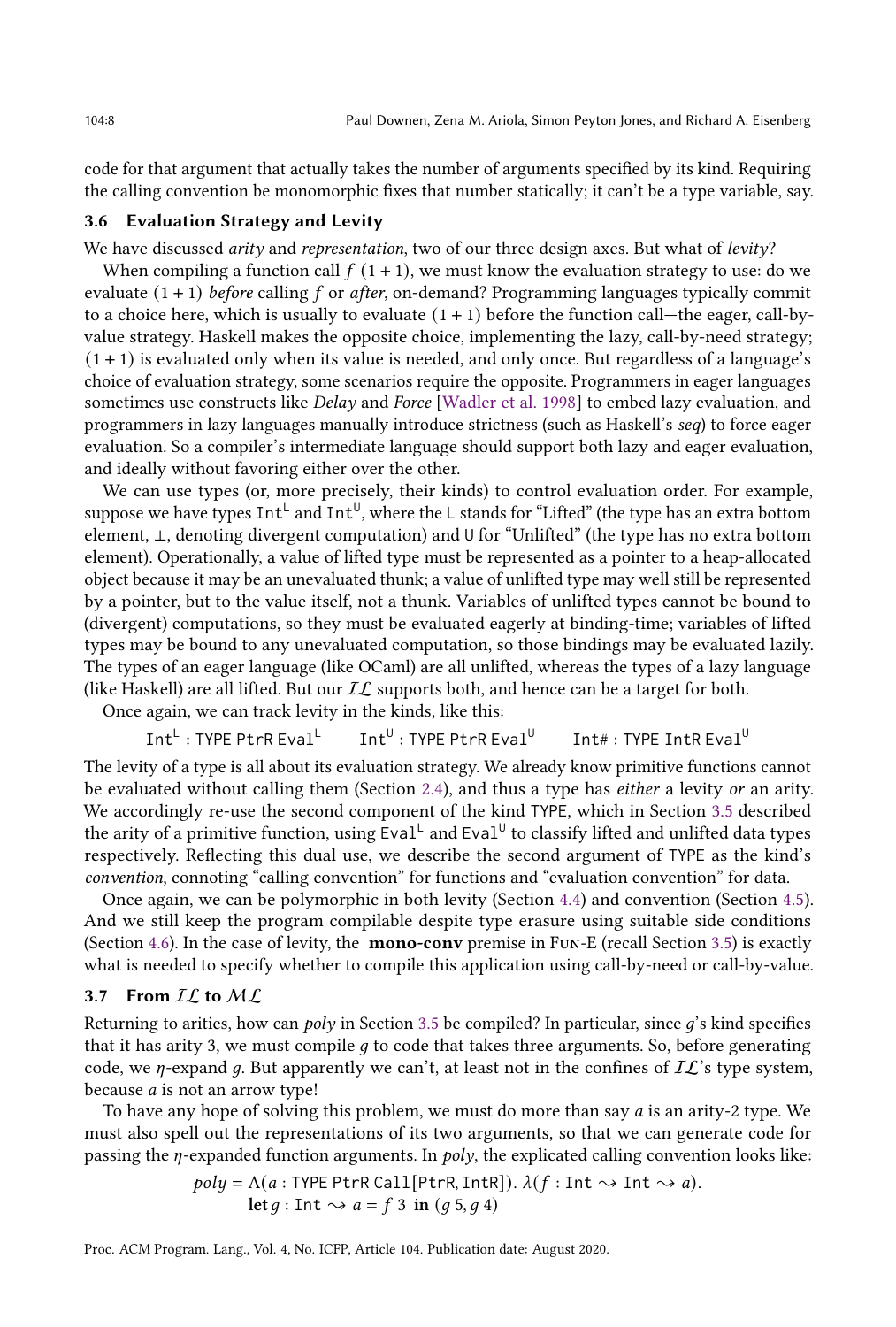code for that argument that actually takes the number of arguments specified by its kind. Requiring the calling convention be monomorphic fixes that number statically; it can't be a type variable, say.

### 3.6 Evaluation Strategy and Levity

We have discussed *arity* and *representation*, two of our three design axes. But what of *levity*?

When compiling a function call $f\ (1+1)$, we must know the evaluation strategy to use: do we evaluate $(1+1)$ *before* calling $f$ or *after*, on-demand? Programming languages typically commit to a choice here, which is usually to evaluate $(1+1)$ before the function call—the eager, call-by-value strategy. Haskell makes the opposite choice, implementing the lazy, call-by-need strategy; $(1+1)$ is evaluated only when its value is needed, and only once. But regardless of a language's choice of evaluation strategy, some scenarios require the opposite. Programmers in eager languages sometimes use constructs like *Delay* and *Force* [Wadler et al. 1998] to embed lazy evaluation, and programmers in lazy languages manually introduce strictness (such as Haskell's *seq*) to force eager evaluation. So a compiler's intermediate language should support both lazy and eager evaluation, and ideally without favoring either over the other.

We can use types (or, more precisely, their kinds) to control evaluation order. For example, suppose we have types $\mathtt{Int}^{\mathsf{L}}$ and $\mathtt{Int}^{\mathsf{U}}$, where the L stands for "Lifted" (the type has an extra bottom element, $\bot$, denoting divergent computation) and U for "Unlifted" (the type has no extra bottom element). Operationally, a value of lifted type must be represented as a pointer to a heap-allocated object because it may be an unevaluated thunk; a value of unlifted type may well still be represented by a pointer, but to the value itself, not a thunk. Variables of unlifted types cannot be bound to (divergent) computations, so they must be evaluated eagerly at binding-time; variables of lifted types may be bound to any unevaluated computation, so those bindings may be evaluated lazily. The types of an eager language (like OCaml) are all unlifted, whereas the types of a lazy language (like Haskell) are all lifted. But our $\mathcal{IL}$ supports both, and hence can be a target for both.

Once again, we can track levity in the kinds, like this:

$$\mathtt{Int}^{\mathsf{L}} : \mathtt{TYPE\ PtrR\ Eval}^{\mathsf{L}} \qquad \mathtt{Int}^{\mathsf{U}} : \mathtt{TYPE\ PtrR\ Eval}^{\mathsf{U}} \qquad \mathtt{Int\#} : \mathtt{TYPE\ IntR\ Eval}^{\mathsf{U}}$$

The levity of a type is all about its evaluation strategy. We already know primitive functions cannot be evaluated without calling them (Section 2.4), and thus a type has *either* a levity *or* an arity. We accordingly re-use the second component of the kind TYPE, which in Section 3.5 described the arity of a primitive function, using $\mathtt{Eval}^{\mathsf{L}}$ and $\mathtt{Eval}^{\mathsf{U}}$ to classify lifted and unlifted data types respectively. Reflecting this dual use, we describe the second argument of TYPE as the kind's *convention*, connoting "calling convention" for functions and "evaluation convention" for data.

Once again, we can be polymorphic in both levity (Section 4.4) and convention (Section 4.5). And we still keep the program compilable despite type erasure using suitable side conditions (Section 4.6). In the case of levity, the **mono-conv** premise in Fun-E (recall Section 3.5) is exactly what is needed to specify whether to compile this application using call-by-need or call-by-value.

### 3.7 From $\mathcal{IL}$ to $\mathcal{ML}$

Returning to arities, how can *poly* in Section 3.5 be compiled? In particular, since $g$'s kind specifies that it has arity 3, we must compile $g$ to code that takes three arguments. So, before generating code, we $\eta$-expand $g$. But apparently we can't, at least not in the confines of $\mathcal{IL}$'s type system, because $a$ is not an arrow type!

To have any hope of solving this problem, we must do more than say $a$ is an arity-2 type. We must also spell out the representations of its two arguments, so that we can generate code for passing the $\eta$-expanded function arguments. In *poly*, the explicated calling convention looks like:

$$\begin{aligned} poly = {} & \Lambda(a : \mathtt{TYPE\ PtrR\ Call[PtrR, IntR]}).\ \lambda(f : \mathtt{Int} \rightsquigarrow \mathtt{Int} \rightsquigarrow a). \\ & \mathbf{let}\, g : \mathtt{Int} \rightsquigarrow a = f\ 3\ \mathbf{in}\ (g\ 5, g\ 4) \end{aligned}$$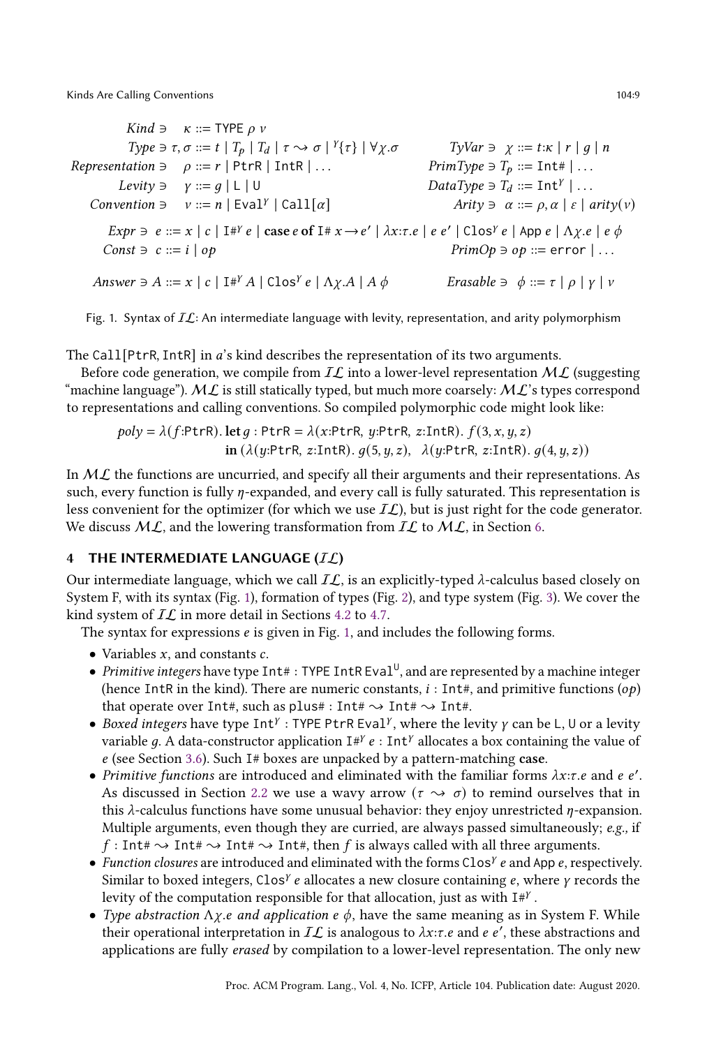$$
\begin{array}{rlrl}
\textit{Kind} \ni & \kappa ::= \mathsf{TYPE}\ \rho\ \nu & & \\
\textit{Type} \ni & \tau, \sigma ::= t \mid T_p \mid T_d \mid \tau \rightsquigarrow \sigma \mid {}^{\gamma}\{\tau\} \mid \forall \chi.\sigma & \textit{TyVar} \ni & \chi ::= t{:}\kappa \mid r \mid g \mid n \\
\textit{Representation} \ni & \rho ::= r \mid \mathsf{PtrR} \mid \mathsf{IntR} \mid \ldots & \textit{PrimType} \ni & T_p ::= \mathsf{Int\#} \mid \ldots \\
\textit{Levity} \ni & \gamma ::= g \mid \mathsf{L} \mid \mathsf{U} & \textit{DataType} \ni & T_d ::= \mathsf{Int}^{\gamma} \mid \ldots \\
\textit{Convention} \ni & \nu ::= n \mid \mathsf{Eval}^{\gamma} \mid \mathsf{Call}[\alpha] & \textit{Arity} \ni & \alpha ::= \rho, \alpha \mid \varepsilon \mid \mathit{arity}(\nu)
\end{array}
$$

$$
\begin{array}{rlrl}
\textit{Expr} \ni & e ::= x \mid c \mid \mathsf{I\#}^{\gamma}\ e \mid \textbf{case}\ e\ \textbf{of}\ \mathsf{I\#}\ x \to e' \mid \lambda x{:}\tau.e \mid e\ e' \mid \mathsf{Clos}^{\gamma}\ e \mid \mathsf{App}\ e \mid \Lambda\chi.e \mid e\ \phi & & \\
\textit{Const} \ni & c ::= i \mid op & \textit{PrimOp} \ni & op ::= \mathsf{error} \mid \ldots \\
\textit{Answer} \ni & A ::= x \mid c \mid \mathsf{I\#}^{\gamma}\ A \mid \mathsf{Clos}^{\gamma}\ e \mid \Lambda\chi.A \mid A\ \phi & \textit{Erasable} \ni & \phi ::= \tau \mid \rho \mid \gamma \mid \nu
\end{array}
$$

Fig. 1. Syntax of $\mathcal{IL}$: An intermediate language with levity, representation, and arity polymorphism

The Call[PtrR, IntR] in $a$'s kind describes the representation of its two arguments.

Before code generation, we compile from $\mathcal{IL}$ into a lower-level representation $\mathcal{ML}$ (suggesting "machine language"). $\mathcal{ML}$ is still statically typed, but much more coarsely: $\mathcal{ML}$'s types correspond to representations and calling conventions. So compiled polymorphic code might look like:

$$
\begin{array}{l}
poly = \lambda(f{:}\mathsf{PtrR}).\ \textbf{let}\ g : \mathsf{PtrR} = \lambda(x{:}\mathsf{PtrR},\ y{:}\mathsf{PtrR},\ z{:}\mathsf{IntR}).\ f(3, x, y, z) \\
\qquad\qquad\qquad \textbf{in}\ (\lambda(y{:}\mathsf{PtrR},\ z{:}\mathsf{IntR}).\ g(5, y, z),\ \ \lambda(y{:}\mathsf{PtrR},\ z{:}\mathsf{IntR}).\ g(4, y, z))
\end{array}
$$

In $\mathcal{ML}$ the functions are uncurried, and specify all their arguments and their representations. As such, every function is fully $\eta$-expanded, and every call is fully saturated. This representation is less convenient for the optimizer (for which we use $\mathcal{IL}$), but is just right for the code generator. We discuss $\mathcal{ML}$, and the lowering transformation from $\mathcal{IL}$ to $\mathcal{ML}$, in Section 6.

## 4 THE INTERMEDIATE LANGUAGE ($\mathcal{IL}$)

Our intermediate language, which we call $\mathcal{IL}$, is an explicitly-typed $\lambda$-calculus based closely on System F, with its syntax (Fig. 1), formation of types (Fig. 2), and type system (Fig. 3). We cover the kind system of $\mathcal{IL}$ in more detail in Sections 4.2 to 4.7.

The syntax for expressions $e$ is given in Fig. 1, and includes the following forms.

- Variables $x$, and constants $c$.
- *Primitive integers* have type $\mathsf{Int\#} : \mathsf{TYPE}\ \mathsf{IntR}\ \mathsf{Eval}^{\mathsf{U}}$, and are represented by a machine integer (hence IntR in the kind). There are numeric constants, $i : \mathsf{Int\#}$, and primitive functions ($op$) that operate over Int#, such as $\mathsf{plus\#} : \mathsf{Int\#} \rightsquigarrow \mathsf{Int\#} \rightsquigarrow \mathsf{Int\#}$.
- *Boxed integers* have type $\mathsf{Int}^{\gamma} : \mathsf{TYPE}\ \mathsf{PtrR}\ \mathsf{Eval}^{\gamma}$, where the levity $\gamma$ can be L, U or a levity variable $g$. A data-constructor application $\mathsf{I\#}^{\gamma}\ e : \mathsf{Int}^{\gamma}$ allocates a box containing the value of $e$ (see Section 3.6). Such I# boxes are unpacked by a pattern-matching **case**.
- *Primitive functions* are introduced and eliminated with the familiar forms $\lambda x{:}\tau.e$ and $e\ e'$. As discussed in Section 2.2 we use a wavy arrow ($\tau \rightsquigarrow \sigma$) to remind ourselves that in this $\lambda$-calculus functions have some unusual behavior: they enjoy unrestricted $\eta$-expansion. Multiple arguments, even though they are curried, are always passed simultaneously; *e.g.,* if $f : \mathsf{Int\#} \rightsquigarrow \mathsf{Int\#} \rightsquigarrow \mathsf{Int\#} \rightsquigarrow \mathsf{Int\#}$, then $f$ is always called with all three arguments.
- *Function closures* are introduced and eliminated with the forms $\mathsf{Clos}^{\gamma}\ e$ and $\mathsf{App}\ e$, respectively. Similar to boxed integers, $\mathsf{Clos}^{\gamma}\ e$ allocates a new closure containing $e$, where $\gamma$ records the levity of the computation responsible for that allocation, just as with $\mathsf{I\#}^{\gamma}$.
- *Type abstraction $\Lambda\chi.e$ and application $e\ \phi$*, have the same meaning as in System F. While their operational interpretation in $\mathcal{IL}$ is analogous to $\lambda x{:}\tau.e$ and $e\ e'$, these abstractions and applications are fully *erased* by compilation to a lower-level representation. The only new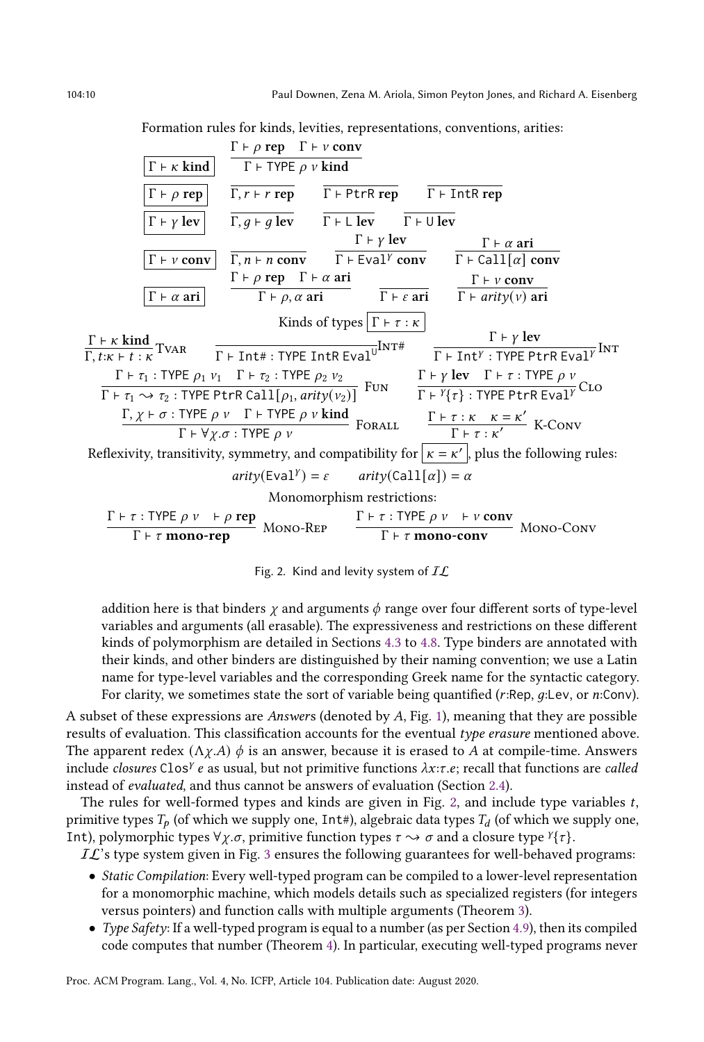Formation rules for kinds, levities, representations, conventions, arities:

$$\boxed{\Gamma \vdash \kappa \textbf{ kind}} \qquad \frac{\Gamma \vdash \rho \textbf{ rep} \quad \Gamma \vdash \nu \textbf{ conv}}{\Gamma \vdash \mathsf{TYPE}\ \rho\ \nu \textbf{ kind}}$$

$$\boxed{\Gamma \vdash \rho \textbf{ rep}} \qquad \frac{}{\Gamma, r \vdash r \textbf{ rep}} \qquad \frac{}{\Gamma \vdash \mathsf{PtrR} \textbf{ rep}} \qquad \frac{}{\Gamma \vdash \mathsf{IntR} \textbf{ rep}}$$

$$\boxed{\Gamma \vdash \gamma \textbf{ lev}} \qquad \frac{}{\Gamma, g \vdash g \textbf{ lev}} \qquad \frac{}{\Gamma \vdash \mathsf{L} \textbf{ lev}} \qquad \frac{}{\Gamma \vdash \mathsf{U} \textbf{ lev}}$$

$$\boxed{\Gamma \vdash \nu \textbf{ conv}} \qquad \frac{}{\Gamma, n \vdash n \textbf{ conv}} \qquad \frac{\Gamma \vdash \gamma \textbf{ lev}}{\Gamma \vdash \mathsf{Eval}^{\gamma} \textbf{ conv}} \qquad \frac{\Gamma \vdash \alpha \textbf{ ari}}{\Gamma \vdash \mathsf{Call}[\alpha] \textbf{ conv}}$$

$$\boxed{\Gamma \vdash \alpha \textbf{ ari}} \qquad \frac{\Gamma \vdash \rho \textbf{ rep} \quad \Gamma \vdash \alpha \textbf{ ari}}{\Gamma \vdash \rho, \alpha \textbf{ ari}} \qquad \frac{}{\Gamma \vdash \varepsilon \textbf{ ari}} \qquad \frac{\Gamma \vdash \nu \textbf{ conv}}{\Gamma \vdash \mathit{arity}(\nu) \textbf{ ari}}$$

Kinds of types $\boxed{\Gamma \vdash \tau : \kappa}$

$$\frac{\Gamma \vdash \kappa \textbf{ kind}}{\Gamma, t{:}\kappa \vdash t : \kappa}\textsc{TVar} \qquad \frac{}{\Gamma \vdash \mathsf{Int\#} : \mathsf{TYPE}\ \mathsf{IntR}\ \mathsf{Eval}^{\mathsf{U}}}\textsc{Int\#} \qquad \frac{\Gamma \vdash \gamma \textbf{ lev}}{\Gamma \vdash \mathsf{Int}^{\gamma} : \mathsf{TYPE}\ \mathsf{PtrR}\ \mathsf{Eval}^{\gamma}}\textsc{Int}$$

$$\frac{\Gamma \vdash \tau_1 : \mathsf{TYPE}\ \rho_1\ \nu_1 \quad \Gamma \vdash \tau_2 : \mathsf{TYPE}\ \rho_2\ \nu_2}{\Gamma \vdash \tau_1 \rightsquigarrow \tau_2 : \mathsf{TYPE}\ \mathsf{PtrR}\ \mathsf{Call}[\rho_1, \mathit{arity}(\nu_2)]}\textsc{Fun} \qquad \frac{\Gamma \vdash \gamma \textbf{ lev} \quad \Gamma \vdash \tau : \mathsf{TYPE}\ \rho\ \nu}{\Gamma \vdash {}^{\gamma}\{\tau\} : \mathsf{TYPE}\ \mathsf{PtrR}\ \mathsf{Eval}^{\gamma}}\textsc{Clo}$$

$$\frac{\Gamma, \chi \vdash \sigma : \mathsf{TYPE}\ \rho\ \nu \quad \Gamma \vdash \mathsf{TYPE}\ \rho\ \nu \textbf{ kind}}{\Gamma \vdash \forall \chi.\sigma : \mathsf{TYPE}\ \rho\ \nu}\textsc{Forall} \qquad \frac{\Gamma \vdash \tau : \kappa \quad \kappa = \kappa'}{\Gamma \vdash \tau : \kappa'}\textsc{K-Conv}$$

Reflexivity, transitivity, symmetry, and compatibility for $\boxed{\kappa = \kappa'}$, plus the following rules:

$$\mathit{arity}(\mathsf{Eval}^{\gamma}) = \varepsilon \qquad \mathit{arity}(\mathsf{Call}[\alpha]) = \alpha$$

Monomorphism restrictions:

$$\frac{\Gamma \vdash \tau : \mathsf{TYPE}\ \rho\ \nu \quad \vdash \rho \textbf{ rep}}{\Gamma \vdash \tau \textbf{ mono-rep}}\textsc{Mono-Rep} \qquad \frac{\Gamma \vdash \tau : \mathsf{TYPE}\ \rho\ \nu \quad \vdash \nu \textbf{ conv}}{\Gamma \vdash \tau \textbf{ mono-conv}}\textsc{Mono-Conv}$$

Fig. 2. Kind and levity system of $\mathcal{IL}$

addition here is that binders $\chi$ and arguments $\phi$ range over four different sorts of type-level variables and arguments (all erasable). The expressiveness and restrictions on these different kinds of polymorphism are detailed in Sections 4.3 to 4.8. Type binders are annotated with their kinds, and other binders are distinguished by their naming convention; we use a Latin name for type-level variables and the corresponding Greek name for the syntactic category. For clarity, we sometimes state the sort of variable being quantified ($r$:Rep, $g$:Lev, or $n$:Conv).

A subset of these expressions are *Answers* (denoted by $A$, Fig. 1), meaning that they are possible results of evaluation. This classification accounts for the eventual *type erasure* mentioned above. The apparent redex $(\Lambda\chi.A)\ \phi$ is an answer, because it is erased to $A$ at compile-time. Answers include *closures* $\mathsf{Clos}^{\gamma}\ e$ as usual, but not primitive functions $\lambda x{:}\tau.e$; recall that functions are *called* instead of *evaluated*, and thus cannot be answers of evaluation (Section 2.4).

The rules for well-formed types and kinds are given in Fig. 2, and include type variables $t$, primitive types $T_p$ (of which we supply one, Int#), algebraic data types $T_d$ (of which we supply one, Int), polymorphic types $\forall\chi.\sigma$, primitive function types $\tau \rightsquigarrow \sigma$ and a closure type ${}^{\gamma}\{\tau\}$.

$\mathcal{IL}$'s type system given in Fig. 3 ensures the following guarantees for well-behaved programs:

- *Static Compilation*: Every well-typed program can be compiled to a lower-level representation for a monomorphic machine, which models details such as specialized registers (for integers versus pointers) and function calls with multiple arguments (Theorem 3).
- *Type Safety*: If a well-typed program is equal to a number (as per Section 4.9), then its compiled code computes that number (Theorem 4). In particular, executing well-typed programs never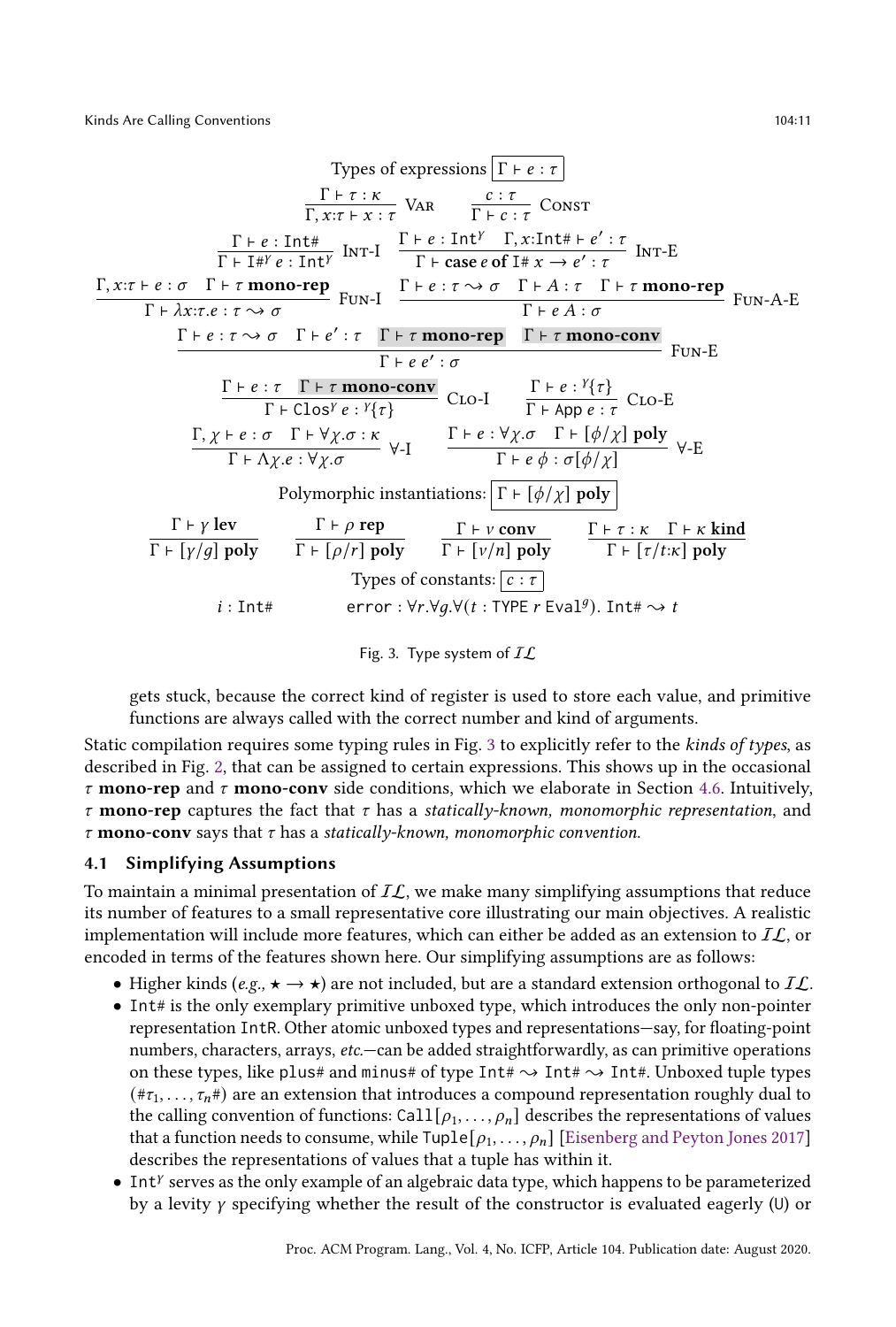Types of expressions $\boxed{\Gamma \vdash e : \tau}$

$$\frac{\Gamma \vdash \tau : \kappa}{\Gamma, x{:}\tau \vdash x : \tau}\ \textsc{Var} \qquad \frac{c : \tau}{\Gamma \vdash c : \tau}\ \textsc{Const}$$

$$\frac{\Gamma \vdash e : \texttt{Int\#}}{\Gamma \vdash \texttt{I\#}^{\gamma}\, e : \texttt{Int}^{\gamma}}\ \textsc{Int-I} \qquad \frac{\Gamma \vdash e : \texttt{Int}^{\gamma} \quad \Gamma, x{:}\texttt{Int\#} \vdash e' : \tau}{\Gamma \vdash \textbf{case}\ e\ \textbf{of}\ \texttt{I\#}\ x \to e' : \tau}\ \textsc{Int-E}$$

$$\frac{\Gamma, x{:}\tau \vdash e : \sigma \quad \Gamma \vdash \tau\ \textbf{mono-rep}}{\Gamma \vdash \lambda x{:}\tau.e : \tau \rightsquigarrow \sigma}\ \textsc{Fun-I} \qquad \frac{\Gamma \vdash e : \tau \rightsquigarrow \sigma \quad \Gamma \vdash A : \tau \quad \Gamma \vdash \tau\ \textbf{mono-rep}}{\Gamma \vdash e\ A : \sigma}\ \textsc{Fun-A-E}$$

$$\frac{\Gamma \vdash e : \tau \rightsquigarrow \sigma \quad \Gamma \vdash e' : \tau \quad \Gamma \vdash \tau\ \textbf{mono-rep} \quad \Gamma \vdash \tau\ \textbf{mono-conv}}{\Gamma \vdash e\ e' : \sigma}\ \textsc{Fun-E}$$

$$\frac{\Gamma \vdash e : \tau \quad \Gamma \vdash \tau\ \textbf{mono-conv}}{\Gamma \vdash \texttt{Clos}^{\gamma}\, e : {}^{\gamma}\{\tau\}}\ \textsc{Clo-I} \qquad \frac{\Gamma \vdash e : {}^{\gamma}\{\tau\}}{\Gamma \vdash \texttt{App}\ e : \tau}\ \textsc{Clo-E}$$

$$\frac{\Gamma, \chi \vdash e : \sigma \quad \Gamma \vdash \forall\chi.\sigma : \kappa}{\Gamma \vdash \Lambda\chi.e : \forall\chi.\sigma}\ \forall\text{-I} \qquad \frac{\Gamma \vdash e : \forall\chi.\sigma \quad \Gamma \vdash [\phi/\chi]\ \textbf{poly}}{\Gamma \vdash e\ \phi : \sigma[\phi/\chi]}\ \forall\text{-E}$$

Polymorphic instantiations: $\boxed{\Gamma \vdash [\phi/\chi]\ \textbf{poly}}$

$$\frac{\Gamma \vdash \gamma\ \textbf{lev}}{\Gamma \vdash [\gamma/g]\ \textbf{poly}} \qquad \frac{\Gamma \vdash \rho\ \textbf{rep}}{\Gamma \vdash [\rho/r]\ \textbf{poly}} \qquad \frac{\Gamma \vdash \nu\ \textbf{conv}}{\Gamma \vdash [\nu/n]\ \textbf{poly}} \qquad \frac{\Gamma \vdash \tau : \kappa \quad \Gamma \vdash \kappa\ \textbf{kind}}{\Gamma \vdash [\tau/t{:}\kappa]\ \textbf{poly}}$$

Types of constants: $\boxed{c : \tau}$

$$i : \texttt{Int\#} \qquad \texttt{error} : \forall r.\forall g.\forall(t : \texttt{TYPE}\ r\ \texttt{Eval}^{g}).\ \texttt{Int\#} \rightsquigarrow t$$

Fig. 3. Type system of $\mathcal{IL}$

gets stuck, because the correct kind of register is used to store each value, and primitive functions are always called with the correct number and kind of arguments.

Static compilation requires some typing rules in Fig. 3 to explicitly refer to the *kinds of types*, as described in Fig. 2, that can be assigned to certain expressions. This shows up in the occasional $\tau$ **mono-rep** and $\tau$ **mono-conv** side conditions, which we elaborate in Section 4.6. Intuitively, $\tau$ **mono-rep** captures the fact that $\tau$ has a *statically-known, monomorphic representation*, and $\tau$ **mono-conv** says that $\tau$ has a *statically-known, monomorphic convention*.

### 4.1 Simplifying Assumptions

To maintain a minimal presentation of $\mathcal{IL}$, we make many simplifying assumptions that reduce its number of features to a small representative core illustrating our main objectives. A realistic implementation will include more features, which can either be added as an extension to $\mathcal{IL}$, or encoded in terms of the features shown here. Our simplifying assumptions are as follows:

- Higher kinds (*e.g.,* $\star \to \star$) are not included, but are a standard extension orthogonal to $\mathcal{IL}$.
- `Int#` is the only exemplary primitive unboxed type, which introduces the only non-pointer representation `IntR`. Other atomic unboxed types and representations—say, for floating-point numbers, characters, arrays, *etc.*—can be added straightforwardly, as can primitive operations on these types, like `plus#` and `minus#` of type `Int#` $\rightsquigarrow$ `Int#` $\rightsquigarrow$ `Int#`. Unboxed tuple types (#$\tau_1, \ldots, \tau_n$#) are an extension that introduces a compound representation roughly dual to the calling convention of functions: $\texttt{Call}[\rho_1, \ldots, \rho_n]$ describes the representations of values that a function needs to consume, while $\texttt{Tuple}[\rho_1, \ldots, \rho_n]$ [Eisenberg and Peyton Jones 2017] describes the representations of values that a tuple has within it.
- $\texttt{Int}^{\gamma}$ serves as the only example of an algebraic data type, which happens to be parameterized by a levity $\gamma$ specifying whether the result of the constructor is evaluated eagerly (`U`) or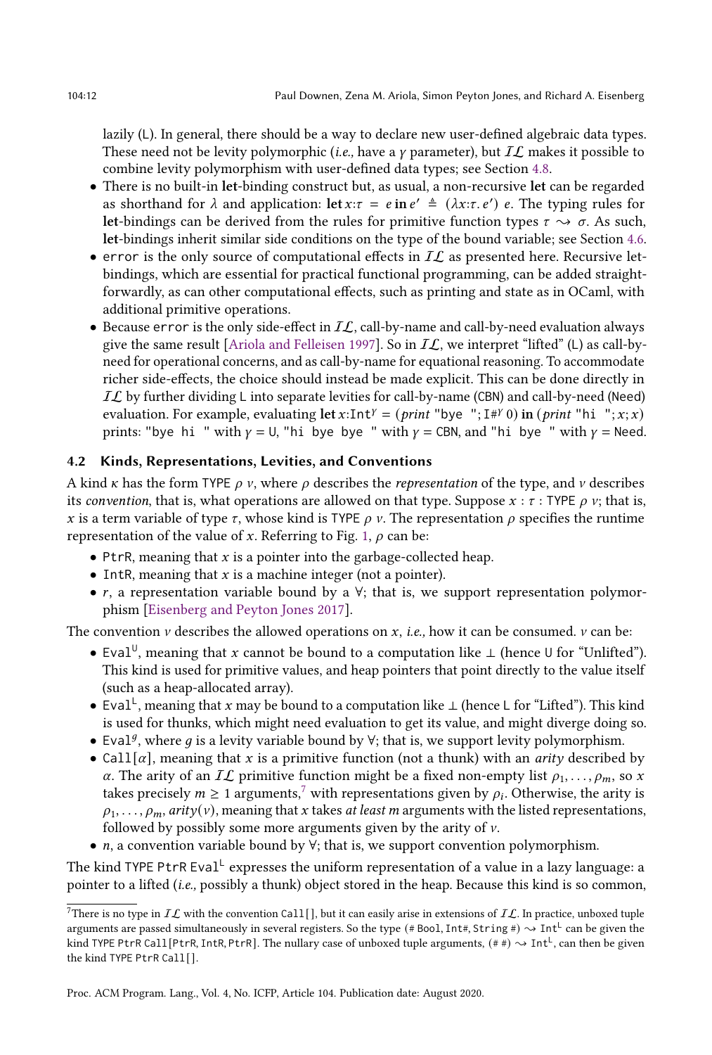lazily (L). In general, there should be a way to declare new user-defined algebraic data types. These need not be levity polymorphic (*i.e.,* have a $\gamma$ parameter), but $\mathcal{IL}$ makes it possible to combine levity polymorphism with user-defined data types; see Section 4.8.

- There is no built-in **let**-binding construct but, as usual, a non-recursive **let** can be regarded as shorthand for $\lambda$ and application: $\mathbf{let}\, x{:}\tau\ =\ e\ \mathbf{in}\, e' \ \triangleq\ (\lambda x{:}\tau.\, e')\ e$. The typing rules for **let**-bindings can be derived from the rules for primitive function types $\tau \rightsquigarrow \sigma$. As such, **let**-bindings inherit similar side conditions on the type of the bound variable; see Section 4.6.
- `error` is the only source of computational effects in $\mathcal{IL}$ as presented here. Recursive let-bindings, which are essential for practical functional programming, can be added straightforwardly, as can other computational effects, such as printing and state as in OCaml, with additional primitive operations.
- Because `error` is the only side-effect in $\mathcal{IL}$, call-by-name and call-by-need evaluation always give the same result [Ariola and Felleisen 1997]. So in $\mathcal{IL}$, we interpret "lifted" (L) as call-by-need for operational concerns, and as call-by-name for equational reasoning. To accommodate richer side-effects, the choice should instead be made explicit. This can be done directly in $\mathcal{IL}$ by further dividing L into separate levities for call-by-name (CBN) and call-by-need (Need) evaluation. For example, evaluating $\mathbf{let}\, x{:}\mathtt{Int}^\gamma = (\mathit{print}\ \texttt{"bye "}; \mathtt{I\#}^\gamma\ 0)\ \mathbf{in}\ (\mathit{print}\ \texttt{"hi "}; x; x)$ prints: `"bye hi "` with $\gamma = \mathtt{U}$, `"hi bye bye "` with $\gamma = \mathtt{CBN}$, and `"hi bye "` with $\gamma = \mathtt{Need}$.

## 4.2 Kinds, Representations, Levities, and Conventions

A kind $\kappa$ has the form $\mathtt{TYPE}\ \rho\ \nu$, where $\rho$ describes the *representation* of the type, and $\nu$ describes its *convention*, that is, what operations are allowed on that type. Suppose $x : \tau : \mathtt{TYPE}\ \rho\ \nu$; that is, $x$ is a term variable of type $\tau$, whose kind is $\mathtt{TYPE}\ \rho\ \nu$. The representation $\rho$ specifies the runtime representation of the value of $x$. Referring to Fig. 1, $\rho$ can be:

- `PtrR`, meaning that $x$ is a pointer into the garbage-collected heap.
- `IntR`, meaning that $x$ is a machine integer (not a pointer).
- $r$, a representation variable bound by a $\forall$; that is, we support representation polymorphism [Eisenberg and Peyton Jones 2017].

The convention $\nu$ describes the allowed operations on $x$, *i.e.,* how it can be consumed. $\nu$ can be:

- $\mathtt{Eval}^{\mathtt{U}}$, meaning that $x$ cannot be bound to a computation like $\bot$ (hence U for "Unlifted"). This kind is used for primitive values, and heap pointers that point directly to the value itself (such as a heap-allocated array).
- $\mathtt{Eval}^{\mathtt{L}}$, meaning that $x$ may be bound to a computation like $\bot$ (hence L for "Lifted"). This kind is used for thunks, which might need evaluation to get its value, and might diverge doing so.
- $\mathtt{Eval}^{g}$, where $g$ is a levity variable bound by $\forall$; that is, we support levity polymorphism.
- $\mathtt{Call}[\alpha]$, meaning that $x$ is a primitive function (not a thunk) with an *arity* described by $\alpha$. The arity of an $\mathcal{IL}$ primitive function might be a fixed non-empty list $\rho_1, \ldots, \rho_m$, so $x$ takes precisely $m \geq 1$ arguments,[7] with representations given by $\rho_i$. Otherwise, the arity is $\rho_1, \ldots, \rho_m, \mathit{arity}(\nu)$, meaning that $x$ takes *at least* $m$ arguments with the listed representations, followed by possibly some more arguments given by the arity of $\nu$.
- $n$, a convention variable bound by $\forall$; that is, we support convention polymorphism.

The kind $\mathtt{TYPE}\ \mathtt{PtrR}\ \mathtt{Eval}^{\mathtt{L}}$ expresses the uniform representation of a value in a lazy language: a pointer to a lifted (*i.e.,* possibly a thunk) object stored in the heap. Because this kind is so common,

[7] There is no type in $\mathcal{IL}$ with the convention `Call[]`, but it can easily arise in extensions of $\mathcal{IL}$. In practice, unboxed tuple arguments are passed simultaneously in several registers. So the type $(\#\ \mathtt{Bool}, \mathtt{Int\#}, \mathtt{String}\ \#) \rightsquigarrow \mathtt{Int}^{\mathtt{L}}$ can be given the kind $\mathtt{TYPE}\ \mathtt{PtrR}\ \mathtt{Call}[\mathtt{PtrR}, \mathtt{IntR}, \mathtt{PtrR}]$. The nullary case of unboxed tuple arguments, $(\#\ \#) \rightsquigarrow \mathtt{Int}^{\mathtt{L}}$, can then be given the kind $\mathtt{TYPE}\ \mathtt{PtrR}\ \mathtt{Call}[]$.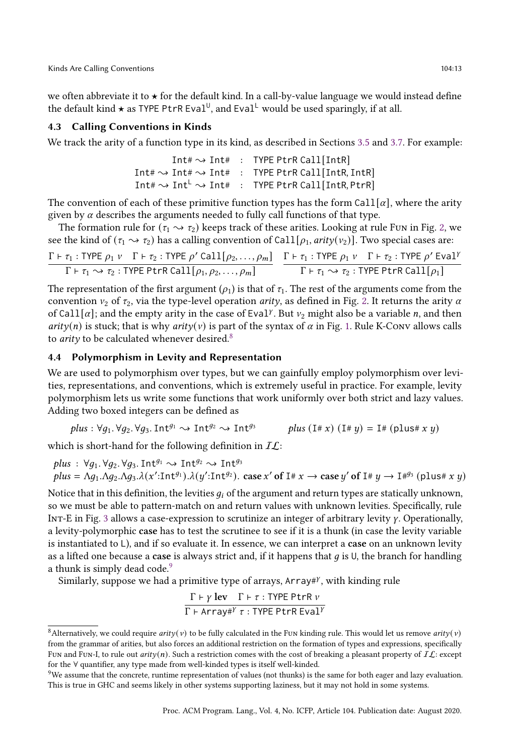we often abbreviate it to $\star$ for the default kind. In a call-by-value language we would instead define the default kind $\star$ as $\mathsf{TYPE\ PtrR\ Eval^U}$, and $\mathsf{Eval^L}$ would be used sparingly, if at all.

### 4.3 Calling Conventions in Kinds

We track the arity of a function type in its kind, as described in Sections 3.5 and 3.7. For example:

$$
\begin{array}{rcl}
\mathtt{Int\#} \rightsquigarrow \mathtt{Int\#} & : & \mathsf{TYPE\ PtrR\ Call[IntR]} \\
\mathtt{Int\#} \rightsquigarrow \mathtt{Int\#} \rightsquigarrow \mathtt{Int\#} & : & \mathsf{TYPE\ PtrR\ Call[IntR, IntR]} \\
\mathtt{Int\#} \rightsquigarrow \mathtt{Int^L} \rightsquigarrow \mathtt{Int\#} & : & \mathsf{TYPE\ PtrR\ Call[IntR, PtrR]}
\end{array}
$$

The convention of each of these primitive function types has the form $\mathsf{Call}[\alpha]$, where the arity given by $\alpha$ describes the arguments needed to fully call functions of that type.

The formation rule for $(\tau_1 \rightsquigarrow \tau_2)$ keeps track of these arities. Looking at rule Fun in Fig. 2, we see the kind of $(\tau_1 \rightsquigarrow \tau_2)$ has a calling convention of $\mathsf{Call}[\rho_1, \mathit{arity}(\nu_2)]$. Two special cases are:

$$
\frac{\Gamma \vdash \tau_1 : \mathsf{TYPE}\ \rho_1\ \nu \quad \Gamma \vdash \tau_2 : \mathsf{TYPE}\ \rho'\ \mathsf{Call}[\rho_2, \ldots, \rho_m]}{\Gamma \vdash \tau_1 \rightsquigarrow \tau_2 : \mathsf{TYPE\ PtrR\ Call}[\rho_1, \rho_2, \ldots, \rho_m]}
\qquad
\frac{\Gamma \vdash \tau_1 : \mathsf{TYPE}\ \rho_1\ \nu \quad \Gamma \vdash \tau_2 : \mathsf{TYPE}\ \rho'\ \mathsf{Eval}^\gamma}{\Gamma \vdash \tau_1 \rightsquigarrow \tau_2 : \mathsf{TYPE\ PtrR\ Call}[\rho_1]}
$$

The representation of the first argument ($\rho_1$) is that of $\tau_1$. The rest of the arguments come from the convention $\nu_2$ of $\tau_2$, via the type-level operation *arity*, as defined in Fig. 2. It returns the arity $\alpha$ of $\mathsf{Call}[\alpha]$; and the empty arity in the case of $\mathsf{Eval}^\gamma$. But $\nu_2$ might also be a variable $n$, and then $\mathit{arity}(n)$ is stuck; that is why $\mathit{arity}(\nu)$ is part of the syntax of $\alpha$ in Fig. 1. Rule K-Conv allows calls to *arity* to be calculated whenever desired.[8]

### 4.4 Polymorphism in Levity and Representation

We are used to polymorphism over types, but we can gainfully employ polymorphism over levities, representations, and conventions, which is extremely useful in practice. For example, levity polymorphism lets us write some functions that work uniformly over both strict and lazy values. Adding two boxed integers can be defined as

$$
\mathit{plus} : \forall g_1. \forall g_2. \forall g_3. \mathtt{Int}^{g_1} \rightsquigarrow \mathtt{Int}^{g_2} \rightsquigarrow \mathtt{Int}^{g_3} \qquad \mathit{plus}\ (\mathtt{I\#}\ x)\ (\mathtt{I\#}\ y) = \mathtt{I\#}\ (\mathtt{plus\#}\ x\ y)
$$

which is short-hand for the following definition in $\mathcal{IL}$:

$$
\begin{array}{l}
\mathit{plus}\ :\ \forall g_1. \forall g_2. \forall g_3. \mathtt{Int}^{g_1} \rightsquigarrow \mathtt{Int}^{g_2} \rightsquigarrow \mathtt{Int}^{g_3} \\
\mathit{plus} = \Lambda g_1. \Lambda g_2. \Lambda g_3. \lambda(x'{:}\mathtt{Int}^{g_1}). \lambda(y'{:}\mathtt{Int}^{g_2}).\ \textbf{case}\ x'\ \textbf{of}\ \mathtt{I\#}\ x \to \textbf{case}\ y'\ \textbf{of}\ \mathtt{I\#}\ y \to \mathtt{I\#}^{g_3}\ (\mathtt{plus\#}\ x\ y)
\end{array}
$$

Notice that in this definition, the levities $g_i$ of the argument and return types are statically unknown, so we must be able to pattern-match on and return values with unknown levities. Specifically, rule Int-E in Fig. 3 allows a case-expression to scrutinize an integer of arbitrary levity $\gamma$. Operationally, a levity-polymorphic **case** has to test the scrutinee to see if it is a thunk (in case the levity variable is instantiated to $\mathsf{L}$), and if so evaluate it. In essence, we can interpret a **case** on an unknown levity as a lifted one because a **case** is always strict and, if it happens that $g$ is $\mathsf{U}$, the branch for handling a thunk is simply dead code.[9]

Similarly, suppose we had a primitive type of arrays, $\mathtt{Array\#}^\gamma$, with kinding rule

$$
\frac{\Gamma \vdash \gamma\ \textbf{lev} \quad \Gamma \vdash \tau : \mathsf{TYPE\ PtrR}\ \nu}{\Gamma \vdash \mathtt{Array\#}^\gamma\ \tau : \mathsf{TYPE\ PtrR\ Eval}^\gamma}
$$

---

[8] Alternatively, we could require $\mathit{arity}(\nu)$ to be fully calculated in the Fun kinding rule. This would let us remove $\mathit{arity}(\nu)$ from the grammar of arities, but also forces an additional restriction on the formation of types and expressions, specifically Fun and Fun-I, to rule out $\mathit{arity}(n)$. Such a restriction comes with the cost of breaking a pleasant property of $\mathcal{IL}$: except for the $\forall$ quantifier, any type made from well-kinded types is itself well-kinded.

[9] We assume that the concrete, runtime representation of values (not thunks) is the same for both eager and lazy evaluation. This is true in GHC and seems likely in other systems supporting laziness, but it may not hold in some systems.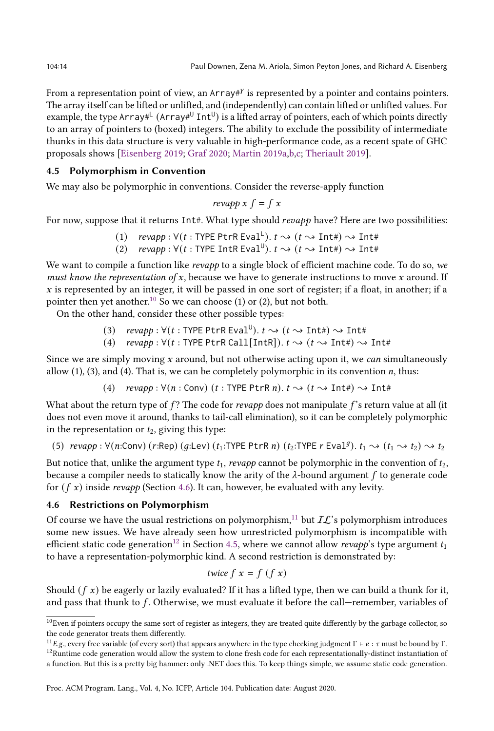From a representation point of view, an $\texttt{Array\#}^{\gamma}$ is represented by a pointer and contains pointers. The array itself can be lifted or unlifted, and (independently) can contain lifted or unlifted values. For example, the type $\texttt{Array\#}^{\mathsf{L}}\ (\texttt{Array\#}^{\mathsf{U}}\ \texttt{Int}^{\mathsf{U}})$ is a lifted array of pointers, each of which points directly to an array of pointers to (boxed) integers. The ability to exclude the possibility of intermediate thunks in this data structure is very valuable in high-performance code, as a recent spate of GHC proposals shows [Eisenberg 2019; Graf 2020; Martin 2019a,b,c; Theriault 2019].

### 4.5 Polymorphism in Convention

We may also be polymorphic in conventions. Consider the reverse-apply function

$$revapp\ x\ f = f\ x$$

For now, suppose that it returns `Int#`. What type should *revapp* have? Here are two possibilities:

$$(1)\quad revapp : \forall (t : \texttt{TYPE PtrR Eval}^{\mathsf{L}}).\ t \rightsquigarrow (t \rightsquigarrow \texttt{Int\#}) \rightsquigarrow \texttt{Int\#}$$
$$(2)\quad revapp : \forall (t : \texttt{TYPE IntR Eval}^{\mathsf{U}}).\ t \rightsquigarrow (t \rightsquigarrow \texttt{Int\#}) \rightsquigarrow \texttt{Int\#}$$

We want to compile a function like *revapp* to a single block of efficient machine code. To do so, *we must know the representation of x*, because we have to generate instructions to move $x$ around. If $x$ is represented by an integer, it will be passed in one sort of register; if a float, in another; if a pointer then yet another.[10] So we can choose (1) or (2), but not both.

On the other hand, consider these other possible types:

$$(3)\quad revapp : \forall (t : \texttt{TYPE PtrR Eval}^{\mathsf{U}}).\ t \rightsquigarrow (t \rightsquigarrow \texttt{Int\#}) \rightsquigarrow \texttt{Int\#}$$
$$(4)\quad revapp : \forall (t : \texttt{TYPE PtrR Call[IntR]}).\ t \rightsquigarrow (t \rightsquigarrow \texttt{Int\#}) \rightsquigarrow \texttt{Int\#}$$

Since we are simply moving $x$ around, but not otherwise acting upon it, we *can* simultaneously allow (1), (3), and (4). That is, we can be completely polymorphic in its convention $n$, thus:

$$(4)\quad revapp : \forall (n : \texttt{Conv})\ (t : \texttt{TYPE PtrR}\ n).\ t \rightsquigarrow (t \rightsquigarrow \texttt{Int\#}) \rightsquigarrow \texttt{Int\#}$$

What about the return type of $f$? The code for *revapp* does not manipulate $f$'s return value at all (it does not even move it around, thanks to tail-call elimination), so it can be completely polymorphic in the representation or $t_2$, giving this type:

$$(5)\quad revapp : \forall (n{:}\texttt{Conv})\ (r{:}\texttt{Rep})\ (g{:}\texttt{Lev})\ (t_1{:}\texttt{TYPE PtrR}\ n)\ (t_2{:}\texttt{TYPE}\ r\ \texttt{Eval}^{g}).\ t_1 \rightsquigarrow (t_1 \rightsquigarrow t_2) \rightsquigarrow t_2$$

But notice that, unlike the argument type $t_1$, *revapp* cannot be polymorphic in the convention of $t_2$, because a compiler needs to statically know the arity of the $\lambda$-bound argument $f$ to generate code for $(f\ x)$ inside *revapp* (Section 4.6). It can, however, be evaluated with any levity.

### 4.6 Restrictions on Polymorphism

Of course we have the usual restrictions on polymorphism,[11] but $\mathcal{IL}$'s polymorphism introduces some new issues. We have already seen how unrestricted polymorphism is incompatible with efficient static code generation[12] in Section 4.5, where we cannot allow *revapp*'s type argument $t_1$ to have a representation-polymorphic kind. A second restriction is demonstrated by:

$$twice\ f\ x = f\ (f\ x)$$

Should $(f\ x)$ be eagerly or lazily evaluated? If it has a lifted type, then we can build a thunk for it, and pass that thunk to $f$. Otherwise, we must evaluate it before the call—remember, variables of

---

[10] Even if pointers occupy the same sort of register as integers, they are treated quite differently by the garbage collector, so the code generator treats them differently.

[11] *E.g.*, every free variable (of every sort) that appears anywhere in the type checking judgment $\Gamma \vdash e : \tau$ must be bound by $\Gamma$.

[12] Runtime code generation would allow the system to clone fresh code for each representationally-distinct instantiation of a function. But this is a pretty big hammer: only .NET does this. To keep things simple, we assume static code generation.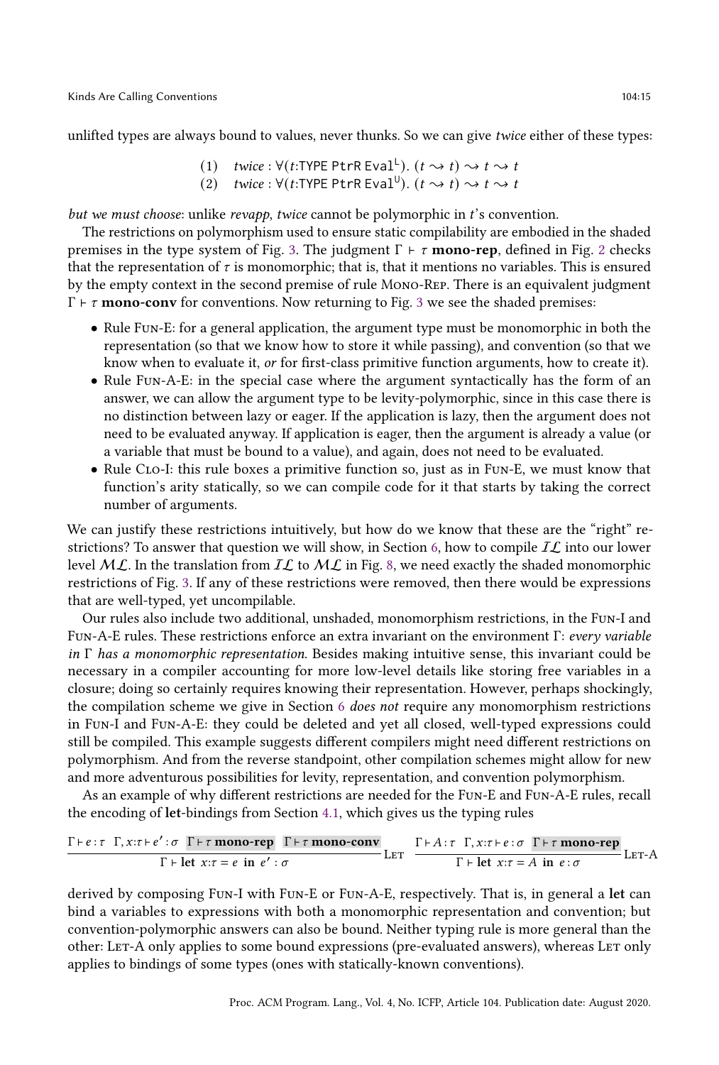unlifted types are always bound to values, never thunks. So we can give *twice* either of these types:

$$\text{(1)} \quad \textit{twice} : \forall(t{:}\mathsf{TYPE\ PtrR\ Eval^L}).\ (t \rightsquigarrow t) \rightsquigarrow t \rightsquigarrow t$$
$$\text{(2)} \quad \textit{twice} : \forall(t{:}\mathsf{TYPE\ PtrR\ Eval^U}).\ (t \rightsquigarrow t) \rightsquigarrow t \rightsquigarrow t$$

*but we must choose*: unlike *revapp*, *twice* cannot be polymorphic in $t$'s convention.

The restrictions on polymorphism used to ensure static compilability are embodied in the shaded premises in the type system of Fig. 3. The judgment $\Gamma \vdash \tau$ **mono-rep**, defined in Fig. 2 checks that the representation of $\tau$ is monomorphic; that is, that it mentions no variables. This is ensured by the empty context in the second premise of rule Mono-Rep. There is an equivalent judgment $\Gamma \vdash \tau$ **mono-conv** for conventions. Now returning to Fig. 3 we see the shaded premises:

- Rule Fun-E: for a general application, the argument type must be monomorphic in both the representation (so that we know how to store it while passing), and convention (so that we know when to evaluate it, *or* for first-class primitive function arguments, how to create it).
- Rule Fun-A-E: in the special case where the argument syntactically has the form of an answer, we can allow the argument type to be levity-polymorphic, since in this case there is no distinction between lazy or eager. If the application is lazy, then the argument does not need to be evaluated anyway. If application is eager, then the argument is already a value (or a variable that must be bound to a value), and again, does not need to be evaluated.
- Rule Clo-I: this rule boxes a primitive function so, just as in Fun-E, we must know that function's arity statically, so we can compile code for it that starts by taking the correct number of arguments.

We can justify these restrictions intuitively, but how do we know that these are the "right" restrictions? To answer that question we will show, in Section 6, how to compile $\mathcal{IL}$ into our lower level $\mathcal{ML}$. In the translation from $\mathcal{IL}$ to $\mathcal{ML}$ in Fig. 8, we need exactly the shaded monomorphic restrictions of Fig. 3. If any of these restrictions were removed, then there would be expressions that are well-typed, yet uncompilable.

Our rules also include two additional, unshaded, monomorphism restrictions, in the Fun-I and Fun-A-E rules. These restrictions enforce an extra invariant on the environment $\Gamma$: *every variable in* $\Gamma$ *has a monomorphic representation.* Besides making intuitive sense, this invariant could be necessary in a compiler accounting for more low-level details like storing free variables in a closure; doing so certainly requires knowing their representation. However, perhaps shockingly, the compilation scheme we give in Section 6 *does not* require any monomorphism restrictions in Fun-I and Fun-A-E: they could be deleted and yet all closed, well-typed expressions could still be compiled. This example suggests different compilers might need different restrictions on polymorphism. And from the reverse standpoint, other compilation schemes might allow for new and more adventurous possibilities for levity, representation, and convention polymorphism.

As an example of why different restrictions are needed for the Fun-E and Fun-A-E rules, recall the encoding of **let**-bindings from Section 4.1, which gives us the typing rules

$$\frac{\Gamma \vdash e : \tau \quad \Gamma, x{:}\tau \vdash e' : \sigma \quad \Gamma \vdash \tau\ \textbf{mono-rep} \quad \Gamma \vdash \tau\ \textbf{mono-conv}}{\Gamma \vdash \textbf{let}\ x{:}\tau = e\ \textbf{in}\ e' : \sigma}\ \textsc{Let} \qquad \frac{\Gamma \vdash A : \tau \quad \Gamma, x{:}\tau \vdash e : \sigma \quad \Gamma \vdash \tau\ \textbf{mono-rep}}{\Gamma \vdash \textbf{let}\ x{:}\tau = A\ \textbf{in}\ e : \sigma}\ \textsc{Let-A}$$

derived by composing Fun-I with Fun-E or Fun-A-E, respectively. That is, in general a **let** can bind a variables to expressions with both a monomorphic representation and convention; but convention-polymorphic answers can also be bound. Neither typing rule is more general than the other: Let-A only applies to some bound expressions (pre-evaluated answers), whereas Let only applies to bindings of some types (ones with statically-known conventions).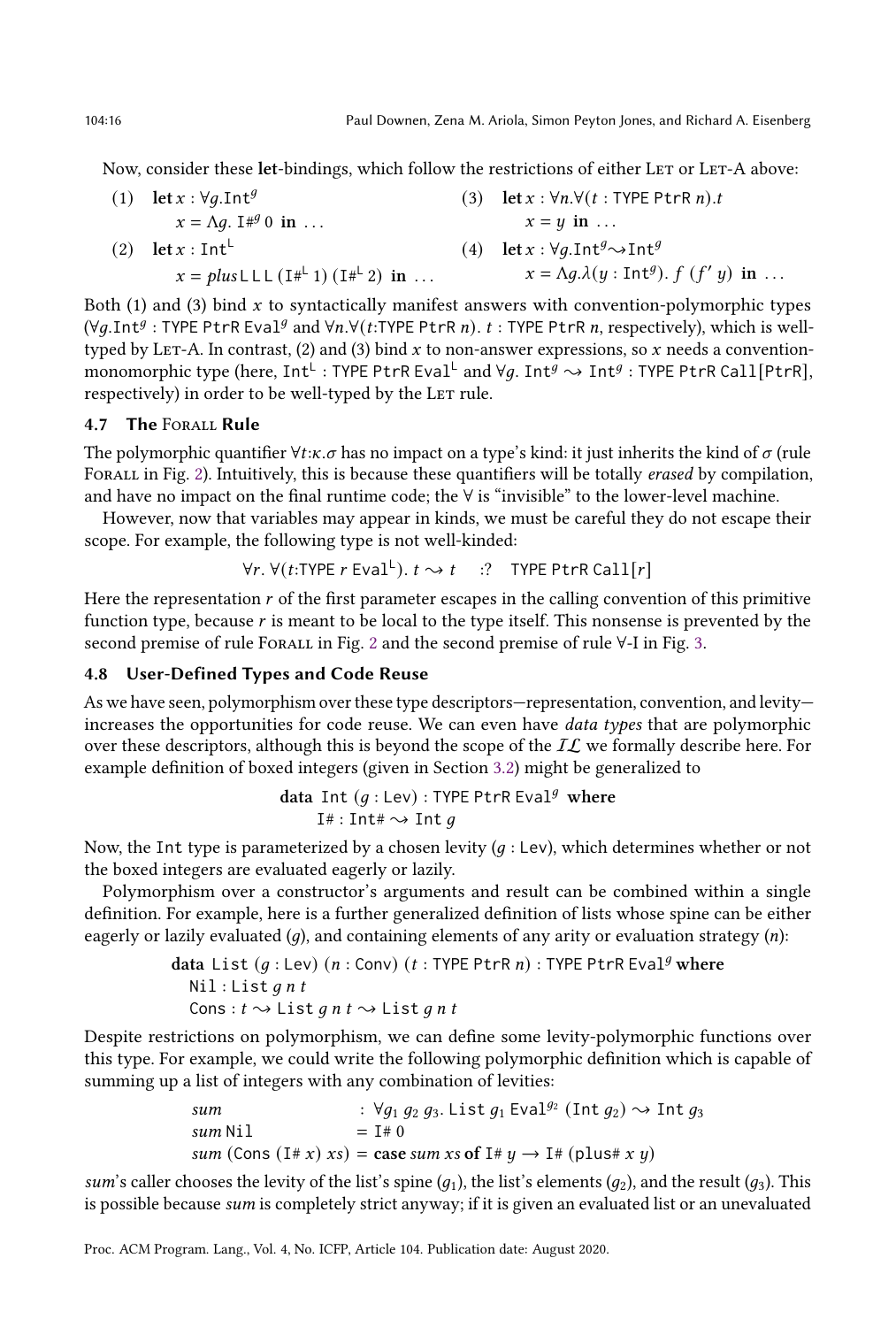Now, consider these **let**-bindings, which follow the restrictions of either Let or Let-A above:

(1) $\textbf{let}\, x : \forall g.\mathtt{Int}^g$
$\quad x = \Lambda g.\, \mathtt{I\#}^g\, 0\ \textbf{in}\ \ldots$

(2) $\textbf{let}\, x : \mathtt{Int}^{\mathsf{L}}$
$\quad x = \mathit{plus}\,\mathsf{L}\,\mathsf{L}\,\mathsf{L}\,(\mathtt{I\#}^{\mathsf{L}}\, 1)\,(\mathtt{I\#}^{\mathsf{L}}\, 2)\ \textbf{in}\ \ldots$

(3) $\textbf{let}\, x : \forall n.\forall (t : \mathsf{TYPE}\ \mathsf{PtrR}\ n).t$
$\quad x = y\ \textbf{in}\ \ldots$

(4) $\textbf{let}\, x : \forall g.\mathtt{Int}^g \rightsquigarrow \mathtt{Int}^g$
$\quad x = \Lambda g.\lambda(y : \mathtt{Int}^g).\ f\ (f'\ y)\ \textbf{in}\ \ldots$

Both (1) and (3) bind $x$ to syntactically manifest answers with convention-polymorphic types ($\forall g.\mathtt{Int}^g : \mathsf{TYPE}\ \mathsf{PtrR}\ \mathsf{Eval}^g$ and $\forall n.\forall (t{:}\mathsf{TYPE}\ \mathsf{PtrR}\ n).\ t : \mathsf{TYPE}\ \mathsf{PtrR}\ n$, respectively), which is well-typed by Let-A. In contrast, (2) and (3) bind $x$ to non-answer expressions, so $x$ needs a convention-monomorphic type (here, $\mathtt{Int}^{\mathsf{L}} : \mathsf{TYPE}\ \mathsf{PtrR}\ \mathsf{Eval}^{\mathsf{L}}$ and $\forall g.\ \mathtt{Int}^g \rightsquigarrow \mathtt{Int}^g : \mathsf{TYPE}\ \mathsf{PtrR}\ \mathsf{Call}[\mathsf{PtrR}]$, respectively) in order to be well-typed by the Let rule.

## 4.7 The Forall Rule

The polymorphic quantifier $\forall t{:}\kappa.\sigma$ has no impact on a type's kind: it just inherits the kind of $\sigma$ (rule Forall in Fig. 2). Intuitively, this is because these quantifiers will be totally *erased* by compilation, and have no impact on the final runtime code; the $\forall$ is "invisible" to the lower-level machine.

However, now that variables may appear in kinds, we must be careful they do not escape their scope. For example, the following type is not well-kinded:

$$\forall r.\ \forall (t{:}\mathsf{TYPE}\ r\ \mathsf{Eval}^{\mathsf{L}}).\ t \rightsquigarrow t \quad :? \quad \mathsf{TYPE}\ \mathsf{PtrR}\ \mathsf{Call}[r]$$

Here the representation $r$ of the first parameter escapes in the calling convention of this primitive function type, because $r$ is meant to be local to the type itself. This nonsense is prevented by the second premise of rule Forall in Fig. 2 and the second premise of rule $\forall$-I in Fig. 3.

## 4.8 User-Defined Types and Code Reuse

As we have seen, polymorphism over these type descriptors—representation, convention, and levity—increases the opportunities for code reuse. We can even have *data types* that are polymorphic over these descriptors, although this is beyond the scope of the $\mathcal{IL}$ we formally describe here. For example definition of boxed integers (given in Section 3.2) might be generalized to

$$\begin{array}{l}\textbf{data}\ \mathtt{Int}\ (g : \mathsf{Lev}) : \mathsf{TYPE}\ \mathsf{PtrR}\ \mathsf{Eval}^g\ \textbf{where}\\ \quad \mathtt{I\#} : \mathtt{Int\#} \rightsquigarrow \mathtt{Int}\ g\end{array}$$

Now, the `Int` type is parameterized by a chosen levity ($g$ : `Lev`), which determines whether or not the boxed integers are evaluated eagerly or lazily.

Polymorphism over a constructor's arguments and result can be combined within a single definition. For example, here is a further generalized definition of lists whose spine can be either eagerly or lazily evaluated ($g$), and containing elements of any arity or evaluation strategy ($n$):

$$\begin{array}{l}\textbf{data}\ \mathtt{List}\ (g : \mathsf{Lev})\ (n : \mathsf{Conv})\ (t : \mathsf{TYPE}\ \mathsf{PtrR}\ n) : \mathsf{TYPE}\ \mathsf{PtrR}\ \mathsf{Eval}^g\ \textbf{where}\\ \quad \mathtt{Nil} : \mathtt{List}\ g\ n\ t\\ \quad \mathtt{Cons} : t \rightsquigarrow \mathtt{List}\ g\ n\ t \rightsquigarrow \mathtt{List}\ g\ n\ t\end{array}$$

Despite restrictions on polymorphism, we can define some levity-polymorphic functions over this type. For example, we could write the following polymorphic definition which is capable of summing up a list of integers with any combination of levities:

$$\begin{array}{ll}\mathit{sum} & : \forall g_1\ g_2\ g_3.\ \mathtt{List}\ g_1\ \mathsf{Eval}^{g_2}\ (\mathtt{Int}\ g_2) \rightsquigarrow \mathtt{Int}\ g_3\\ \mathit{sum}\ \mathtt{Nil} & = \mathtt{I\#}\ 0\\ \mathit{sum}\ (\mathtt{Cons}\ (\mathtt{I\#}\ x)\ xs) & = \textbf{case}\ \mathit{sum}\ xs\ \textbf{of}\ \mathtt{I\#}\ y \rightarrow \mathtt{I\#}\ (\mathtt{plus\#}\ x\ y)\end{array}$$

*sum*'s caller chooses the levity of the list's spine ($g_1$), the list's elements ($g_2$), and the result ($g_3$). This is possible because *sum* is completely strict anyway; if it is given an evaluated list or an unevaluated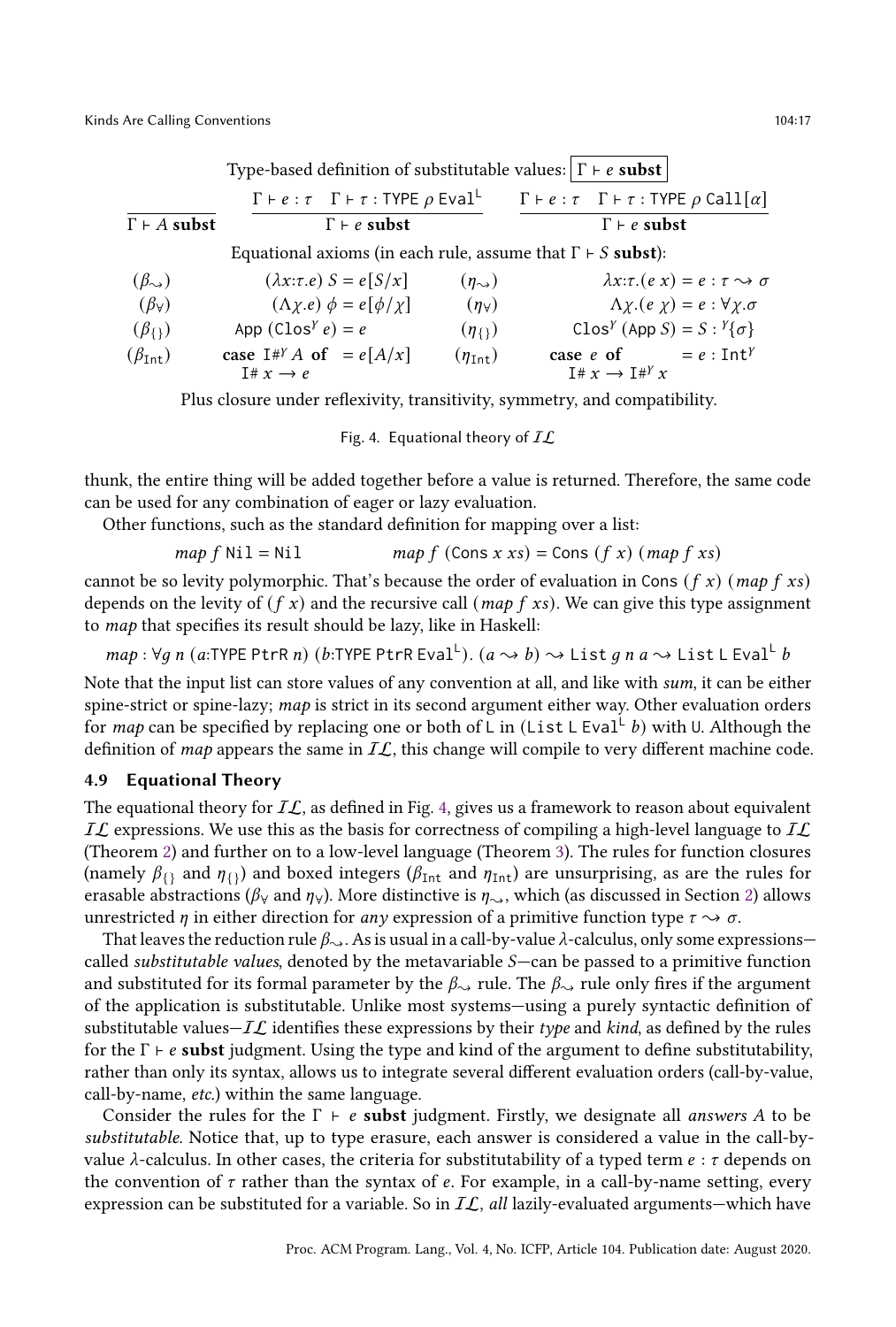Type-based definition of substitutable values: $\boxed{\Gamma \vdash e \ \textbf{subst}}$

$$\frac{}{\Gamma \vdash A \ \textbf{subst}} \qquad \frac{\Gamma \vdash e : \tau \quad \Gamma \vdash \tau : \texttt{TYPE}\ \rho\ \texttt{Eval}^{\texttt{L}}}{\Gamma \vdash e \ \textbf{subst}} \qquad \frac{\Gamma \vdash e : \tau \quad \Gamma \vdash \tau : \texttt{TYPE}\ \rho\ \texttt{Call}[\alpha]}{\Gamma \vdash e \ \textbf{subst}}$$

Equational axioms (in each rule, assume that $\Gamma \vdash S$ **subst**):

$$(\beta_{\rightsquigarrow}) \quad (\lambda x{:}\tau.e)\ S = e[S/x] \qquad (\eta_{\rightsquigarrow}) \quad \lambda x{:}\tau.(e\ x) = e : \tau \rightsquigarrow \sigma$$

$$(\beta_{\forall}) \quad (\Lambda\chi.e)\ \phi = e[\phi/\chi] \qquad (\eta_{\forall}) \quad \Lambda\chi.(e\ \chi) = e : \forall\chi.\sigma$$

$$(\beta_{\{\}}) \quad \texttt{App}\ (\texttt{Clos}^{\gamma}\ e) = e \qquad (\eta_{\{\}}) \quad \texttt{Clos}^{\gamma}\ (\texttt{App}\ S) = S : {}^{\gamma}\{\sigma\}$$

$$(\beta_{\texttt{Int}}) \quad \textbf{case}\ \texttt{I\#}^{\gamma} A\ \textbf{of}\ \texttt{I\#}\ x \rightarrow e = e[A/x] \qquad (\eta_{\texttt{Int}}) \quad \textbf{case}\ e\ \textbf{of}\ \texttt{I\#}\ x \rightarrow \texttt{I\#}^{\gamma}\ x = e : \texttt{Int}^{\gamma}$$

Plus closure under reflexivity, transitivity, symmetry, and compatibility.

Fig. 4. Equational theory of $\mathcal{IL}$

thunk, the entire thing will be added together before a value is returned. Therefore, the same code can be used for any combination of eager or lazy evaluation.

Other functions, such as the standard definition for mapping over a list:

$$map\ f\ \texttt{Nil} = \texttt{Nil} \qquad\qquad map\ f\ (\texttt{Cons}\ x\ xs) = \texttt{Cons}\ (f\ x)\ (map\ f\ xs)$$

cannot be so levity polymorphic. That's because the order of evaluation in $\texttt{Cons}\ (f\ x)\ (map\ f\ xs)$ depends on the levity of $(f\ x)$ and the recursive call $(map\ f\ xs)$. We can give this type assignment to *map* that specifies its result should be lazy, like in Haskell:

$$map : \forall g\ n\ (a{:}\texttt{TYPE}\ \texttt{PtrR}\ n)\ (b{:}\texttt{TYPE}\ \texttt{PtrR}\ \texttt{Eval}^{\texttt{L}}).\ (a \rightsquigarrow b) \rightsquigarrow \texttt{List}\ g\ n\ a \rightsquigarrow \texttt{List}\ \texttt{L}\ \texttt{Eval}^{\texttt{L}}\ b$$

Note that the input list can store values of any convention at all, and like with *sum*, it can be either spine-strict or spine-lazy; *map* is strict in its second argument either way. Other evaluation orders for *map* can be specified by replacing one or both of L in $(\texttt{List}\ \texttt{L}\ \texttt{Eval}^{\texttt{L}}\ b)$ with U. Although the definition of *map* appears the same in $\mathcal{IL}$, this change will compile to very different machine code.

### 4.9 Equational Theory

The equational theory for $\mathcal{IL}$, as defined in Fig. 4, gives us a framework to reason about equivalent $\mathcal{IL}$ expressions. We use this as the basis for correctness of compiling a high-level language to $\mathcal{IL}$ (Theorem 2) and further on to a low-level language (Theorem 3). The rules for function closures (namely $\beta_{\{\}}$ and $\eta_{\{\}}$) and boxed integers ($\beta_{\texttt{Int}}$ and $\eta_{\texttt{Int}}$) are unsurprising, as are the rules for erasable abstractions ($\beta_{\forall}$ and $\eta_{\forall}$). More distinctive is $\eta_{\rightsquigarrow}$, which (as discussed in Section 2) allows unrestricted $\eta$ in either direction for *any* expression of a primitive function type $\tau \rightsquigarrow \sigma$.

That leaves the reduction rule $\beta_{\rightsquigarrow}$. As is usual in a call-by-value $\lambda$-calculus, only some expressions—called *substitutable values*, denoted by the metavariable $S$—can be passed to a primitive function and substituted for its formal parameter by the $\beta_{\rightsquigarrow}$ rule. The $\beta_{\rightsquigarrow}$ rule only fires if the argument of the application is substitutable. Unlike most systems—using a purely syntactic definition of substitutable values—$\mathcal{IL}$ identifies these expressions by their *type* and *kind*, as defined by the rules for the $\Gamma \vdash e$ **subst** judgment. Using the type and kind of the argument to define substitutability, rather than only its syntax, allows us to integrate several different evaluation orders (call-by-value, call-by-name, *etc.*) within the same language.

Consider the rules for the $\Gamma \vdash e$ **subst** judgment. Firstly, we designate all *answers* $A$ to be *substitutable*. Notice that, up to type erasure, each answer is considered a value in the call-by-value $\lambda$-calculus. In other cases, the criteria for substitutability of a typed term $e : \tau$ depends on the convention of $\tau$ rather than the syntax of $e$. For example, in a call-by-name setting, every expression can be substituted for a variable. So in $\mathcal{IL}$, *all* lazily-evaluated arguments—which have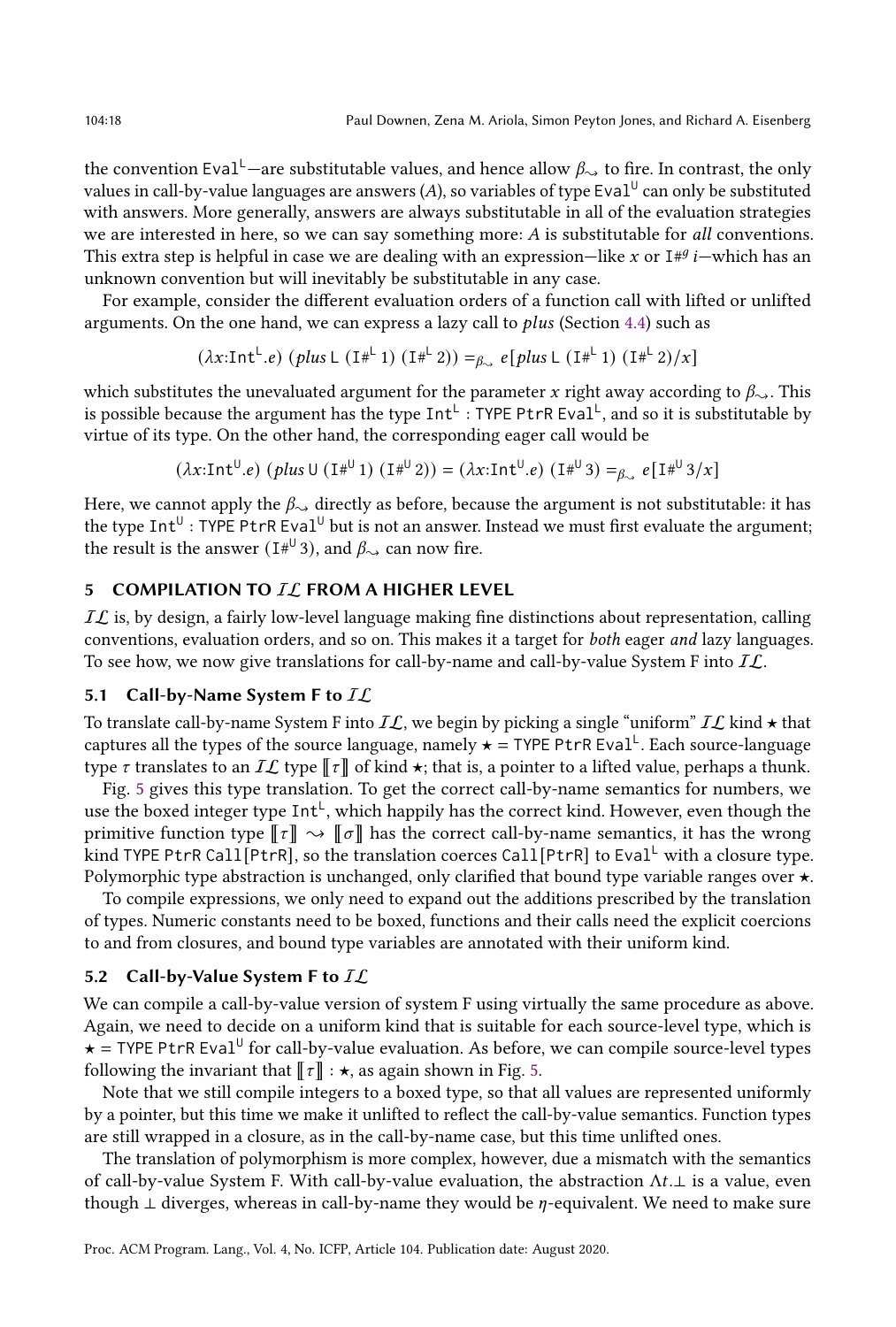the convention $\texttt{Eval}^{\mathsf{L}}$—are substitutable values, and hence allow $\beta_{\leadsto}$ to fire. In contrast, the only values in call-by-value languages are answers ($A$), so variables of type $\texttt{Eval}^{\mathsf{U}}$ can only be substituted with answers. More generally, answers are always substitutable in all of the evaluation strategies we are interested in here, so we can say something more: $A$ is substitutable for *all* conventions. This extra step is helpful in case we are dealing with an expression—like $x$ or $\texttt{I\#}^{g}\ i$—which has an unknown convention but will inevitably be substitutable in any case.

For example, consider the different evaluation orders of a function call with lifted or unlifted arguments. On the one hand, we can express a lazy call to *plus* (Section 4.4) such as

$$(\lambda x{:}\texttt{Int}^{\mathsf{L}}.e)\ (\mathit{plus}\ \mathsf{L}\ (\texttt{I\#}^{\mathsf{L}}\ 1)\ (\texttt{I\#}^{\mathsf{L}}\ 2)) =_{\beta_{\leadsto}} e[\mathit{plus}\ \mathsf{L}\ (\texttt{I\#}^{\mathsf{L}}\ 1)\ (\texttt{I\#}^{\mathsf{L}}\ 2)/x]$$

which substitutes the unevaluated argument for the parameter $x$ right away according to $\beta_{\leadsto}$. This is possible because the argument has the type $\texttt{Int}^{\mathsf{L}} : \texttt{TYPE PtrR Eval}^{\mathsf{L}}$, and so it is substitutable by virtue of its type. On the other hand, the corresponding eager call would be

$$(\lambda x{:}\texttt{Int}^{\mathsf{U}}.e)\ (\mathit{plus}\ \mathsf{U}\ (\texttt{I\#}^{\mathsf{U}}\ 1)\ (\texttt{I\#}^{\mathsf{U}}\ 2)) = (\lambda x{:}\texttt{Int}^{\mathsf{U}}.e)\ (\texttt{I\#}^{\mathsf{U}}\ 3) =_{\beta_{\leadsto}} e[\texttt{I\#}^{\mathsf{U}}\ 3/x]$$

Here, we cannot apply the $\beta_{\leadsto}$ directly as before, because the argument is not substitutable: it has the type $\texttt{Int}^{\mathsf{U}} : \texttt{TYPE PtrR Eval}^{\mathsf{U}}$ but is not an answer. Instead we must first evaluate the argument; the result is the answer $(\texttt{I\#}^{\mathsf{U}}\ 3)$, and $\beta_{\leadsto}$ can now fire.

## 5 COMPILATION TO $\mathcal{IL}$ FROM A HIGHER LEVEL

$\mathcal{IL}$ is, by design, a fairly low-level language making fine distinctions about representation, calling conventions, evaluation orders, and so on. This makes it a target for *both* eager *and* lazy languages. To see how, we now give translations for call-by-name and call-by-value System F into $\mathcal{IL}$.

### 5.1 Call-by-Name System F to $\mathcal{IL}$

To translate call-by-name System F into $\mathcal{IL}$, we begin by picking a single "uniform" $\mathcal{IL}$ kind $\star$ that captures all the types of the source language, namely $\star = \texttt{TYPE PtrR Eval}^{\mathsf{L}}$. Each source-language type $\tau$ translates to an $\mathcal{IL}$ type $[\![\tau]\!]$ of kind $\star$; that is, a pointer to a lifted value, perhaps a thunk.

Fig. 5 gives this type translation. To get the correct call-by-name semantics for numbers, we use the boxed integer type $\texttt{Int}^{\mathsf{L}}$, which happily has the correct kind. However, even though the primitive function type $[\![\tau]\!] \leadsto [\![\sigma]\!]$ has the correct call-by-name semantics, it has the wrong kind $\texttt{TYPE PtrR Call[PtrR]}$, so the translation coerces $\texttt{Call[PtrR]}$ to $\texttt{Eval}^{\mathsf{L}}$ with a closure type. Polymorphic type abstraction is unchanged, only clarified that bound type variable ranges over $\star$.

To compile expressions, we only need to expand out the additions prescribed by the translation of types. Numeric constants need to be boxed, functions and their calls need the explicit coercions to and from closures, and bound type variables are annotated with their uniform kind.

### 5.2 Call-by-Value System F to $\mathcal{IL}$

We can compile a call-by-value version of system F using virtually the same procedure as above. Again, we need to decide on a uniform kind that is suitable for each source-level type, which is $\star = \texttt{TYPE PtrR Eval}^{\mathsf{U}}$ for call-by-value evaluation. As before, we can compile source-level types following the invariant that $[\![\tau]\!] : \star$, as again shown in Fig. 5.

Note that we still compile integers to a boxed type, so that all values are represented uniformly by a pointer, but this time we make it unlifted to reflect the call-by-value semantics. Function types are still wrapped in a closure, as in the call-by-name case, but this time unlifted ones.

The translation of polymorphism is more complex, however, due a mismatch with the semantics of call-by-value System F. With call-by-value evaluation, the abstraction $\Lambda t.\bot$ is a value, even though $\bot$ diverges, whereas in call-by-name they would be $\eta$-equivalent. We need to make sure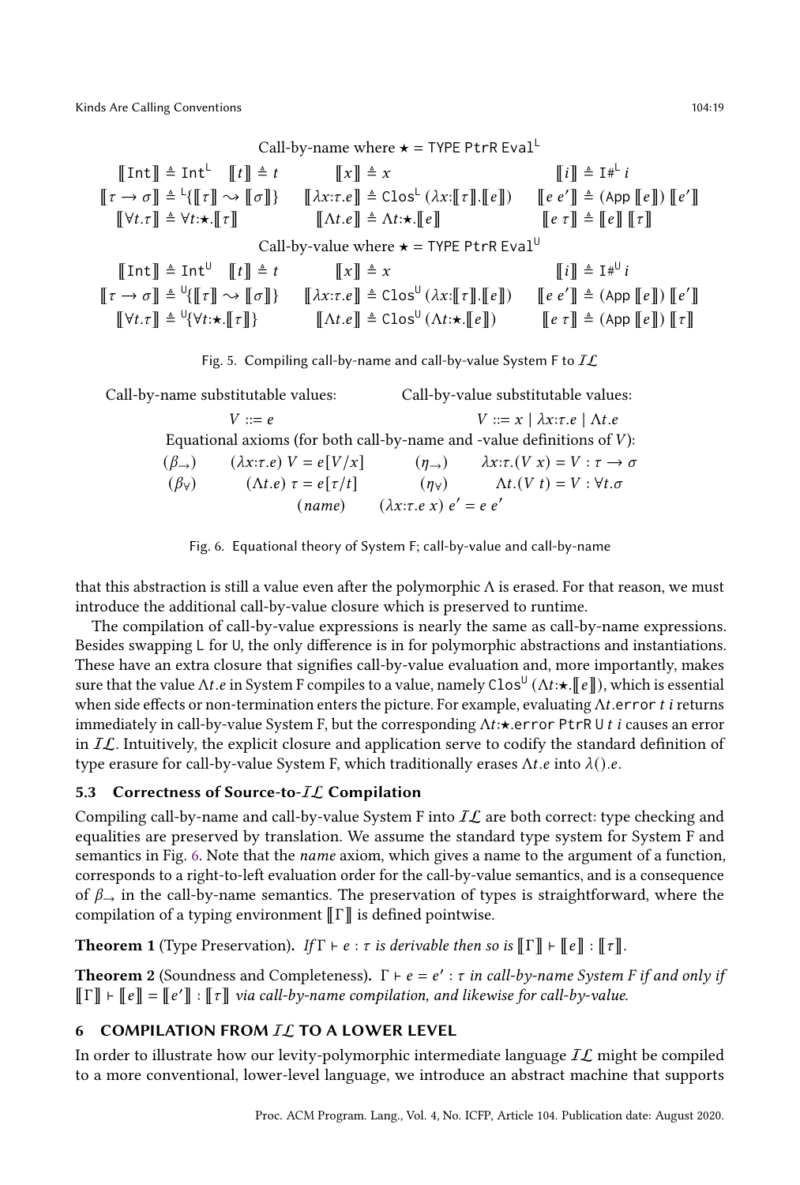Call-by-name where $\star = \texttt{TYPE PtrR Eval}^{\texttt{L}}$

$$
\begin{array}{llll}
[\![\texttt{Int}]\!] \triangleq \texttt{Int}^{\texttt{L}} \quad [\![t]\!] \triangleq t & [\![x]\!] \triangleq x & & [\![i]\!] \triangleq \texttt{I\#}^{\texttt{L}}\, i \\
[\![\tau \to \sigma]\!] \triangleq {}^{\texttt{L}}\{[\![\tau]\!] \rightsquigarrow [\![\sigma]\!]\} & [\![\lambda x{:}\tau.e]\!] \triangleq \texttt{Clos}^{\texttt{L}}\,(\lambda x{:}[\![\tau]\!].[\![e]\!]) & & [\![e\ e']\!] \triangleq (\texttt{App}\ [\![e]\!])\ [\![e']\!] \\
[\![\forall t.\tau]\!] \triangleq \forall t{:}\star.[\![\tau]\!] & [\![\Lambda t.e]\!] \triangleq \Lambda t{:}\star.[\![e]\!] & & [\![e\ \tau]\!] \triangleq [\![e]\!]\ [\![\tau]\!]
\end{array}
$$

Call-by-value where $\star = \texttt{TYPE PtrR Eval}^{\texttt{U}}$

$$
\begin{array}{llll}
[\![\texttt{Int}]\!] \triangleq \texttt{Int}^{\texttt{U}} \quad [\![t]\!] \triangleq t & [\![x]\!] \triangleq x & & [\![i]\!] \triangleq \texttt{I\#}^{\texttt{U}}\, i \\
[\![\tau \to \sigma]\!] \triangleq {}^{\texttt{U}}\{[\![\tau]\!] \rightsquigarrow [\![\sigma]\!]\} & [\![\lambda x{:}\tau.e]\!] \triangleq \texttt{Clos}^{\texttt{U}}\,(\lambda x{:}[\![\tau]\!].[\![e]\!]) & & [\![e\ e']\!] \triangleq (\texttt{App}\ [\![e]\!])\ [\![e']\!] \\
[\![\forall t.\tau]\!] \triangleq {}^{\texttt{U}}\{\forall t{:}\star.[\![\tau]\!]\} & [\![\Lambda t.e]\!] \triangleq \texttt{Clos}^{\texttt{U}}\,(\Lambda t{:}\star.[\![e]\!]) & & [\![e\ \tau]\!] \triangleq (\texttt{App}\ [\![e]\!])\ [\![\tau]\!]
\end{array}
$$

Fig. 5. Compiling call-by-name and call-by-value System F to $\mathcal{IL}$

Call-by-name substitutable values: $V ::= e$

Call-by-value substitutable values: $V ::= x \mid \lambda x{:}\tau.e \mid \Lambda t.e$

Equational axioms (for both call-by-name and -value definitions of $V$):

$$
\begin{array}{llll}
(\beta_\to) & (\lambda x{:}\tau.e)\ V = e[V/x] & (\eta_\to) & \lambda x{:}\tau.(V\ x) = V : \tau \to \sigma \\
(\beta_\forall) & (\Lambda t.e)\ \tau = e[\tau/t] & (\eta_\forall) & \Lambda t.(V\ t) = V : \forall t.\sigma \\
 & (name) & (\lambda x{:}\tau.e\ x)\ e' = e\ e' &
\end{array}
$$

Fig. 6. Equational theory of System F; call-by-value and call-by-name

that this abstraction is still a value even after the polymorphic $\Lambda$ is erased. For that reason, we must introduce the additional call-by-value closure which is preserved to runtime.

The compilation of call-by-value expressions is nearly the same as call-by-name expressions. Besides swapping L for U, the only difference is in for polymorphic abstractions and instantiations. These have an extra closure that signifies call-by-value evaluation and, more importantly, makes sure that the value $\Lambda t.e$ in System F compiles to a value, namely $\texttt{Clos}^{\texttt{U}}\,(\Lambda t{:}\star.[\![e]\!])$, which is essential when side effects or non-termination enters the picture. For example, evaluating $\Lambda t.\texttt{error}\ t\ i$ returns immediately in call-by-value System F, but the corresponding $\Lambda t{:}\star.\texttt{error PtrR U}\ t\ i$ causes an error in $\mathcal{IL}$. Intuitively, the explicit closure and application serve to codify the standard definition of type erasure for call-by-value System F, which traditionally erases $\Lambda t.e$ into $\lambda().e$.

### 5.3 Correctness of Source-to-$\mathcal{IL}$ Compilation

Compiling call-by-name and call-by-value System F into $\mathcal{IL}$ are both correct: type checking and equalities are preserved by translation. We assume the standard type system for System F and semantics in Fig. 6. Note that the *name* axiom, which gives a name to the argument of a function, corresponds to a right-to-left evaluation order for the call-by-value semantics, and is a consequence of $\beta_\to$ in the call-by-name semantics. The preservation of types is straightforward, where the compilation of a typing environment $[\![\Gamma]\!]$ is defined pointwise.

**Theorem 1** (Type Preservation). *If $\Gamma \vdash e : \tau$ is derivable then so is $[\![\Gamma]\!] \vdash [\![e]\!] : [\![\tau]\!]$.*

**Theorem 2** (Soundness and Completeness). *$\Gamma \vdash e = e' : \tau$ in call-by-name System F if and only if $[\![\Gamma]\!] \vdash [\![e]\!] = [\![e']\!] : [\![\tau]\!]$ via call-by-name compilation, and likewise for call-by-value.*

## 6 COMPILATION FROM $\mathcal{IL}$ TO A LOWER LEVEL

In order to illustrate how our levity-polymorphic intermediate language $\mathcal{IL}$ might be compiled to a more conventional, lower-level language, we introduce an abstract machine that supports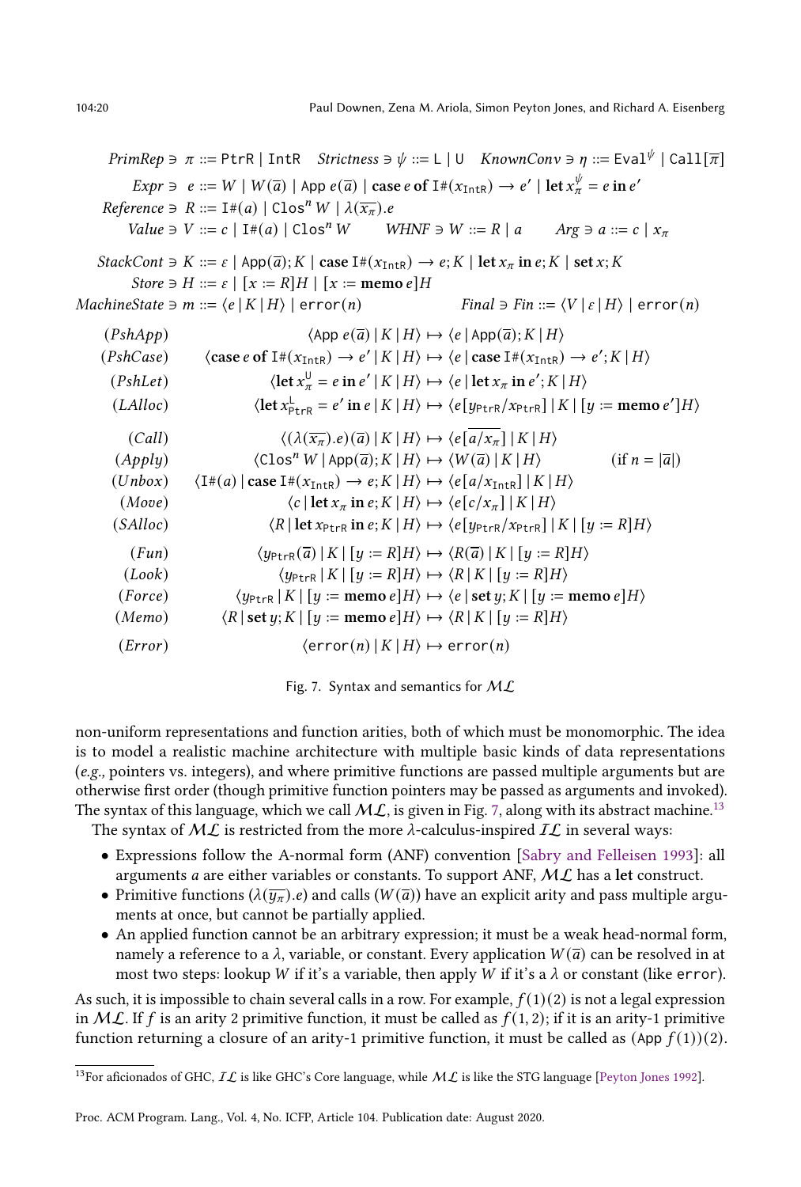$$
\begin{array}{rl}
\textit{PrimRep} \ni \pi ::= \mathsf{PtrR} \mid \mathsf{IntR} & \textit{Strictness} \ni \psi ::= \mathsf{L} \mid \mathsf{U} \quad \textit{KnownConv} \ni \eta ::= \mathsf{Eval}^{\psi} \mid \mathsf{Call}[\overline{\pi}] \\
\textit{Expr} \ni e ::= W \mid W(\overline{a}) \mid \mathsf{App}\ e(\overline{a}) \mid \textbf{case}\ e\ \textbf{of}\ \mathtt{I\#}(x_{\mathtt{IntR}}) \to e' \mid \textbf{let}\ x^{\psi}_{\pi} = e\ \textbf{in}\ e' & \\
\textit{Reference} \ni R ::= \mathtt{I\#}(a) \mid \mathsf{Clos}^{n}\ W \mid \lambda(\overline{x_{\pi}}).e & \\
\textit{Value} \ni V ::= c \mid \mathtt{I\#}(a) \mid \mathsf{Clos}^{n}\ W \qquad \textit{WHNF} \ni W ::= R \mid a \qquad \textit{Arg} \ni a ::= c \mid x_{\pi} & \\
\textit{StackCont} \ni K ::= \varepsilon \mid \mathsf{App}(\overline{a}); K \mid \textbf{case}\ \mathtt{I\#}(x_{\mathtt{IntR}}) \to e; K \mid \textbf{let}\ x_{\pi}\ \textbf{in}\ e; K \mid \textbf{set}\ x; K & \\
\textit{Store} \ni H ::= \varepsilon \mid [x := R]H \mid [x := \textbf{memo}\ e]H & \\
\textit{MachineState} \ni m ::= \langle e \mid K \mid H \rangle \mid \mathsf{error}(n) & \textit{Final} \ni \textit{Fin} ::= \langle V \mid \varepsilon \mid H \rangle \mid \mathsf{error}(n)
\end{array}
$$

$$
\begin{array}{rl}
(\textit{PshApp}) & \langle \mathsf{App}\ e(\overline{a}) \mid K \mid H \rangle \mapsto \langle e \mid \mathsf{App}(\overline{a}); K \mid H \rangle \\
(\textit{PshCase}) & \langle \textbf{case}\ e\ \textbf{of}\ \mathtt{I\#}(x_{\mathtt{IntR}}) \to e' \mid K \mid H \rangle \mapsto \langle e \mid \textbf{case}\ \mathtt{I\#}(x_{\mathtt{IntR}}) \to e'; K \mid H \rangle \\
(\textit{PshLet}) & \langle \textbf{let}\ x^{\mathsf{U}}_{\pi} = e\ \textbf{in}\ e' \mid K \mid H \rangle \mapsto \langle e \mid \textbf{let}\ x_{\pi}\ \textbf{in}\ e'; K \mid H \rangle \\
(\textit{LAlloc}) & \langle \textbf{let}\ x^{\mathsf{L}}_{\mathsf{PtrR}} = e'\ \textbf{in}\ e \mid K \mid H \rangle \mapsto \langle e[y_{\mathsf{PtrR}}/x_{\mathsf{PtrR}}] \mid K \mid [y := \textbf{memo}\ e']H \rangle \\
(\textit{Call}) & \langle (\lambda(\overline{x_{\pi}}).e)(\overline{a}) \mid K \mid H \rangle \mapsto \langle e[\overline{a/x_{\pi}}] \mid K \mid H \rangle \\
(\textit{Apply}) & \langle \mathsf{Clos}^{n}\ W \mid \mathsf{App}(\overline{a}); K \mid H \rangle \mapsto \langle W(\overline{a}) \mid K \mid H \rangle \qquad (\text{if } n = |\overline{a}|) \\
(\textit{Unbox}) & \langle \mathtt{I\#}(a) \mid \textbf{case}\ \mathtt{I\#}(x_{\mathtt{IntR}}) \to e; K \mid H \rangle \mapsto \langle e[a/x_{\mathtt{IntR}}] \mid K \mid H \rangle \\
(\textit{Move}) & \langle c \mid \textbf{let}\ x_{\pi}\ \textbf{in}\ e; K \mid H \rangle \mapsto \langle e[c/x_{\pi}] \mid K \mid H \rangle \\
(\textit{SAlloc}) & \langle R \mid \textbf{let}\ x_{\mathsf{PtrR}}\ \textbf{in}\ e; K \mid H \rangle \mapsto \langle e[y_{\mathsf{PtrR}}/x_{\mathsf{PtrR}}] \mid K \mid [y := R]H \rangle \\
(\textit{Fun}) & \langle y_{\mathsf{PtrR}}(\overline{a}) \mid K \mid [y := R]H \rangle \mapsto \langle R(\overline{a}) \mid K \mid [y := R]H \rangle \\
(\textit{Look}) & \langle y_{\mathsf{PtrR}} \mid K \mid [y := R]H \rangle \mapsto \langle R \mid K \mid [y := R]H \rangle \\
(\textit{Force}) & \langle y_{\mathsf{PtrR}} \mid K \mid [y := \textbf{memo}\ e]H \rangle \mapsto \langle e \mid \textbf{set}\ y; K \mid [y := \textbf{memo}\ e]H \rangle \\
(\textit{Memo}) & \langle R \mid \textbf{set}\ y; K \mid [y := \textbf{memo}\ e]H \rangle \mapsto \langle R \mid K \mid [y := R]H \rangle \\
(\textit{Error}) & \langle \mathsf{error}(n) \mid K \mid H \rangle \mapsto \mathsf{error}(n)
\end{array}
$$

Fig. 7. Syntax and semantics for $\mathcal{ML}$

non-uniform representations and function arities, both of which must be monomorphic. The idea is to model a realistic machine architecture with multiple basic kinds of data representations (*e.g.,* pointers vs. integers), and where primitive functions are passed multiple arguments but are otherwise first order (though primitive function pointers may be passed as arguments and invoked). The syntax of this language, which we call $\mathcal{ML}$, is given in Fig. 7, along with its abstract machine.[13]

The syntax of $\mathcal{ML}$ is restricted from the more $\lambda$-calculus-inspired $\mathcal{IL}$ in several ways:

- Expressions follow the A-normal form (ANF) convention [Sabry and Felleisen 1993]: all arguments $a$ are either variables or constants. To support ANF, $\mathcal{ML}$ has a **let** construct.
- Primitive functions ($\lambda(\overline{y_{\pi}}).e$) and calls ($W(\overline{a})$) have an explicit arity and pass multiple arguments at once, but cannot be partially applied.
- An applied function cannot be an arbitrary expression; it must be a weak head-normal form, namely a reference to a $\lambda$, variable, or constant. Every application $W(\overline{a})$ can be resolved in at most two steps: lookup $W$ if it's a variable, then apply $W$ if it's a $\lambda$ or constant (like error).

As such, it is impossible to chain several calls in a row. For example, $f(1)(2)$ is not a legal expression in $\mathcal{ML}$. If $f$ is an arity 2 primitive function, it must be called as $f(1,2)$; if it is an arity-1 primitive function returning a closure of an arity-1 primitive function, it must be called as $(\mathsf{App}\ f(1))(2)$.

[13] For aficionados of GHC, $\mathcal{IL}$ is like GHC's Core language, while $\mathcal{ML}$ is like the STG language [Peyton Jones 1992].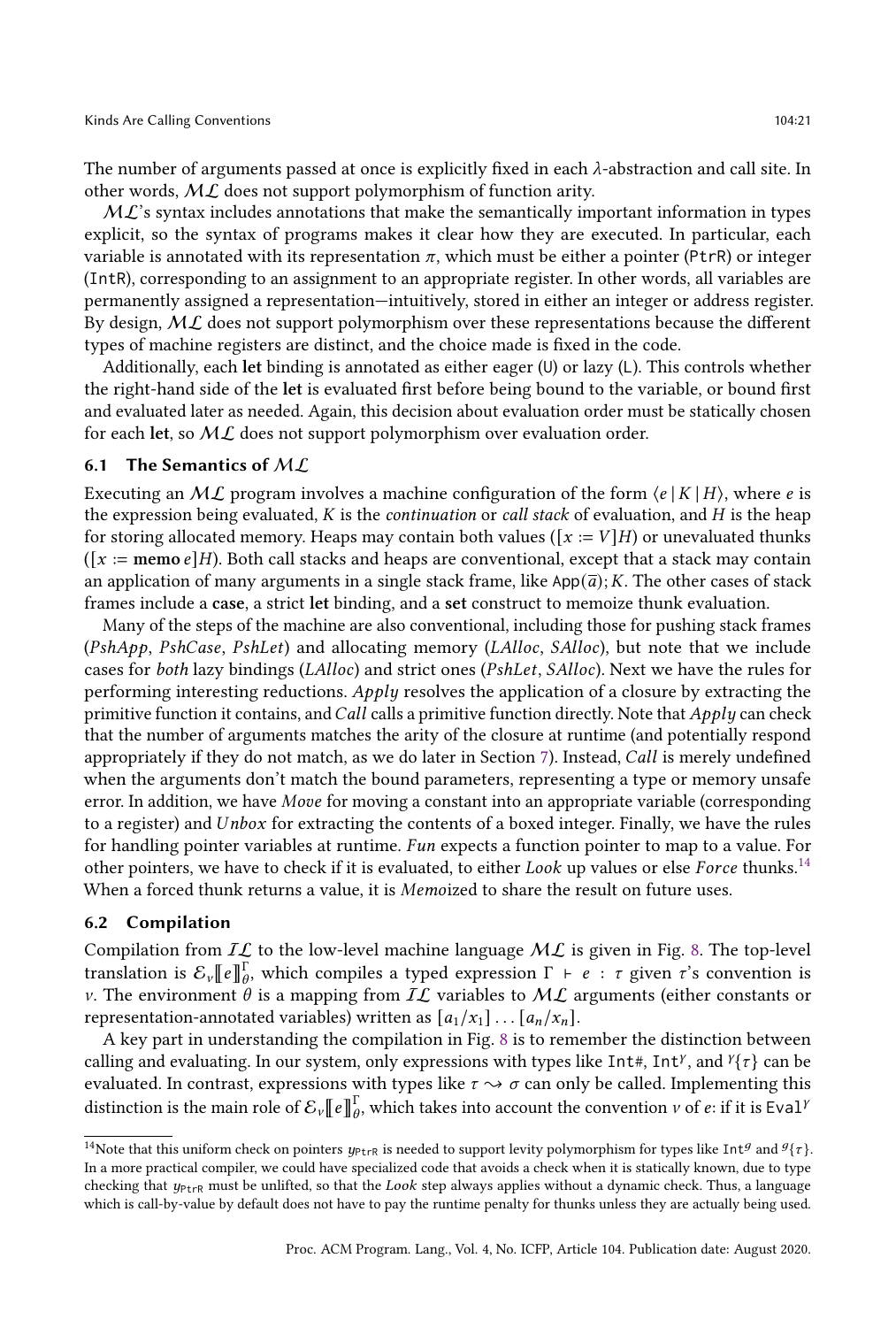The number of arguments passed at once is explicitly fixed in each $\lambda$-abstraction and call site. In other words, $\mathcal{ML}$ does not support polymorphism of function arity.

$\mathcal{ML}$'s syntax includes annotations that make the semantically important information in types explicit, so the syntax of programs makes it clear how they are executed. In particular, each variable is annotated with its representation $\pi$, which must be either a pointer (PtrR) or integer (IntR), corresponding to an assignment to an appropriate register. In other words, all variables are permanently assigned a representation—intuitively, stored in either an integer or address register. By design, $\mathcal{ML}$ does not support polymorphism over these representations because the different types of machine registers are distinct, and the choice made is fixed in the code.

Additionally, each **let** binding is annotated as either eager (U) or lazy (L). This controls whether the right-hand side of the **let** is evaluated first before being bound to the variable, or bound first and evaluated later as needed. Again, this decision about evaluation order must be statically chosen for each **let**, so $\mathcal{ML}$ does not support polymorphism over evaluation order.

### 6.1 The Semantics of $\mathcal{ML}$

Executing an $\mathcal{ML}$ program involves a machine configuration of the form $\langle e \,|\, K \,|\, H \rangle$, where $e$ is the expression being evaluated, $K$ is the *continuation* or *call stack* of evaluation, and $H$ is the heap for storing allocated memory. Heaps may contain both values ($[x := V]H$) or unevaluated thunks ($[x := \textbf{memo}\, e]H$). Both call stacks and heaps are conventional, except that a stack may contain an application of many arguments in a single stack frame, like $\mathsf{App}(\overline{a}); K$. The other cases of stack frames include a **case**, a strict **let** binding, and a **set** construct to memoize thunk evaluation.

Many of the steps of the machine are also conventional, including those for pushing stack frames (*PshApp*, *PshCase*, *PshLet*) and allocating memory (*LAlloc*, *SAlloc*), but note that we include cases for *both* lazy bindings (*LAlloc*) and strict ones (*PshLet*, *SAlloc*). Next we have the rules for performing interesting reductions. *Apply* resolves the application of a closure by extracting the primitive function it contains, and *Call* calls a primitive function directly. Note that *Apply* can check that the number of arguments matches the arity of the closure at runtime (and potentially respond appropriately if they do not match, as we do later in Section 7). Instead, *Call* is merely undefined when the arguments don't match the bound parameters, representing a type or memory unsafe error. In addition, we have *Move* for moving a constant into an appropriate variable (corresponding to a register) and *Unbox* for extracting the contents of a boxed integer. Finally, we have the rules for handling pointer variables at runtime. *Fun* expects a function pointer to map to a value. For other pointers, we have to check if it is evaluated, to either *Look* up values or else *Force* thunks.[14] When a forced thunk returns a value, it is *Memo*ized to share the result on future uses.

### 6.2 Compilation

Compilation from $\mathcal{IL}$ to the low-level machine language $\mathcal{ML}$ is given in Fig. 8. The top-level translation is $\mathcal{E}_{\nu}[\![e]\!]^{\Gamma}_{\theta}$, which compiles a typed expression $\Gamma \vdash e : \tau$ given $\tau$'s convention is $\nu$. The environment $\theta$ is a mapping from $\mathcal{IL}$ variables to $\mathcal{ML}$ arguments (either constants or representation-annotated variables) written as $[a_1/x_1] \dots [a_n/x_n]$.

A key part in understanding the compilation in Fig. 8 is to remember the distinction between calling and evaluating. In our system, only expressions with types like Int#, $\mathtt{Int}^{\gamma}$, and ${}^{\gamma}\{\tau\}$ can be evaluated. In contrast, expressions with types like $\tau \rightsquigarrow \sigma$ can only be called. Implementing this distinction is the main role of $\mathcal{E}_{\nu}[\![e]\!]^{\Gamma}_{\theta}$, which takes into account the convention $\nu$ of $e$: if it is $\mathtt{Eval}^{\gamma}$

[14] Note that this uniform check on pointers $y_{\mathsf{PtrR}}$ is needed to support levity polymorphism for types like $\mathtt{Int}^{g}$ and ${}^{g}\{\tau\}$. In a more practical compiler, we could have specialized code that avoids a check when it is statically known, due to type checking that $y_{\mathsf{PtrR}}$ must be unlifted, so that the *Look* step always applies without a dynamic check. Thus, a language which is call-by-value by default does not have to pay the runtime penalty for thunks unless they are actually being used.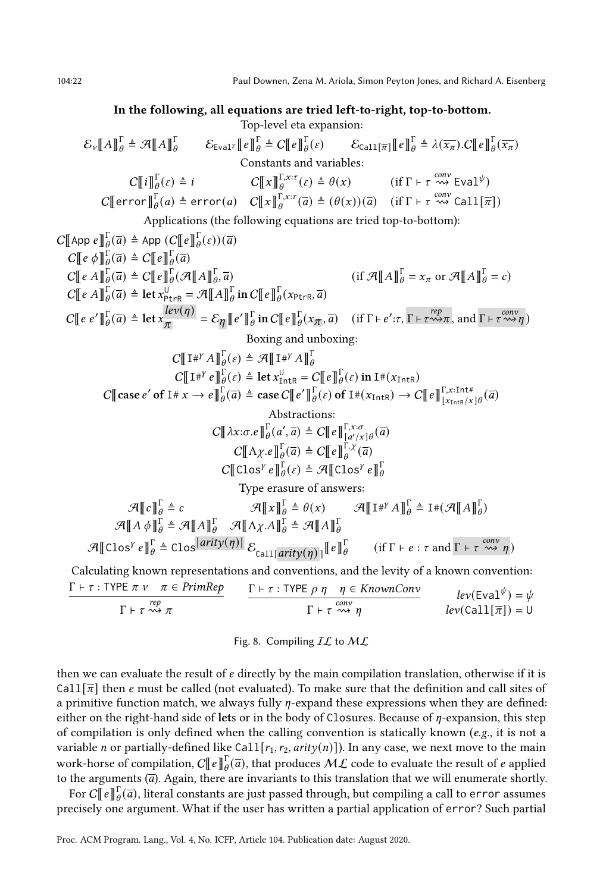**In the following, all equations are tried left-to-right, top-to-bottom.**

Top-level eta expansion:

$$\mathcal{E}_v[\![A]\!]^\Gamma_\theta \triangleq \mathcal{A}[\![A]\!]^\Gamma_\theta \qquad \mathcal{E}_{\texttt{Eval}^\nu}[\![e]\!]^\Gamma_\theta \triangleq \mathcal{C}[\![e]\!]^\Gamma_\theta(\varepsilon) \qquad \mathcal{E}_{\texttt{Call}[\overline{\pi}]}[\![e]\!]^\Gamma_\theta \triangleq \lambda(\overline{x_\pi}).\mathcal{C}[\![e]\!]^\Gamma_\theta(\overline{x_\pi})$$

Constants and variables:

$$\mathcal{C}[\![i]\!]^\Gamma_\theta(\varepsilon) \triangleq i \qquad \mathcal{C}[\![x]\!]^{\Gamma,x:\tau}_\theta(\varepsilon) \triangleq \theta(x) \qquad (\text{if } \Gamma \vdash \tau \overset{conv}{\rightsquigarrow} \texttt{Eval}^\psi)$$

$$\mathcal{C}[\![\texttt{error}]\!]^\Gamma_\theta(a) \triangleq \texttt{error}(a) \quad \mathcal{C}[\![x]\!]^{\Gamma,x:\tau}_\theta(\overline{a}) \triangleq (\theta(x))(\overline{a}) \quad (\text{if } \Gamma \vdash \tau \overset{conv}{\rightsquigarrow} \texttt{Call}[\overline{\pi}])$$

Applications (the following equations are tried top-to-bottom):

$$\mathcal{C}[\![\texttt{App}\ e]\!]^\Gamma_\theta(\overline{a}) \triangleq \texttt{App}\ (\mathcal{C}[\![e]\!]^\Gamma_\theta(\varepsilon))(\overline{a})$$

$$\mathcal{C}[\![e\ \phi]\!]^\Gamma_\theta(\overline{a}) \triangleq \mathcal{C}[\![e]\!]^\Gamma_\theta(\overline{a})$$

$$\mathcal{C}[\![e\ A]\!]^\Gamma_\theta(\overline{a}) \triangleq \mathcal{C}[\![e]\!]^\Gamma_\theta(\mathcal{A}[\![A]\!]^\Gamma_\theta, \overline{a}) \qquad (\text{if } \mathcal{A}[\![A]\!]^\Gamma_\theta = x_\pi \text{ or } \mathcal{A}[\![A]\!]^\Gamma_\theta = c)$$

$$\mathcal{C}[\![e\ A]\!]^\Gamma_\theta(\overline{a}) \triangleq \mathbf{let}\ x^{\texttt{U}}_{\texttt{PtrR}} = \mathcal{A}[\![A]\!]^\Gamma_\theta\ \mathbf{in}\ \mathcal{C}[\![e]\!]^\Gamma_\theta(x_{\texttt{PtrR}}, \overline{a})$$

$$\mathcal{C}[\![e\ e']\!]^\Gamma_\theta(\overline{a}) \triangleq \mathbf{let}\ x^{lev(\eta)}_{\pi} = \mathcal{E}_\eta[\![e']\!]^\Gamma_\theta\ \mathbf{in}\ \mathcal{C}[\![e]\!]^\Gamma_\theta(x_\pi, \overline{a}) \quad (\text{if } \Gamma \vdash e' : \tau,\ \Gamma \vdash \tau \overset{rep}{\rightsquigarrow} \pi, \text{ and } \Gamma \vdash \tau \overset{conv}{\rightsquigarrow} \eta)$$

Boxing and unboxing:

$$\mathcal{C}[\![\texttt{I\#}^\gamma\ A]\!]^\Gamma_\theta(\varepsilon) \triangleq \mathcal{A}[\![\texttt{I\#}^\gamma\ A]\!]^\Gamma_\theta$$

$$\mathcal{C}[\![\texttt{I\#}^\gamma\ e]\!]^\Gamma_\theta(\varepsilon) \triangleq \mathbf{let}\ x^{\texttt{U}}_{\texttt{IntR}} = \mathcal{C}[\![e]\!]^\Gamma_\theta(\varepsilon)\ \mathbf{in}\ \texttt{I\#}(x_{\texttt{IntR}})$$

$$\mathcal{C}[\![\mathbf{case}\ e'\ \mathbf{of}\ \texttt{I\#}\ x \to e]\!]^\Gamma_\theta(\overline{a}) \triangleq \mathbf{case}\ \mathcal{C}[\![e']\!]^\Gamma_\theta(\varepsilon)\ \mathbf{of}\ \texttt{I\#}(x_{\texttt{IntR}}) \to \mathcal{C}[\![e]\!]^{\Gamma,x:\texttt{Int\#}}_{[x_{\texttt{IntR}}/x]\theta}(\overline{a})$$

Abstractions:

$$\mathcal{C}[\![\lambda x{:}\sigma.e]\!]^\Gamma_\theta(a', \overline{a}) \triangleq \mathcal{C}[\![e]\!]^{\Gamma,x:\sigma}_{[a'/x]\theta}(\overline{a})$$

$$\mathcal{C}[\![\Lambda\chi.e]\!]^\Gamma_\theta(\overline{a}) \triangleq \mathcal{C}[\![e]\!]^{\Gamma,\chi}_\theta(\overline{a})$$

$$\mathcal{C}[\![\texttt{Clos}^\gamma\ e]\!]^\Gamma_\theta(\varepsilon) \triangleq \mathcal{A}[\![\texttt{Clos}^\gamma\ e]\!]^\Gamma_\theta$$

Type erasure of answers:

$$\mathcal{A}[\![c]\!]^\Gamma_\theta \triangleq c \qquad \mathcal{A}[\![x]\!]^\Gamma_\theta \triangleq \theta(x) \qquad \mathcal{A}[\![\texttt{I\#}^\gamma\ A]\!]^\Gamma_\theta \triangleq \texttt{I\#}(\mathcal{A}[\![A]\!]^\Gamma_\theta)$$

$$\mathcal{A}[\![A\ \phi]\!]^\Gamma_\theta \triangleq \mathcal{A}[\![A]\!]^\Gamma_\theta \qquad \mathcal{A}[\![\Lambda\chi.A]\!]^\Gamma_\theta \triangleq \mathcal{A}[\![A]\!]^\Gamma_\theta$$

$$\mathcal{A}[\![\texttt{Clos}^\gamma\ e]\!]^\Gamma_\theta \triangleq \texttt{Clos}^{|arity(\eta)|}\ \mathcal{E}_{\texttt{Call}[arity(\eta)]}[\![e]\!]^\Gamma_\theta \qquad (\text{if } \Gamma \vdash e : \tau \text{ and } \Gamma \vdash \tau \overset{conv}{\rightsquigarrow} \eta)$$

Calculating known representations and conventions, and the levity of a known convention:

$$\frac{\Gamma \vdash \tau : \texttt{TYPE}\ \pi\ \nu \quad \pi \in PrimRep}{\Gamma \vdash \tau \overset{rep}{\rightsquigarrow} \pi} \qquad \frac{\Gamma \vdash \tau : \texttt{TYPE}\ \rho\ \eta \quad \eta \in KnownConv}{\Gamma \vdash \tau \overset{conv}{\rightsquigarrow} \eta} \qquad \begin{array}{l} lev(\texttt{Eval}^\psi) = \psi \\ lev(\texttt{Call}[\overline{\pi}]) = \texttt{U} \end{array}$$

Fig. 8. Compiling $\mathcal{IL}$ to $\mathcal{ML}$

then we can evaluate the result of $e$ directly by the main compilation translation, otherwise if it is $\texttt{Call}[\overline{\pi}]$ then $e$ must be called (not evaluated). To make sure that the definition and call sites of a primitive function match, we always fully $\eta$-expand these expressions when they are defined: either on the right-hand side of **let**s or in the body of Closures. Because of $\eta$-expansion, this step of compilation is only defined when the calling convention is statically known (*e.g.,* it is not a variable $n$ or partially-defined like $\texttt{Call}[r_1, r_2, arity(n)]$). In any case, we next move to the main work-horse of compilation, $\mathcal{C}[\![e]\!]^\Gamma_\theta(\overline{a})$, that produces $\mathcal{ML}$ code to evaluate the result of $e$ applied to the arguments $(\overline{a})$. Again, there are invariants to this translation that we will enumerate shortly.

For $\mathcal{C}[\![e]\!]^\Gamma_\theta(\overline{a})$, literal constants are just passed through, but compiling a call to `error` assumes precisely one argument. What if the user has written a partial application of `error`? Such partial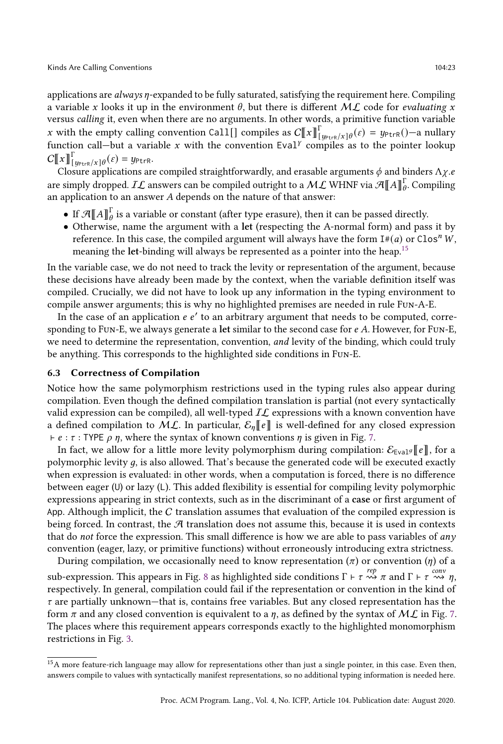applications are *always* $\eta$-expanded to be fully saturated, satisfying the requirement here. Compiling a variable $x$ looks it up in the environment $\theta$, but there is different $\mathcal{ML}$ code for *evaluating* $x$ versus *calling* it, even when there are no arguments. In other words, a primitive function variable $x$ with the empty calling convention $\texttt{Call}[]$ compiles as $\mathcal{C}[\![x]\!]^{\Gamma}_{[y_{\texttt{PtrR}}/x]\theta}(\varepsilon) = y_{\texttt{PtrR}}()$—a nullary function call—but a variable $x$ with the convention $\texttt{Eval}^{\gamma}$ compiles as to the pointer lookup $\mathcal{C}[\![x]\!]^{\Gamma}_{[y_{\texttt{PtrR}}/x]\theta}(\varepsilon) = y_{\texttt{PtrR}}$.

Closure applications are compiled straightforwardly, and erasable arguments $\phi$ and binders $\Lambda\chi.e$ are simply dropped. $\mathcal{IL}$ answers can be compiled outright to a $\mathcal{ML}$ WHNF via $\mathcal{A}[\![A]\!]^{\Gamma}_{\theta}$. Compiling an application to an answer $A$ depends on the nature of that answer:

- If $\mathcal{A}[\![A]\!]^{\Gamma}_{\theta}$ is a variable or constant (after type erasure), then it can be passed directly.
- Otherwise, name the argument with a **let** (respecting the A-normal form) and pass it by reference. In this case, the compiled argument will always have the form $\texttt{I\#}(a)$ or $\texttt{Clos}^{n}\,W$, meaning the **let**-binding will always be represented as a pointer into the heap.[15]

In the variable case, we do not need to track the levity or representation of the argument, because these decisions have already been made by the context, when the variable definition itself was compiled. Crucially, we did not have to look up any information in the typing environment to compile answer arguments; this is why no highlighted premises are needed in rule Fun-A-E.

In the case of an application $e\ e'$ to an arbitrary argument that needs to be computed, corresponding to Fun-E, we always generate a **let** similar to the second case for $e\ A$. However, for Fun-E, we need to determine the representation, convention, *and* levity of the binding, which could truly be anything. This corresponds to the highlighted side conditions in Fun-E.

### 6.3 Correctness of Compilation

Notice how the same polymorphism restrictions used in the typing rules also appear during compilation. Even though the defined compilation translation is partial (not every syntactically valid expression can be compiled), all well-typed $\mathcal{IL}$ expressions with a known convention have a defined compilation to $\mathcal{ML}$. In particular, $\mathcal{E}_{\eta}[\![e]\!]$ is well-defined for any closed expression $\vdash e : \tau : \texttt{TYPE}\ \rho\ \eta$, where the syntax of known conventions $\eta$ is given in Fig. 7.

In fact, we allow for a little more levity polymorphism during compilation: $\mathcal{E}_{\texttt{Eval}^{g}}[\![e]\!]$, for a polymorphic levity $g$, is also allowed. That's because the generated code will be executed exactly when expression is evaluated: in other words, when a computation is forced, there is no difference between eager (U) or lazy (L). This added flexibility is essential for compiling levity polymorphic expressions appearing in strict contexts, such as in the discriminant of a **case** or first argument of App. Although implicit, the $\mathcal{C}$ translation assumes that evaluation of the compiled expression is being forced. In contrast, the $\mathcal{A}$ translation does not assume this, because it is used in contexts that do *not* force the expression. This small difference is how we are able to pass variables of *any* convention (eager, lazy, or primitive functions) without erroneously introducing extra strictness.

During compilation, we occasionally need to know representation ($\pi$) or convention ($\eta$) of a sub-expression. This appears in Fig. 8 as highlighted side conditions $\Gamma \vdash \tau \overset{rep}{\rightsquigarrow} \pi$ and $\Gamma \vdash \tau \overset{conv}{\rightsquigarrow} \eta$, respectively. In general, compilation could fail if the representation or convention in the kind of $\tau$ are partially unknown—that is, contains free variables. But any closed representation has the form $\pi$ and any closed convention is equivalent to a $\eta$, as defined by the syntax of $\mathcal{ML}$ in Fig. 7. The places where this requirement appears corresponds exactly to the highlighted monomorphism restrictions in Fig. 3.

[15] A more feature-rich language may allow for representations other than just a single pointer, in this case. Even then, answers compile to values with syntactically manifest representations, so no additional typing information is needed here.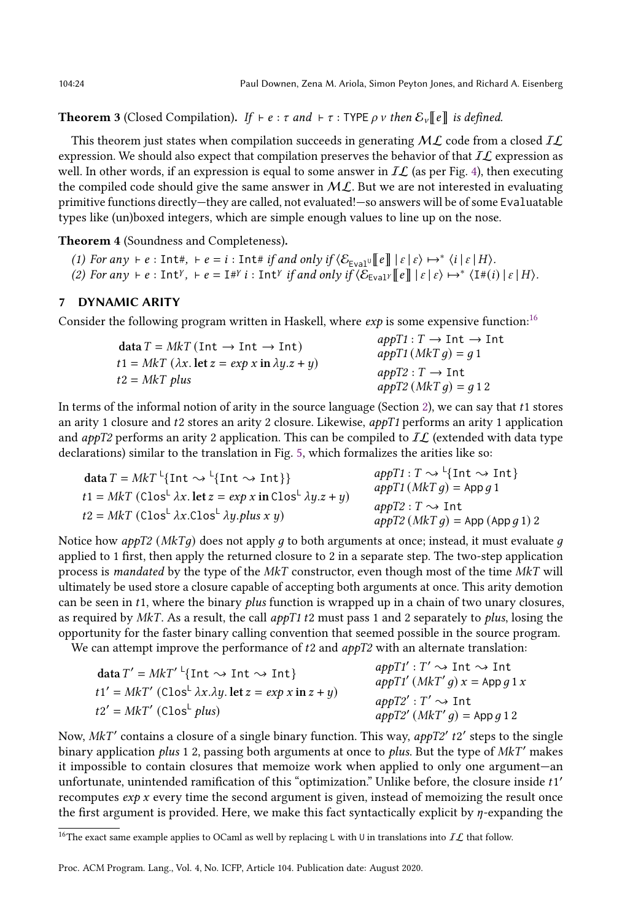**Theorem 3** (Closed Compilation). *If* $\vdash e : \tau$ *and* $\vdash \tau : \mathsf{TYPE}\ \rho\ \nu$ *then* $\mathcal{E}_\nu[\![e]\!]$ *is defined.*

This theorem just states when compilation succeeds in generating $\mathcal{ML}$ code from a closed $\mathcal{IL}$ expression. We should also expect that compilation preserves the behavior of that $\mathcal{IL}$ expression as well. In other words, if an expression is equal to some answer in $\mathcal{IL}$ (as per Fig. 4), then executing the compiled code should give the same answer in $\mathcal{ML}$. But we are not interested in evaluating primitive functions directly—they are called, not evaluated!—so answers will be of some `Evaluatable` types like (un)boxed integers, which are simple enough values to line up on the nose.

**Theorem 4** (Soundness and Completeness).

*(1) For any* $\vdash e : \mathtt{Int\#}$, $\vdash e = i : \mathtt{Int\#}$ *if and only if* $\langle \mathcal{E}_{\mathtt{Eval}^{\mathsf{U}}}[\![e]\!] \mid \varepsilon \mid \varepsilon \rangle \mapsto^* \langle i \mid \varepsilon \mid H \rangle$.
*(2) For any* $\vdash e : \mathtt{Int}^\gamma$, $\vdash e = \mathtt{I\#}^\gamma\, i : \mathtt{Int}^\gamma$ *if and only if* $\langle \mathcal{E}_{\mathtt{Eval}^\gamma}[\![e]\!] \mid \varepsilon \mid \varepsilon \rangle \mapsto^* \langle \mathtt{I\#}(i) \mid \varepsilon \mid H \rangle$.

## 7 DYNAMIC ARITY

Consider the following program written in Haskell, where *exp* is some expensive function:[16]

$$
\begin{array}{ll}
\textbf{data}\ T = MkT\ (\mathtt{Int} \to \mathtt{Int} \to \mathtt{Int}) & appT1 : T \to \mathtt{Int} \to \mathtt{Int} \\
t1 = MkT\ (\lambda x.\,\textbf{let}\ z = exp\ x\ \textbf{in}\ \lambda y.z + y) & appT1\ (MkT\ g) = g\ 1 \\
t2 = MkT\ plus & appT2 : T \to \mathtt{Int} \\
 & appT2\ (MkT\ g) = g\ 1\ 2
\end{array}
$$

In terms of the informal notion of arity in the source language (Section 2), we can say that $t1$ stores an arity 1 closure and $t2$ stores an arity 2 closure. Likewise, *appT1* performs an arity 1 application and *appT2* performs an arity 2 application. This can be compiled to $\mathcal{IL}$ (extended with data type declarations) similar to the translation in Fig. 5, which formalizes the arities like so:

$$
\begin{array}{ll}
\textbf{data}\ T = MkT\ {}^{\mathsf{L}}\{\mathtt{Int} \rightsquigarrow {}^{\mathsf{L}}\{\mathtt{Int} \rightsquigarrow \mathtt{Int}\}\} & appT1 : T \rightsquigarrow {}^{\mathsf{L}}\{\mathtt{Int} \rightsquigarrow \mathtt{Int}\} \\
t1 = MkT\ (\mathtt{Clos}^{\mathsf{L}}\ \lambda x.\,\textbf{let}\ z = exp\ x\ \textbf{in}\ \mathtt{Clos}^{\mathsf{L}}\ \lambda y.z + y) & appT1\ (MkT\ g) = \mathsf{App}\ g\ 1 \\
t2 = MkT\ (\mathtt{Clos}^{\mathsf{L}}\ \lambda x.\mathtt{Clos}^{\mathsf{L}}\ \lambda y.plus\ x\ y) & appT2 : T \rightsquigarrow \mathtt{Int} \\
 & appT2\ (MkT\ g) = \mathsf{App}\ (\mathsf{App}\ g\ 1)\ 2
\end{array}
$$

Notice how *appT2* $(MkT g)$ does not apply $g$ to both arguments at once; instead, it must evaluate $g$ applied to 1 first, then apply the returned closure to 2 in a separate step. The two-step application process is *mandated* by the type of the *MkT* constructor, even though most of the time *MkT* will ultimately be used store a closure capable of accepting both arguments at once. This arity demotion can be seen in $t1$, where the binary *plus* function is wrapped up in a chain of two unary closures, as required by *MkT*. As a result, the call *appT1* $t2$ must pass 1 and 2 separately to *plus*, losing the opportunity for the faster binary calling convention that seemed possible in the source program.

We can attempt improve the performance of $t2$ and *appT2* with an alternate translation:

$$
\begin{array}{ll}
\textbf{data}\ T' = MkT'\ {}^{\mathsf{L}}\{\mathtt{Int} \rightsquigarrow \mathtt{Int} \rightsquigarrow \mathtt{Int}\} & appT1' : T' \rightsquigarrow \mathtt{Int} \rightsquigarrow \mathtt{Int} \\
t1' = MkT'\ (\mathtt{Clos}^{\mathsf{L}}\ \lambda x.\lambda y.\,\textbf{let}\ z = exp\ x\ \textbf{in}\ z + y) & appT1'\ (MkT'\ g)\ x = \mathsf{App}\ g\ 1\ x \\
t2' = MkT'\ (\mathtt{Clos}^{\mathsf{L}}\ plus) & appT2' : T' \rightsquigarrow \mathtt{Int} \\
 & appT2'\ (MkT'\ g) = \mathsf{App}\ g\ 1\ 2
\end{array}
$$

Now, $MkT'$ contains a closure of a single binary function. This way, $appT2'\ t2'$ steps to the single binary application *plus* 1 2, passing both arguments at once to *plus*. But the type of $MkT'$ makes it impossible to contain closures that memoize work when applied to only one argument—an unfortunate, unintended ramification of this "optimization." Unlike before, the closure inside $t1'$ recomputes *exp x* every time the second argument is given, instead of memoizing the result once the first argument is provided. Here, we make this fact syntactically explicit by $\eta$-expanding the

[16] The exact same example applies to OCaml as well by replacing L with U in translations into $\mathcal{IL}$ that follow.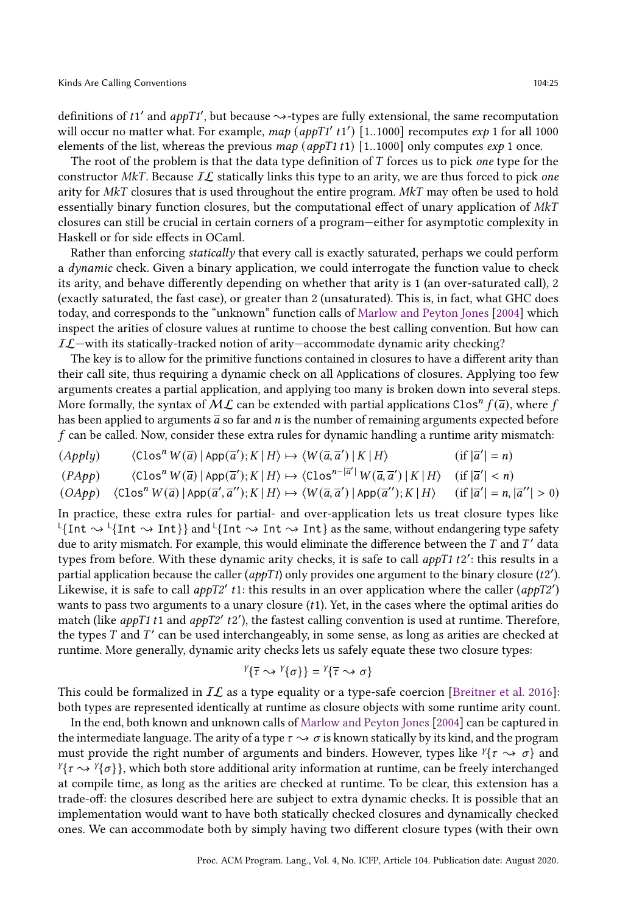definitions of $t1'$ and $appT1'$, but because $\rightsquigarrow$-types are fully extensional, the same recomputation will occur no matter what. For example, $map\ (appT1'\ t1')\ [1..1000]$ recomputes $exp\ 1$ for all 1000 elements of the list, whereas the previous $map\ (appT1\ t1)\ [1..1000]$ only computes $exp\ 1$ once.

The root of the problem is that the data type definition of $T$ forces us to pick *one* type for the constructor $MkT$. Because $\mathcal{IL}$ statically links this type to an arity, we are thus forced to pick *one* arity for $MkT$ closures that is used throughout the entire program. $MkT$ may often be used to hold essentially binary function closures, but the computational effect of unary application of $MkT$ closures can still be crucial in certain corners of a program—either for asymptotic complexity in Haskell or for side effects in OCaml.

Rather than enforcing *statically* that every call is exactly saturated, perhaps we could perform a *dynamic* check. Given a binary application, we could interrogate the function value to check its arity, and behave differently depending on whether that arity is 1 (an over-saturated call), 2 (exactly saturated, the fast case), or greater than 2 (unsaturated). This is, in fact, what GHC does today, and corresponds to the "unknown" function calls of Marlow and Peyton Jones [2004] which inspect the arities of closure values at runtime to choose the best calling convention. But how can $\mathcal{IL}$—with its statically-tracked notion of arity—accommodate dynamic arity checking?

The key is to allow for the primitive functions contained in closures to have a different arity than their call site, thus requiring a dynamic check on all Applications of closures. Applying too few arguments creates a partial application, and applying too many is broken down into several steps. More formally, the syntax of $\mathcal{ML}$ can be extended with partial applications $\mathtt{Clos}^n\ f(\overline{a})$, where $f$ has been applied to arguments $\overline{a}$ so far and $n$ is the number of remaining arguments expected before $f$ can be called. Now, consider these extra rules for dynamic handling a runtime arity mismatch:

$$
\begin{array}{llr}
(Apply) & \langle \mathtt{Clos}^n\ W(\overline{a}) \mid \mathsf{App}(\overline{a}'); K \mid H \rangle \mapsto \langle W(\overline{a}, \overline{a}') \mid K \mid H \rangle & (\text{if } |\overline{a}'| = n) \\
(PApp) & \langle \mathtt{Clos}^n\ W(\overline{a}) \mid \mathsf{App}(\overline{a}'); K \mid H \rangle \mapsto \langle \mathtt{Clos}^{n-|\overline{a}'|}\ W(\overline{a}, \overline{a}') \mid K \mid H \rangle & (\text{if } |\overline{a}'| < n) \\
(OApp) & \langle \mathtt{Clos}^n\ W(\overline{a}) \mid \mathsf{App}(\overline{a}', \overline{a}''); K \mid H \rangle \mapsto \langle W(\overline{a}, \overline{a}') \mid \mathsf{App}(\overline{a}''); K \mid H \rangle & (\text{if } |\overline{a}'| = n, |\overline{a}''| > 0)
\end{array}
$$

In practice, these extra rules for partial- and over-application lets us treat closure types like ${}^{\mathsf{L}}\{\mathtt{Int} \rightsquigarrow {}^{\mathsf{L}}\{\mathtt{Int} \rightsquigarrow \mathtt{Int}\}\}$ and ${}^{\mathsf{L}}\{\mathtt{Int} \rightsquigarrow \mathtt{Int} \rightsquigarrow \mathtt{Int}\}$ as the same, without endangering type safety due to arity mismatch. For example, this would eliminate the difference between the $T$ and $T'$ data types from before. With these dynamic arity checks, it is safe to call $appT1\ t2'$: this results in a partial application because the caller ($appT1$) only provides one argument to the binary closure ($t2'$). Likewise, it is safe to call $appT2'\ t1$: this results in an over application where the caller ($appT2'$) wants to pass two arguments to a unary closure ($t1$). Yet, in the cases where the optimal arities do match (like $appT1\ t1$ and $appT2'\ t2'$), the fastest calling convention is used at runtime. Therefore, the types $T$ and $T'$ can be used interchangeably, in some sense, as long as arities are checked at runtime. More generally, dynamic arity checks lets us safely equate these two closure types:

$$
{}^{Y}\{\overline{\tau} \rightsquigarrow {}^{Y}\{\sigma\}\} = {}^{Y}\{\overline{\tau} \rightsquigarrow \sigma\}
$$

This could be formalized in $\mathcal{IL}$ as a type equality or a type-safe coercion [Breitner et al. 2016]: both types are represented identically at runtime as closure objects with some runtime arity count.

In the end, both known and unknown calls of Marlow and Peyton Jones [2004] can be captured in the intermediate language. The arity of a type $\tau \rightsquigarrow \sigma$ is known statically by its kind, and the program must provide the right number of arguments and binders. However, types like ${}^{Y}\{\tau \rightsquigarrow \sigma\}$ and ${}^{Y}\{\tau \rightsquigarrow {}^{Y}\{\sigma\}\}$, which both store additional arity information at runtime, can be freely interchanged at compile time, as long as the arities are checked at runtime. To be clear, this extension has a trade-off: the closures described here are subject to extra dynamic checks. It is possible that an implementation would want to have both statically checked closures and dynamically checked ones. We can accommodate both by simply having two different closure types (with their own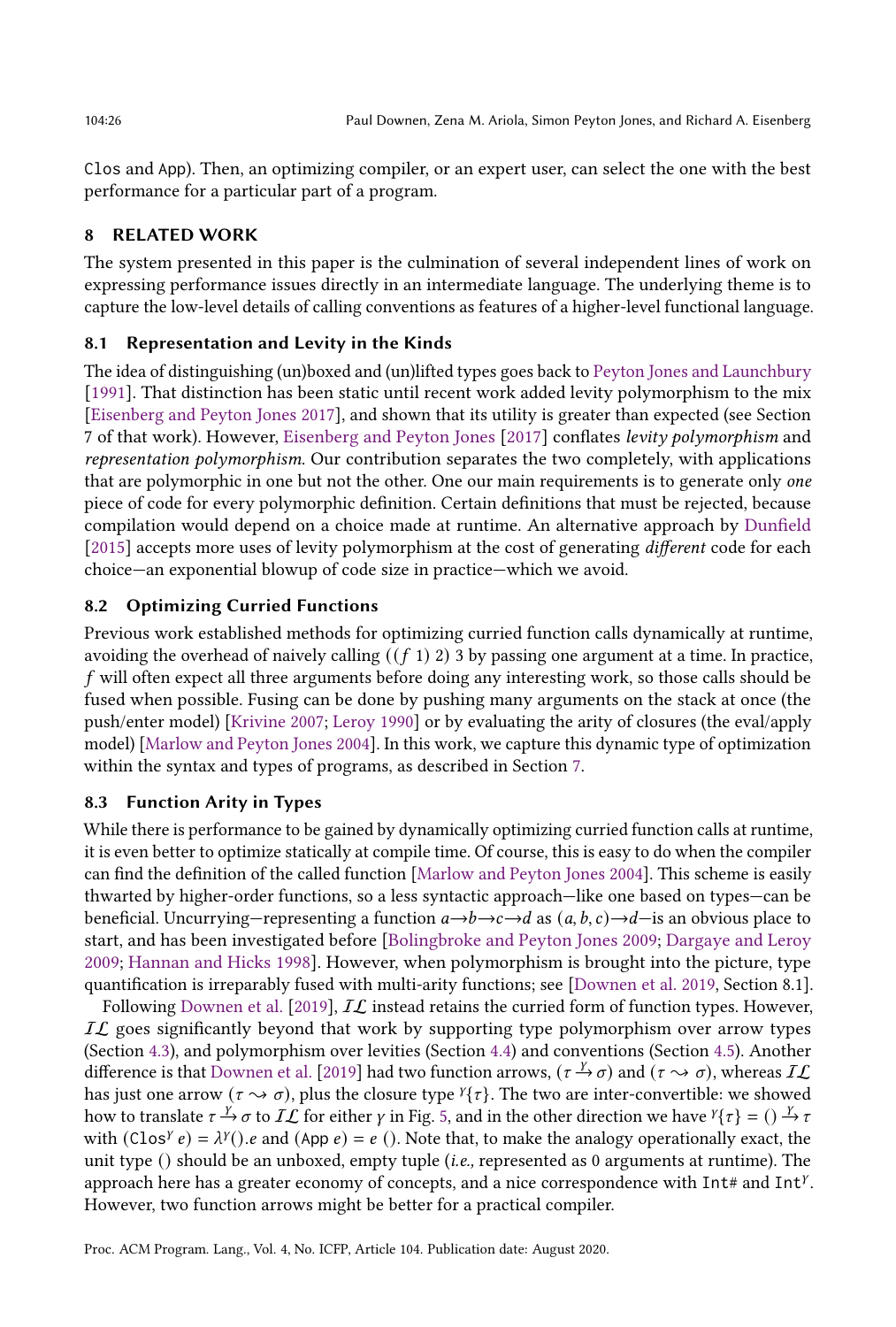Clos and App). Then, an optimizing compiler, or an expert user, can select the one with the best performance for a particular part of a program.

## 8 RELATED WORK

The system presented in this paper is the culmination of several independent lines of work on expressing performance issues directly in an intermediate language. The underlying theme is to capture the low-level details of calling conventions as features of a higher-level functional language.

### 8.1 Representation and Levity in the Kinds

The idea of distinguishing (un)boxed and (un)lifted types goes back to Peyton Jones and Launchbury [1991]. That distinction has been static until recent work added levity polymorphism to the mix [Eisenberg and Peyton Jones 2017], and shown that its utility is greater than expected (see Section 7 of that work). However, Eisenberg and Peyton Jones [2017] conflates *levity polymorphism* and *representation polymorphism*. Our contribution separates the two completely, with applications that are polymorphic in one but not the other. One our main requirements is to generate only *one* piece of code for every polymorphic definition. Certain definitions that must be rejected, because compilation would depend on a choice made at runtime. An alternative approach by Dunfield [2015] accepts more uses of levity polymorphism at the cost of generating *different* code for each choice—an exponential blowup of code size in practice—which we avoid.

### 8.2 Optimizing Curried Functions

Previous work established methods for optimizing curried function calls dynamically at runtime, avoiding the overhead of naively calling $((f\ 1)\ 2)\ 3$ by passing one argument at a time. In practice, $f$ will often expect all three arguments before doing any interesting work, so those calls should be fused when possible. Fusing can be done by pushing many arguments on the stack at once (the push/enter model) [Krivine 2007; Leroy 1990] or by evaluating the arity of closures (the eval/apply model) [Marlow and Peyton Jones 2004]. In this work, we capture this dynamic type of optimization within the syntax and types of programs, as described in Section 7.

### 8.3 Function Arity in Types

While there is performance to be gained by dynamically optimizing curried function calls at runtime, it is even better to optimize statically at compile time. Of course, this is easy to do when the compiler can find the definition of the called function [Marlow and Peyton Jones 2004]. This scheme is easily thwarted by higher-order functions, so a less syntactic approach—like one based on types—can be beneficial. Uncurrying—representing a function $a \to b \to c \to d$ as $(a, b, c) \to d$—is an obvious place to start, and has been investigated before [Bolingbroke and Peyton Jones 2009; Dargaye and Leroy 2009; Hannan and Hicks 1998]. However, when polymorphism is brought into the picture, type quantification is irreparably fused with multi-arity functions; see [Downen et al. 2019, Section 8.1].

Following Downen et al. [2019], $\mathcal{IL}$ instead retains the curried form of function types. However, $\mathcal{IL}$ goes significantly beyond that work by supporting type polymorphism over arrow types (Section 4.3), and polymorphism over levities (Section 4.4) and conventions (Section 4.5). Another difference is that Downen et al. [2019] had two function arrows, $(\tau \xrightarrow{\gamma} \sigma)$ and $(\tau \rightsquigarrow \sigma)$, whereas $\mathcal{IL}$ has just one arrow $(\tau \rightsquigarrow \sigma)$, plus the closure type ${}^{\gamma}\{\tau\}$. The two are inter-convertible: we showed how to translate $\tau \xrightarrow{\gamma} \sigma$ to $\mathcal{IL}$ for either $\gamma$ in Fig. 5, and in the other direction we have ${}^{\gamma}\{\tau\} = () \xrightarrow{\gamma} \tau$ with $(\text{Clos}^{\gamma}\ e) = \lambda^{\gamma}().e$ and $(\text{App}\ e) = e\ ()$. Note that, to make the analogy operationally exact, the unit type $()$ should be an unboxed, empty tuple (*i.e.,* represented as 0 arguments at runtime). The approach here has a greater economy of concepts, and a nice correspondence with Int# and $\text{Int}^{\gamma}$. However, two function arrows might be better for a practical compiler.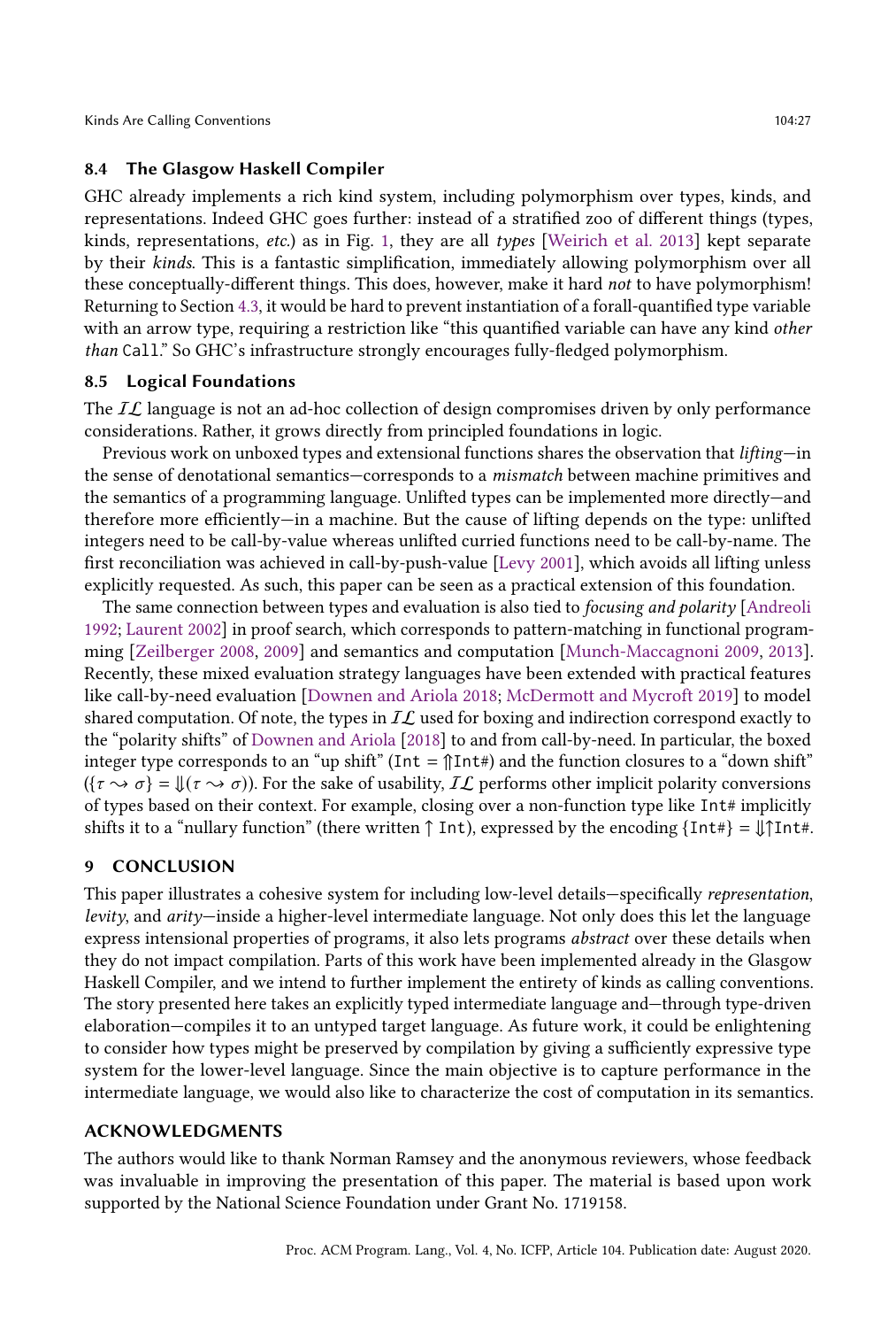### 8.4 The Glasgow Haskell Compiler

GHC already implements a rich kind system, including polymorphism over types, kinds, and representations. Indeed GHC goes further: instead of a stratified zoo of different things (types, kinds, representations, *etc.*) as in Fig. 1, they are all *types* [Weirich et al. 2013] kept separate by their *kinds*. This is a fantastic simplification, immediately allowing polymorphism over all these conceptually-different things. This does, however, make it hard *not* to have polymorphism! Returning to Section 4.3, it would be hard to prevent instantiation of a forall-quantified type variable with an arrow type, requiring a restriction like "this quantified variable can have any kind *other than* `Call`." So GHC's infrastructure strongly encourages fully-fledged polymorphism.

### 8.5 Logical Foundations

The $\mathcal{IL}$ language is not an ad-hoc collection of design compromises driven by only performance considerations. Rather, it grows directly from principled foundations in logic.

Previous work on unboxed types and extensional functions shares the observation that *lifting*—in the sense of denotational semantics—corresponds to a *mismatch* between machine primitives and the semantics of a programming language. Unlifted types can be implemented more directly—and therefore more efficiently—in a machine. But the cause of lifting depends on the type: unlifted integers need to be call-by-value whereas unlifted curried functions need to be call-by-name. The first reconciliation was achieved in call-by-push-value [Levy 2001], which avoids all lifting unless explicitly requested. As such, this paper can be seen as a practical extension of this foundation.

The same connection between types and evaluation is also tied to *focusing and polarity* [Andreoli 1992; Laurent 2002] in proof search, which corresponds to pattern-matching in functional programming [Zeilberger 2008, 2009] and semantics and computation [Munch-Maccagnoni 2009, 2013]. Recently, these mixed evaluation strategy languages have been extended with practical features like call-by-need evaluation [Downen and Ariola 2018; McDermott and Mycroft 2019] to model shared computation. Of note, the types in $\mathcal{IL}$ used for boxing and indirection correspond exactly to the "polarity shifts" of Downen and Ariola [2018] to and from call-by-need. In particular, the boxed integer type corresponds to an "up shift" ($\texttt{Int} = \Uparrow\texttt{Int\#}$) and the function closures to a "down shift" ($\{\tau \rightsquigarrow \sigma\} = \Downarrow(\tau \rightsquigarrow \sigma)$). For the sake of usability, $\mathcal{IL}$ performs other implicit polarity conversions of types based on their context. For example, closing over a non-function type like `Int#` implicitly shifts it to a "nullary function" (there written $\uparrow \texttt{Int}$), expressed by the encoding $\{\texttt{Int\#}\} = \Downarrow\uparrow\texttt{Int\#}$.

## 9 CONCLUSION

This paper illustrates a cohesive system for including low-level details—specifically *representation*, *levity*, and *arity*—inside a higher-level intermediate language. Not only does this let the language express intensional properties of programs, it also lets programs *abstract* over these details when they do not impact compilation. Parts of this work have been implemented already in the Glasgow Haskell Compiler, and we intend to further implement the entirety of kinds as calling conventions. The story presented here takes an explicitly typed intermediate language and—through type-driven elaboration—compiles it to an untyped target language. As future work, it could be enlightening to consider how types might be preserved by compilation by giving a sufficiently expressive type system for the lower-level language. Since the main objective is to capture performance in the intermediate language, we would also like to characterize the cost of computation in its semantics.

## ACKNOWLEDGMENTS

The authors would like to thank Norman Ramsey and the anonymous reviewers, whose feedback was invaluable in improving the presentation of this paper. The material is based upon work supported by the National Science Foundation under Grant No. 1719158.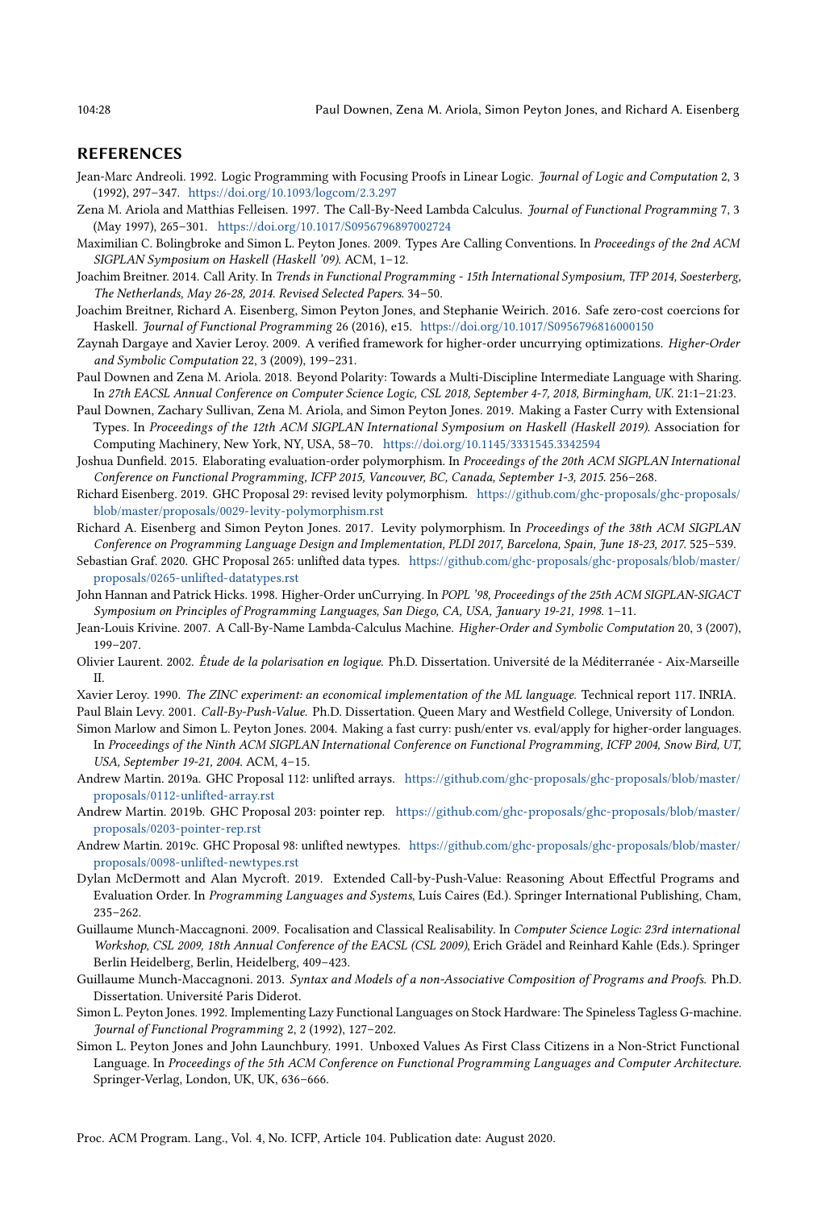## REFERENCES

Jean-Marc Andreoli. 1992. Logic Programming with Focusing Proofs in Linear Logic. *Journal of Logic and Computation* 2, 3 (1992), 297–347. https://doi.org/10.1093/logcom/2.3.297

Zena M. Ariola and Matthias Felleisen. 1997. The Call-By-Need Lambda Calculus. *Journal of Functional Programming* 7, 3 (May 1997), 265–301. https://doi.org/10.1017/S0956796897002724

Maximilian C. Bolingbroke and Simon L. Peyton Jones. 2009. Types Are Calling Conventions. In *Proceedings of the 2nd ACM SIGPLAN Symposium on Haskell (Haskell '09)*. ACM, 1–12.

Joachim Breitner. 2014. Call Arity. In *Trends in Functional Programming - 15th International Symposium, TFP 2014, Soesterberg, The Netherlands, May 26-28, 2014. Revised Selected Papers*. 34–50.

Joachim Breitner, Richard A. Eisenberg, Simon Peyton Jones, and Stephanie Weirich. 2016. Safe zero-cost coercions for Haskell. *Journal of Functional Programming* 26 (2016), e15. https://doi.org/10.1017/S0956796816000150

Zaynah Dargaye and Xavier Leroy. 2009. A verified framework for higher-order uncurrying optimizations. *Higher-Order and Symbolic Computation* 22, 3 (2009), 199–231.

Paul Downen and Zena M. Ariola. 2018. Beyond Polarity: Towards a Multi-Discipline Intermediate Language with Sharing. In *27th EACSL Annual Conference on Computer Science Logic, CSL 2018, September 4-7, 2018, Birmingham, UK*. 21:1–21:23.

Paul Downen, Zachary Sullivan, Zena M. Ariola, and Simon Peyton Jones. 2019. Making a Faster Curry with Extensional Types. In *Proceedings of the 12th ACM SIGPLAN International Symposium on Haskell (Haskell 2019)*. Association for Computing Machinery, New York, NY, USA, 58–70. https://doi.org/10.1145/3331545.3342594

Joshua Dunfield. 2015. Elaborating evaluation-order polymorphism. In *Proceedings of the 20th ACM SIGPLAN International Conference on Functional Programming, ICFP 2015, Vancouver, BC, Canada, September 1-3, 2015*. 256–268.

Richard Eisenberg. 2019. GHC Proposal 29: revised levity polymorphism. https://github.com/ghc-proposals/ghc-proposals/blob/master/proposals/0029-levity-polymorphism.rst

Richard A. Eisenberg and Simon Peyton Jones. 2017. Levity polymorphism. In *Proceedings of the 38th ACM SIGPLAN Conference on Programming Language Design and Implementation, PLDI 2017, Barcelona, Spain, June 18-23, 2017*. 525–539.

Sebastian Graf. 2020. GHC Proposal 265: unlifted data types. https://github.com/ghc-proposals/ghc-proposals/blob/master/proposals/0265-unlifted-datatypes.rst

John Hannan and Patrick Hicks. 1998. Higher-Order unCurrying. In *POPL '98, Proceedings of the 25th ACM SIGPLAN-SIGACT Symposium on Principles of Programming Languages, San Diego, CA, USA, January 19-21, 1998*. 1–11.

Jean-Louis Krivine. 2007. A Call-By-Name Lambda-Calculus Machine. *Higher-Order and Symbolic Computation* 20, 3 (2007), 199–207.

Olivier Laurent. 2002. *Étude de la polarisation en logique*. Ph.D. Dissertation. Université de la Méditerranée - Aix-Marseille II.

Xavier Leroy. 1990. *The ZINC experiment: an economical implementation of the ML language*. Technical report 117. INRIA.

Paul Blain Levy. 2001. *Call-By-Push-Value*. Ph.D. Dissertation. Queen Mary and Westfield College, University of London.

Simon Marlow and Simon L. Peyton Jones. 2004. Making a fast curry: push/enter vs. eval/apply for higher-order languages. In *Proceedings of the Ninth ACM SIGPLAN International Conference on Functional Programming, ICFP 2004, Snow Bird, UT, USA, September 19-21, 2004*. ACM, 4–15.

Andrew Martin. 2019a. GHC Proposal 112: unlifted arrays. https://github.com/ghc-proposals/ghc-proposals/blob/master/proposals/0112-unlifted-array.rst

Andrew Martin. 2019b. GHC Proposal 203: pointer rep. https://github.com/ghc-proposals/ghc-proposals/blob/master/proposals/0203-pointer-rep.rst

Andrew Martin. 2019c. GHC Proposal 98: unlifted newtypes. https://github.com/ghc-proposals/ghc-proposals/blob/master/proposals/0098-unlifted-newtypes.rst

Dylan McDermott and Alan Mycroft. 2019. Extended Call-by-Push-Value: Reasoning About Effectful Programs and Evaluation Order. In *Programming Languages and Systems*, Luís Caires (Ed.). Springer International Publishing, Cham, 235–262.

Guillaume Munch-Maccagnoni. 2009. Focalisation and Classical Realisability. In *Computer Science Logic: 23rd international Workshop, CSL 2009, 18th Annual Conference of the EACSL (CSL 2009)*, Erich Grädel and Reinhard Kahle (Eds.). Springer Berlin Heidelberg, Berlin, Heidelberg, 409–423.

Guillaume Munch-Maccagnoni. 2013. *Syntax and Models of a non-Associative Composition of Programs and Proofs*. Ph.D. Dissertation. Université Paris Diderot.

Simon L. Peyton Jones. 1992. Implementing Lazy Functional Languages on Stock Hardware: The Spineless Tagless G-machine. *Journal of Functional Programming* 2, 2 (1992), 127–202.

Simon L. Peyton Jones and John Launchbury. 1991. Unboxed Values As First Class Citizens in a Non-Strict Functional Language. In *Proceedings of the 5th ACM Conference on Functional Programming Languages and Computer Architecture*. Springer-Verlag, London, UK, UK, 636–666.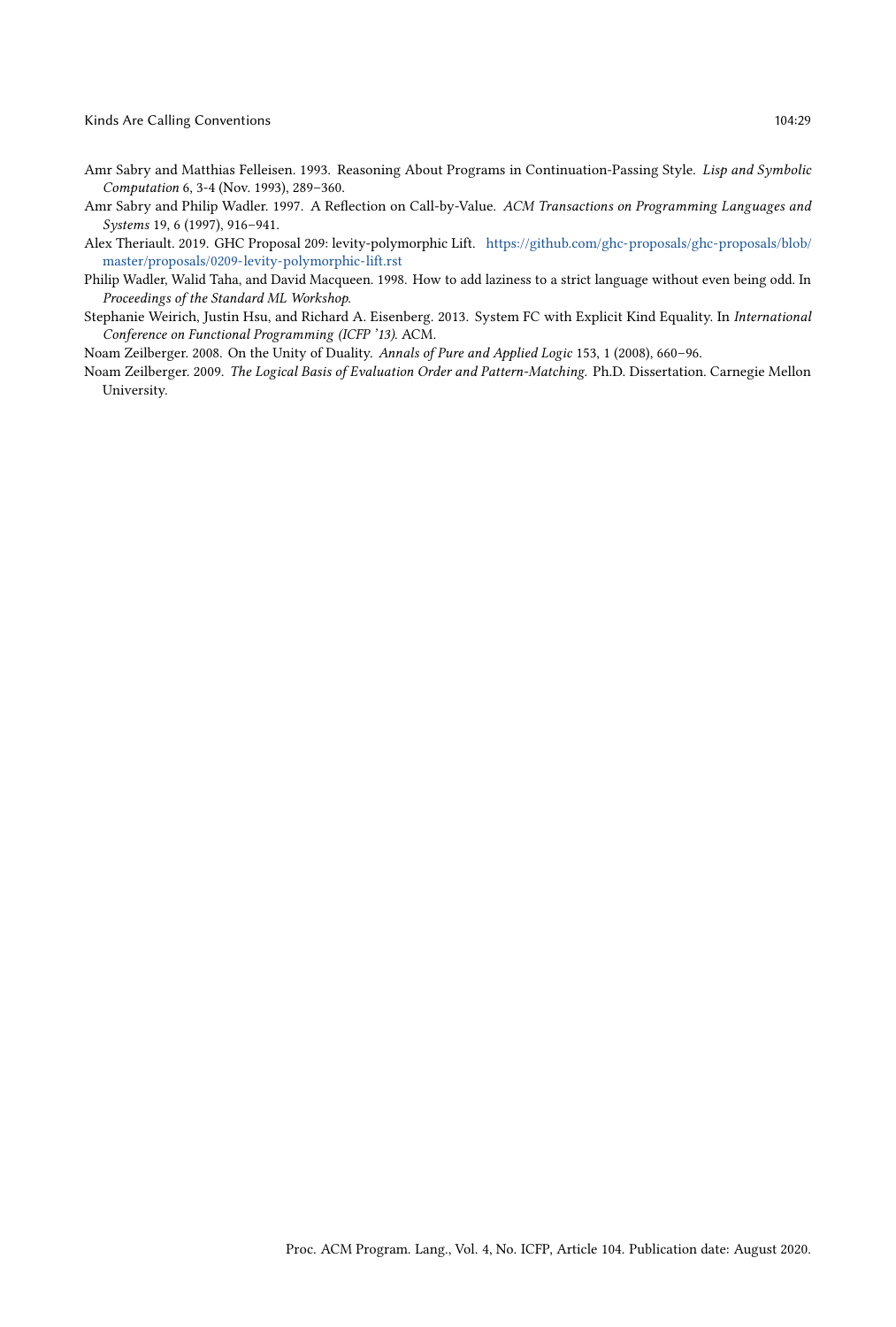Amr Sabry and Matthias Felleisen. 1993. Reasoning About Programs in Continuation-Passing Style. *Lisp and Symbolic Computation* 6, 3-4 (Nov. 1993), 289–360.

Amr Sabry and Philip Wadler. 1997. A Reflection on Call-by-Value. *ACM Transactions on Programming Languages and Systems* 19, 6 (1997), 916–941.

Alex Theriault. 2019. GHC Proposal 209: levity-polymorphic Lift. https://github.com/ghc-proposals/ghc-proposals/blob/master/proposals/0209-levity-polymorphic-lift.rst

Philip Wadler, Walid Taha, and David Macqueen. 1998. How to add laziness to a strict language without even being odd. In *Proceedings of the Standard ML Workshop*.

Stephanie Weirich, Justin Hsu, and Richard A. Eisenberg. 2013. System FC with Explicit Kind Equality. In *International Conference on Functional Programming (ICFP '13)*. ACM.

Noam Zeilberger. 2008. On the Unity of Duality. *Annals of Pure and Applied Logic* 153, 1 (2008), 660–96.

Noam Zeilberger. 2009. *The Logical Basis of Evaluation Order and Pattern-Matching*. Ph.D. Dissertation. Carnegie Mellon University.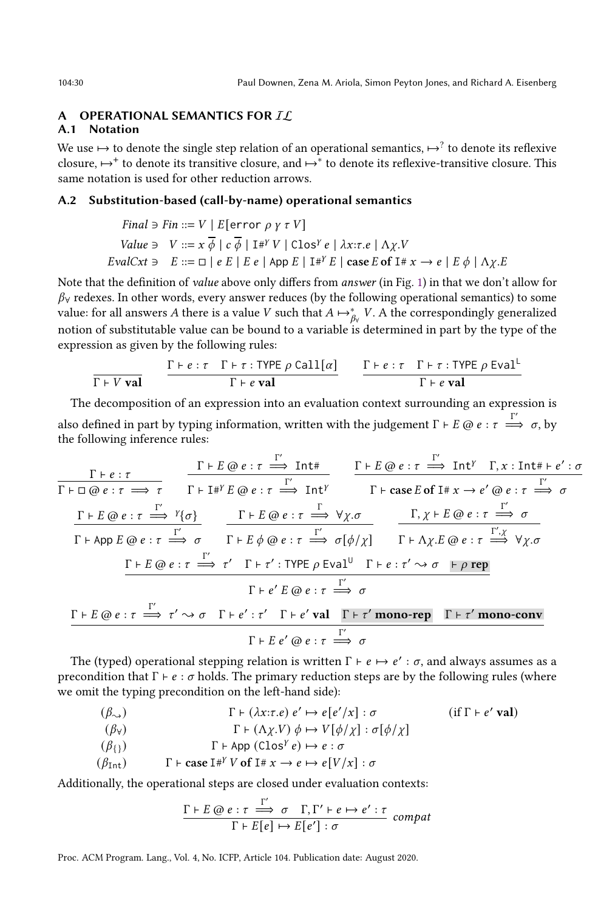## A OPERATIONAL SEMANTICS FOR $\mathcal{IL}$

### A.1 Notation

We use $\mapsto$ to denote the single step relation of an operational semantics, $\mapsto^?$ to denote its reflexive closure, $\mapsto^+$ to denote its transitive closure, and $\mapsto^*$ to denote its reflexive-transitive closure. This same notation is used for other reduction arrows.

### A.2 Substitution-based (call-by-name) operational semantics

$$
\begin{aligned}
\mathit{Final} \ni \mathit{Fin} &::= V \mid E[\mathtt{error}\ \rho\ \gamma\ \tau\ V] \\
\mathit{Value} \ni V &::= x\ \overline{\phi} \mid c\ \overline{\phi} \mid \mathtt{I\#}^{\gamma}\ V \mid \mathtt{Clos}^{\gamma}\ e \mid \lambda x{:}\tau.e \mid \Lambda\chi.V \\
\mathit{EvalCxt} \ni E &::= \square \mid e\ E \mid E\ e \mid \mathtt{App}\ E \mid \mathtt{I\#}^{\gamma}\ E \mid \mathbf{case}\ E\ \mathbf{of}\ \mathtt{I\#}\ x \to e \mid E\ \phi \mid \Lambda\chi.E
\end{aligned}
$$

Note that the definition of *value* above only differs from *answer* (in Fig. 1) in that we don't allow for $\beta_\forall$ redexes. In other words, every answer reduces (by the following operational semantics) to some value: for all answers $A$ there is a value $V$ such that $A \mapsto^*_{\beta_\forall} V$. A the correspondingly generalized notion of substitutable value can be bound to a variable is determined in part by the type of the expression as given by the following rules:

$$
\frac{}{\Gamma \vdash V\ \mathbf{val}}
\qquad
\frac{\Gamma \vdash e : \tau \quad \Gamma \vdash \tau : \mathtt{TYPE}\ \rho\ \mathtt{Call}[\alpha]}{\Gamma \vdash e\ \mathbf{val}}
\qquad
\frac{\Gamma \vdash e : \tau \quad \Gamma \vdash \tau : \mathtt{TYPE}\ \rho\ \mathtt{Eval}^{\mathsf{L}}}{\Gamma \vdash e\ \mathbf{val}}
$$

The decomposition of an expression into an evaluation context surrounding an expression is also defined in part by typing information, written with the judgement $\Gamma \vdash E \mathbin{@} e : \tau \overset{\Gamma'}{\Longrightarrow} \sigma$, by the following inference rules:

$$
\frac{\Gamma \vdash e : \tau}{\Gamma \vdash \square \mathbin{@} e : \tau \Longrightarrow \tau}
\qquad
\frac{\Gamma \vdash E \mathbin{@} e : \tau \overset{\Gamma'}{\Longrightarrow} \mathtt{Int\#}}{\Gamma \vdash \mathtt{I\#}^{\gamma}\ E \mathbin{@} e : \tau \overset{\Gamma'}{\Longrightarrow} \mathtt{Int}^{\gamma}}
\qquad
\frac{\Gamma \vdash E \mathbin{@} e : \tau \overset{\Gamma'}{\Longrightarrow} \mathtt{Int}^{\gamma} \quad \Gamma, x : \mathtt{Int\#} \vdash e' : \sigma}{\Gamma \vdash \mathbf{case}\ E\ \mathbf{of}\ \mathtt{I\#}\ x \to e' \mathbin{@} e : \tau \overset{\Gamma'}{\Longrightarrow} \sigma}
$$

$$
\frac{\Gamma \vdash E \mathbin{@} e : \tau \overset{\Gamma'}{\Longrightarrow} {}^{\gamma}\{\sigma\}}{\Gamma \vdash \mathtt{App}\ E \mathbin{@} e : \tau \overset{\Gamma'}{\Longrightarrow} \sigma}
\qquad
\frac{\Gamma \vdash E \mathbin{@} e : \tau \overset{\Gamma}{\Longrightarrow} \forall\chi.\sigma}{\Gamma \vdash E\ \phi \mathbin{@} e : \tau \overset{\Gamma'}{\Longrightarrow} \sigma[\phi/\chi]}
\qquad
\frac{\Gamma, \chi \vdash E \mathbin{@} e : \tau \overset{\Gamma'}{\Longrightarrow} \sigma}{\Gamma \vdash \Lambda\chi.E \mathbin{@} e : \tau \overset{\Gamma',\chi}{\Longrightarrow} \forall\chi.\sigma}
$$

$$
\frac{\Gamma \vdash E \mathbin{@} e : \tau \overset{\Gamma'}{\Longrightarrow} \tau' \quad \Gamma \vdash \tau' : \mathtt{TYPE}\ \rho\ \mathtt{Eval}^{\mathsf{U}} \quad \Gamma \vdash e : \tau' \rightsquigarrow \sigma \quad \boxed{\vdash \rho\ \mathbf{rep}}}{\Gamma \vdash e'\ E \mathbin{@} e : \tau \overset{\Gamma'}{\Longrightarrow} \sigma}
$$

$$
\frac{\Gamma \vdash E \mathbin{@} e : \tau \overset{\Gamma'}{\Longrightarrow} \tau' \rightsquigarrow \sigma \quad \Gamma \vdash e' : \tau' \quad \Gamma \vdash e'\ \mathbf{val} \quad \boxed{\Gamma \vdash \tau'\ \textbf{mono-rep}} \quad \boxed{\Gamma \vdash \tau'\ \textbf{mono-conv}}}{\Gamma \vdash E\ e' \mathbin{@} e : \tau \overset{\Gamma'}{\Longrightarrow} \sigma}
$$

The (typed) operational stepping relation is written $\Gamma \vdash e \mapsto e' : \sigma$, and always assumes as a precondition that $\Gamma \vdash e : \sigma$ holds. The primary reduction steps are by the following rules (where we omit the typing precondition on the left-hand side):

$$
\begin{aligned}
&(\beta_{\rightsquigarrow}) && \Gamma \vdash (\lambda x{:}\tau.e)\ e' \mapsto e[e'/x] : \sigma && (\text{if } \Gamma \vdash e'\ \mathbf{val}) \\
&(\beta_{\forall}) && \Gamma \vdash (\Lambda\chi.V)\ \phi \mapsto V[\phi/\chi] : \sigma[\phi/\chi] \\
&(\beta_{\{\}}) && \Gamma \vdash \mathtt{App}\ (\mathtt{Clos}^{\gamma}\ e) \mapsto e : \sigma \\
&(\beta_{\mathtt{Int}}) && \Gamma \vdash \mathbf{case}\ \mathtt{I\#}^{\gamma}\ V\ \mathbf{of}\ \mathtt{I\#}\ x \to e \mapsto e[V/x] : \sigma
\end{aligned}
$$

Additionally, the operational steps are closed under evaluation contexts:

$$
\frac{\Gamma \vdash E \mathbin{@} e : \tau \overset{\Gamma'}{\Longrightarrow} \sigma \quad \Gamma, \Gamma' \vdash e \mapsto e' : \tau}{\Gamma \vdash E[e] \mapsto E[e'] : \sigma}\ \mathit{compat}
$$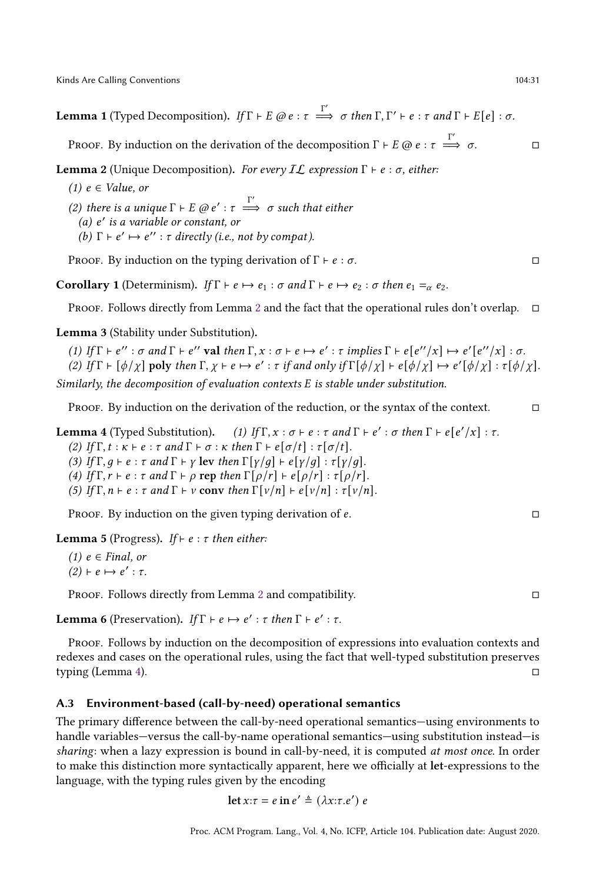**Lemma 1** (Typed Decomposition). *If* $\Gamma \vdash E \mathbin{@} e : \tau \overset{\Gamma'}{\Longrightarrow} \sigma$ *then* $\Gamma, \Gamma' \vdash e : \tau$ *and* $\Gamma \vdash E[e] : \sigma$.

Proof. By induction on the derivation of the decomposition $\Gamma \vdash E \mathbin{@} e : \tau \overset{\Gamma'}{\Longrightarrow} \sigma$. □

**Lemma 2** (Unique Decomposition). *For every $\mathcal{IL}$ expression $\Gamma \vdash e : \sigma$, either:*

*(1) $e \in$ Value, or*

*(2) there is a unique $\Gamma \vdash E \mathbin{@} e' : \tau \overset{\Gamma'}{\Longrightarrow} \sigma$ such that either*

*(a) $e'$ is a variable or constant, or*

*(b) $\Gamma \vdash e' \mapsto e'' : \tau$ directly (i.e., not by compat).*

Proof. By induction on the typing derivation of $\Gamma \vdash e : \sigma$. □

**Corollary 1** (Determinism). *If* $\Gamma \vdash e \mapsto e_1 : \sigma$ *and* $\Gamma \vdash e \mapsto e_2 : \sigma$ *then* $e_1 =_\alpha e_2$.

Proof. Follows directly from Lemma 2 and the fact that the operational rules don't overlap. □

**Lemma 3** (Stability under Substitution).

*(1) If* $\Gamma \vdash e'' : \sigma$ *and* $\Gamma \vdash e''$ **val** *then* $\Gamma, x : \sigma \vdash e \mapsto e' : \tau$ *implies* $\Gamma \vdash e[e''/x] \mapsto e'[e''/x] : \sigma$.

*(2) If* $\Gamma \vdash [\phi/\chi]$ **poly** *then* $\Gamma, \chi \vdash e \mapsto e' : \tau$ *if and only if* $\Gamma[\phi/\chi] \vdash e[\phi/\chi] \mapsto e'[\phi/\chi] : \tau[\phi/\chi]$.

*Similarly, the decomposition of evaluation contexts E is stable under substitution.*

Proof. By induction on the derivation of the reduction, or the syntax of the context. □

**Lemma 4** (Typed Substitution). *(1) If* $\Gamma, x : \sigma \vdash e : \tau$ *and* $\Gamma \vdash e' : \sigma$ *then* $\Gamma \vdash e[e'/x] : \tau$.

*(2) If* $\Gamma, t : \kappa \vdash e : \tau$ *and* $\Gamma \vdash \sigma : \kappa$ *then* $\Gamma \vdash e[\sigma/t] : \tau[\sigma/t]$.

*(3) If* $\Gamma, g \vdash e : \tau$ *and* $\Gamma \vdash \gamma$ **lev** *then* $\Gamma[\gamma/g] \vdash e[\gamma/g] : \tau[\gamma/g]$.

*(4) If* $\Gamma, r \vdash e : \tau$ *and* $\Gamma \vdash \rho$ **rep** *then* $\Gamma[\rho/r] \vdash e[\rho/r] : \tau[\rho/r]$.

*(5) If* $\Gamma, n \vdash e : \tau$ *and* $\Gamma \vdash \nu$ **conv** *then* $\Gamma[\nu/n] \vdash e[\nu/n] : \tau[\nu/n]$.

Proof. By induction on the given typing derivation of $e$. □

**Lemma 5** (Progress). *If* $\vdash e : \tau$ *then either:*

*(1) $e \in$ Final, or*

*(2) $\vdash e \mapsto e' : \tau$.*

Proof. Follows directly from Lemma 2 and compatibility. □

**Lemma 6** (Preservation). *If* $\Gamma \vdash e \mapsto e' : \tau$ *then* $\Gamma \vdash e' : \tau$.

Proof. Follows by induction on the decomposition of expressions into evaluation contexts and redexes and cases on the operational rules, using the fact that well-typed substitution preserves typing (Lemma 4). □

### A.3 Environment-based (call-by-need) operational semantics

The primary difference between the call-by-need operational semantics—using environments to handle variables—versus the call-by-name operational semantics—using substitution instead—is *sharing*: when a lazy expression is bound in call-by-need, it is computed *at most once*. In order to make this distinction more syntactically apparent, here we officially at **let**-expressions to the language, with the typing rules given by the encoding

$$\textbf{let}\, x{:}\tau = e \,\textbf{in}\, e' \triangleq (\lambda x{:}\tau.e')\ e$$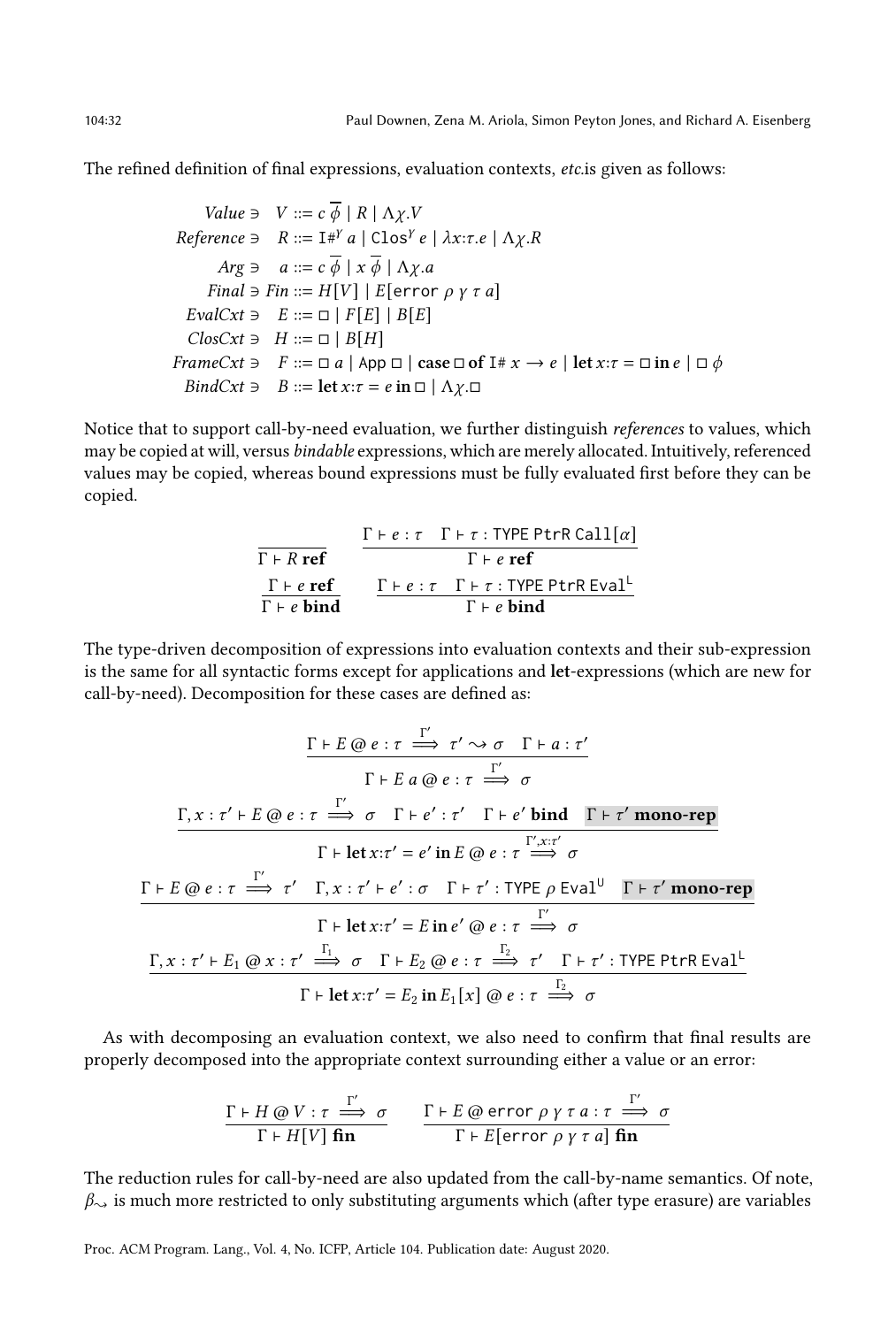The refined definition of final expressions, evaluation contexts, *etc.*is given as follows:

$$
\begin{array}{rrcl}
\mathit{Value} \ni & V & ::= & c\ \overline{\phi} \mid R \mid \Lambda\chi.V \\
\mathit{Reference} \ni & R & ::= & \mathtt{I\#}^{\gamma}\ a \mid \mathtt{Clos}^{\gamma}\ e \mid \lambda x{:}\tau.e \mid \Lambda\chi.R \\
\mathit{Arg} \ni & a & ::= & c\ \overline{\phi} \mid x\ \overline{\phi} \mid \Lambda\chi.a \\
\mathit{Final} \ni & \mathit{Fin} & ::= & H[V] \mid E[\mathtt{error}\ \rho\ \gamma\ \tau\ a] \\
\mathit{EvalCxt} \ni & E & ::= & \square \mid F[E] \mid B[E] \\
\mathit{ClosCxt} \ni & H & ::= & \square \mid B[H] \\
\mathit{FrameCxt} \ni & F & ::= & \square\ a \mid \mathsf{App}\ \square \mid \mathbf{case}\ \square\ \mathbf{of}\ \mathtt{I\#}\ x \to e \mid \mathbf{let}\ x{:}\tau = \square\ \mathbf{in}\ e \mid \square\ \phi \\
\mathit{BindCxt} \ni & B & ::= & \mathbf{let}\ x{:}\tau = e\ \mathbf{in}\ \square \mid \Lambda\chi.\square
\end{array}
$$

Notice that to support call-by-need evaluation, we further distinguish *references* to values, which may be copied at will, versus *bindable* expressions, which are merely allocated. Intuitively, referenced values may be copied, whereas bound expressions must be fully evaluated first before they can be copied.

$$
\frac{}{\Gamma \vdash R\ \mathbf{ref}}
\qquad
\frac{\Gamma \vdash e : \tau \quad \Gamma \vdash \tau : \mathsf{TYPE\ PtrR\ Call}[\alpha]}{\Gamma \vdash e\ \mathbf{ref}}
$$

$$
\frac{\Gamma \vdash e\ \mathbf{ref}}{\Gamma \vdash e\ \mathbf{bind}}
\qquad
\frac{\Gamma \vdash e : \tau \quad \Gamma \vdash \tau : \mathsf{TYPE\ PtrR\ Eval}^{\mathsf{L}}}{\Gamma \vdash e\ \mathbf{bind}}
$$

The type-driven decomposition of expressions into evaluation contexts and their sub-expression is the same for all syntactic forms except for applications and **let**-expressions (which are new for call-by-need). Decomposition for these cases are defined as:

$$
\frac{\Gamma \vdash E \mathbin{@} e : \tau \overset{\Gamma'}{\Longrightarrow} \tau' \rightsquigarrow \sigma \quad \Gamma \vdash a : \tau'}{\Gamma \vdash E\ a \mathbin{@} e : \tau \overset{\Gamma'}{\Longrightarrow} \sigma}
$$

$$
\frac{\Gamma, x : \tau' \vdash E \mathbin{@} e : \tau \overset{\Gamma'}{\Longrightarrow} \sigma \quad \Gamma \vdash e' : \tau' \quad \Gamma \vdash e'\ \mathbf{bind} \quad \Gamma \vdash \tau'\ \mathbf{mono\text{-}rep}}{\Gamma \vdash \mathbf{let}\ x{:}\tau' = e'\ \mathbf{in}\ E \mathbin{@} e : \tau \overset{\Gamma', x:\tau'}{\Longrightarrow} \sigma}
$$

$$
\frac{\Gamma \vdash E \mathbin{@} e : \tau \overset{\Gamma'}{\Longrightarrow} \tau' \quad \Gamma, x : \tau' \vdash e' : \sigma \quad \Gamma \vdash \tau' : \mathsf{TYPE}\ \rho\ \mathsf{Eval}^{\mathsf{U}} \quad \Gamma \vdash \tau'\ \mathbf{mono\text{-}rep}}{\Gamma \vdash \mathbf{let}\ x{:}\tau' = E\ \mathbf{in}\ e' \mathbin{@} e : \tau \overset{\Gamma'}{\Longrightarrow} \sigma}
$$

$$
\frac{\Gamma, x : \tau' \vdash E_1 \mathbin{@} x : \tau' \overset{\Gamma_1}{\Longrightarrow} \sigma \quad \Gamma \vdash E_2 \mathbin{@} e : \tau \overset{\Gamma_2}{\Longrightarrow} \tau' \quad \Gamma \vdash \tau' : \mathsf{TYPE\ PtrR\ Eval}^{\mathsf{L}}}{\Gamma \vdash \mathbf{let}\ x{:}\tau' = E_2\ \mathbf{in}\ E_1[x] \mathbin{@} e : \tau \overset{\Gamma_2}{\Longrightarrow} \sigma}
$$

As with decomposing an evaluation context, we also need to confirm that final results are properly decomposed into the appropriate context surrounding either a value or an error:

$$
\frac{\Gamma \vdash H \mathbin{@} V : \tau \overset{\Gamma'}{\Longrightarrow} \sigma}{\Gamma \vdash H[V]\ \mathbf{fin}}
\qquad
\frac{\Gamma \vdash E \mathbin{@} \mathtt{error}\ \rho\ \gamma\ \tau\ a : \tau \overset{\Gamma'}{\Longrightarrow} \sigma}{\Gamma \vdash E[\mathtt{error}\ \rho\ \gamma\ \tau\ a]\ \mathbf{fin}}
$$

The reduction rules for call-by-need are also updated from the call-by-name semantics. Of note, $\beta_{\rightsquigarrow}$ is much more restricted to only substituting arguments which (after type erasure) are variables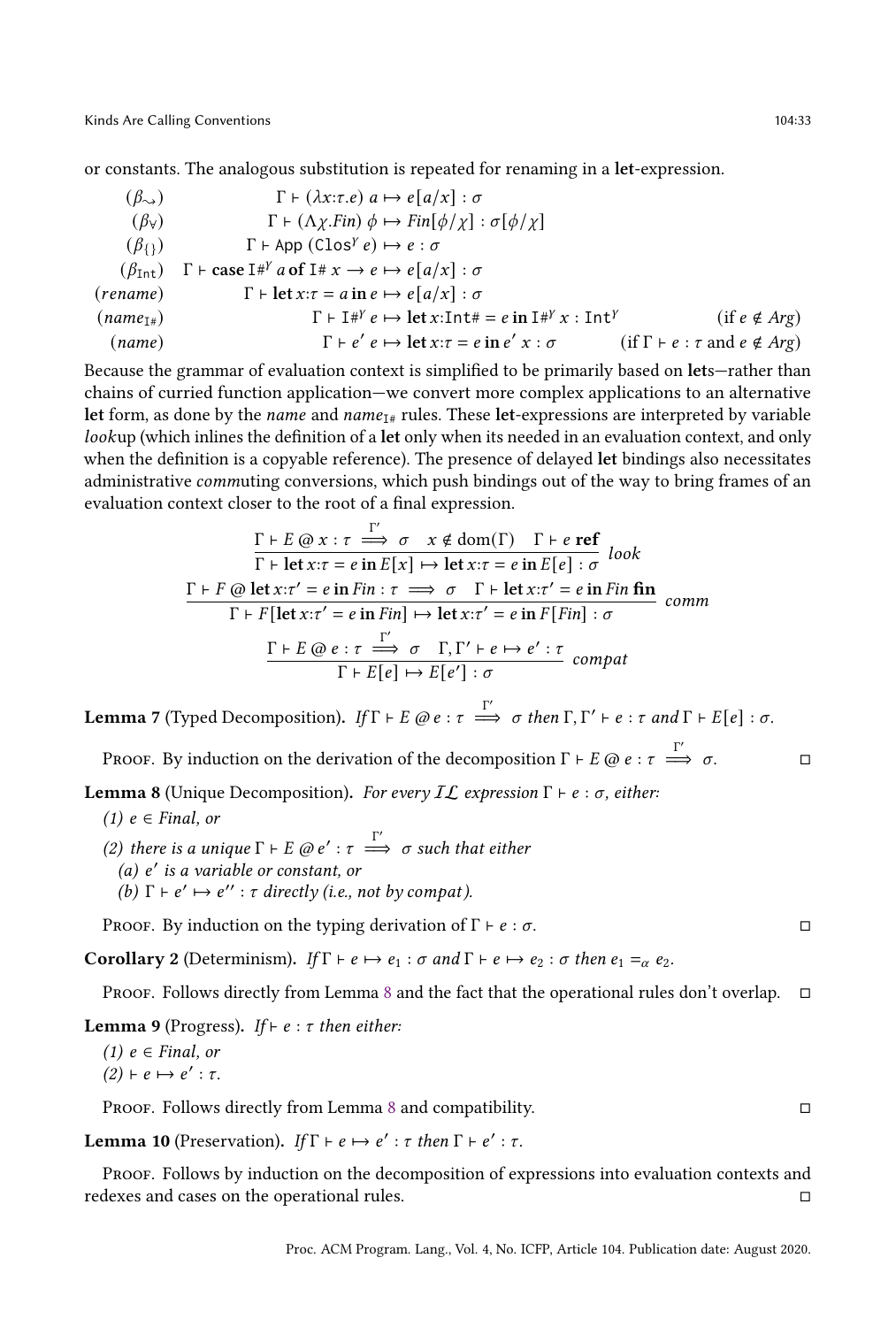or constants. The analogous substitution is repeated for renaming in a **let**-expression.

$$
\begin{array}{lll}
(\beta_{\rightsquigarrow}) & \Gamma \vdash (\lambda x{:}\tau.e)\ a \mapsto e[a/x] : \sigma & \\
(\beta_{\forall}) & \Gamma \vdash (\Lambda\chi.Fin)\ \phi \mapsto Fin[\phi/\chi] : \sigma[\phi/\chi] & \\
(\beta_{\{\}}) & \Gamma \vdash \mathtt{App}\ (\mathtt{Clos}^{\gamma}\ e) \mapsto e : \sigma & \\
(\beta_{\mathtt{Int}}) & \Gamma \vdash \mathbf{case}\ \mathtt{I\#}^{\gamma}\ a\ \mathbf{of}\ \mathtt{I\#}\ x \rightarrow e \mapsto e[a/x] : \sigma & \\
(rename) & \Gamma \vdash \mathbf{let}\ x{:}\tau = a\ \mathbf{in}\ e \mapsto e[a/x] : \sigma & \\
(name_{\mathtt{I\#}}) & \Gamma \vdash \mathtt{I\#}^{\gamma}\ e \mapsto \mathbf{let}\ x{:}\mathtt{Int\#} = e\ \mathbf{in}\ \mathtt{I\#}^{\gamma}\ x : \mathtt{Int}^{\gamma} & (\text{if } e \notin Arg) \\
(name) & \Gamma \vdash e'\ e \mapsto \mathbf{let}\ x{:}\tau = e\ \mathbf{in}\ e'\ x : \sigma & (\text{if } \Gamma \vdash e : \tau \text{ and } e \notin Arg)
\end{array}
$$

Because the grammar of evaluation context is simplified to be primarily based on **let**s—rather than chains of curried function application—we convert more complex applications to an alternative **let** form, as done by the *name* and $name_{\mathtt{I\#}}$ rules. These **let**-expressions are interpreted by variable *look*up (which inlines the definition of a **let** only when its needed in an evaluation context, and only when the definition is a copyable reference). The presence of delayed **let** bindings also necessitates administrative *comm*uting conversions, which push bindings out of the way to bring frames of an evaluation context closer to the root of a final expression.

$$
\frac{\Gamma \vdash E \mathbin{@} x : \tau \overset{\Gamma'}{\Longrightarrow} \sigma \quad x \notin \mathrm{dom}(\Gamma) \quad \Gamma \vdash e\ \mathbf{ref}}{\Gamma \vdash \mathbf{let}\ x{:}\tau = e\ \mathbf{in}\ E[x] \mapsto \mathbf{let}\ x{:}\tau = e\ \mathbf{in}\ E[e] : \sigma}\ look
$$

$$
\frac{\Gamma \vdash F \mathbin{@} \mathbf{let}\ x{:}\tau' = e\ \mathbf{in}\ Fin : \tau \Longrightarrow \sigma \quad \Gamma \vdash \mathbf{let}\ x{:}\tau' = e\ \mathbf{in}\ Fin\ \mathbf{fin}}{\Gamma \vdash F[\mathbf{let}\ x{:}\tau' = e\ \mathbf{in}\ Fin] \mapsto \mathbf{let}\ x{:}\tau' = e\ \mathbf{in}\ F[Fin] : \sigma}\ comm
$$

$$
\frac{\Gamma \vdash E \mathbin{@} e : \tau \overset{\Gamma'}{\Longrightarrow} \sigma \quad \Gamma, \Gamma' \vdash e \mapsto e' : \tau}{\Gamma \vdash E[e] \mapsto E[e'] : \sigma}\ compat
$$

**Lemma 7** (Typed Decomposition). *If* $\Gamma \vdash E \mathbin{@} e : \tau \overset{\Gamma'}{\Longrightarrow} \sigma$ *then* $\Gamma, \Gamma' \vdash e : \tau$ *and* $\Gamma \vdash E[e] : \sigma$.

Proof. By induction on the derivation of the decomposition $\Gamma \vdash E \mathbin{@} e : \tau \overset{\Gamma'}{\Longrightarrow} \sigma$. □

**Lemma 8** (Unique Decomposition). *For every* $\mathcal{IL}$ *expression* $\Gamma \vdash e : \sigma$, *either:*

*(1)* $e \in Final$, *or*

*(2) there is a unique* $\Gamma \vdash E \mathbin{@} e' : \tau \overset{\Gamma'}{\Longrightarrow} \sigma$ *such that either*

  *(a)* $e'$ *is a variable or constant, or*

  *(b)* $\Gamma \vdash e' \mapsto e'' : \tau$ *directly (i.e., not by compat).*

Proof. By induction on the typing derivation of $\Gamma \vdash e : \sigma$. □

**Corollary 2** (Determinism). *If* $\Gamma \vdash e \mapsto e_1 : \sigma$ *and* $\Gamma \vdash e \mapsto e_2 : \sigma$ *then* $e_1 =_\alpha e_2$.

Proof. Follows directly from Lemma 8 and the fact that the operational rules don't overlap. □

**Lemma 9** (Progress). *If* $\vdash e : \tau$ *then either:*

*(1)* $e \in Final$, *or*

*(2)* $\vdash e \mapsto e' : \tau$.

Proof. Follows directly from Lemma 8 and compatibility. □

**Lemma 10** (Preservation). *If* $\Gamma \vdash e \mapsto e' : \tau$ *then* $\Gamma \vdash e' : \tau$.

Proof. Follows by induction on the decomposition of expressions into evaluation contexts and redexes and cases on the operational rules. □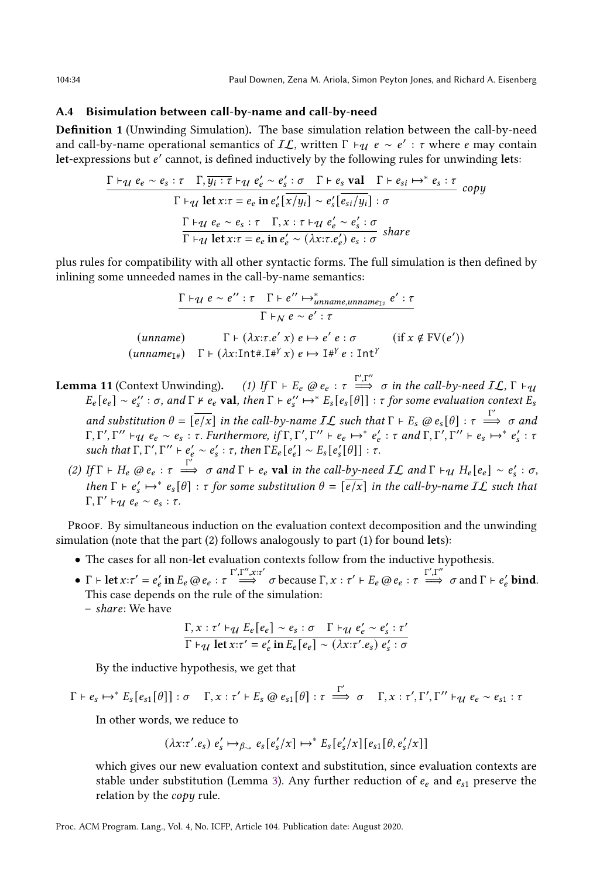## A.4 Bisimulation between call-by-name and call-by-need

**Definition 1** (Unwinding Simulation)**.** The base simulation relation between the call-by-need and call-by-name operational semantics of $\mathcal{IL}$, written $\Gamma \vdash_{\mathcal{U}} e \sim e' : \tau$ where $e$ may contain **let**-expressions but $e'$ cannot, is defined inductively by the following rules for unwinding **let**s:

$$\frac{\Gamma \vdash_{\mathcal{U}} e_e \sim e_s : \tau \quad \Gamma, \overline{y_i : \tau} \vdash_{\mathcal{U}} e'_e \sim e'_s : \sigma \quad \Gamma \vdash e_s \textbf{ val} \quad \Gamma \vdash e_{si} \mapsto^* e_s : \tau}{\Gamma \vdash_{\mathcal{U}} \textbf{let}\, x{:}\tau = e_e \,\textbf{in}\, e'_e[\overline{x/y_i}] \sim e'_s[\overline{e_{si}/y_i}] : \sigma} \; copy$$

$$\frac{\Gamma \vdash_{\mathcal{U}} e_e \sim e_s : \tau \quad \Gamma, x : \tau \vdash_{\mathcal{U}} e'_e \sim e'_s : \sigma}{\Gamma \vdash_{\mathcal{U}} \textbf{let}\, x{:}\tau = e_e \,\textbf{in}\, e'_e \sim (\lambda x{:}\tau . e'_e)\; e_s : \sigma} \; share$$

plus rules for compatibility with all other syntactic forms. The full simulation is then defined by inlining some unneeded names in the call-by-name semantics:

$$\frac{\Gamma \vdash_{\mathcal{U}} e \sim e'' : \tau \quad \Gamma \vdash e'' \mapsto^*_{unname, unname_{\texttt{I\#}}} e' : \tau}{\Gamma \vdash_{\mathcal{N}} e \sim e' : \tau}$$

$$(unname) \qquad \Gamma \vdash (\lambda x{:}\tau . e'\; x)\; e \mapsto e'\; e : \sigma \qquad (\text{if } x \notin FV(e'))$$

$$(unname_{\texttt{I\#}}) \quad \Gamma \vdash (\lambda x{:}\texttt{Int\#}.\texttt{I\#}^\gamma\; x)\; e \mapsto \texttt{I\#}^\gamma\; e : \texttt{Int}^\gamma$$

**Lemma 11** (Context Unwinding)**.** *(1) If $\Gamma \vdash E_e \mathbin{@} e_e : \tau \overset{\Gamma', \Gamma''}{\Longrightarrow} \sigma$ in the call-by-need $\mathcal{IL}$, $\Gamma \vdash_{\mathcal{U}} E_e[e_e] \sim e''_s : \sigma$, and $\Gamma \nvdash e_e$ **val**, then $\Gamma \vdash e''_s \mapsto^* E_s[e_s[\theta]] : \tau$ for some evaluation context $E_s$ and substitution $\theta = [\overline{e/x}]$ in the call-by-name $\mathcal{IL}$ such that $\Gamma \vdash E_s \mathbin{@} e_s[\theta] : \tau \overset{\Gamma'}{\Longrightarrow} \sigma$ and $\Gamma, \Gamma', \Gamma'' \vdash_{\mathcal{U}} e_e \sim e_s : \tau$. Furthermore, if $\Gamma, \Gamma', \Gamma'' \vdash e_e \mapsto^* e'_e : \tau$ and $\Gamma, \Gamma', \Gamma'' \vdash e_s \mapsto^* e'_s : \tau$ such that $\Gamma, \Gamma', \Gamma'' \vdash e'_e \sim e'_s : \tau$, then $\Gamma E_e[e'_e] \sim E_s[e'_s[\theta]] : \tau$.*

*(2) If $\Gamma \vdash H_e \mathbin{@} e_e : \tau \overset{\Gamma'}{\Longrightarrow} \sigma$ and $\Gamma \vdash e_e$ **val** in the call-by-need $\mathcal{IL}$ and $\Gamma \vdash_{\mathcal{U}} H_e[e_e] \sim e'_s : \sigma$, then $\Gamma \vdash e'_s \mapsto^* e_s[\theta] : \tau$ for some substitution $\theta = [\overline{e/x}]$ in the call-by-name $\mathcal{IL}$ such that $\Gamma, \Gamma' \vdash_{\mathcal{U}} e_e \sim e_s : \tau$.*

Proof. By simultaneous induction on the evaluation context decomposition and the unwinding simulation (note that the part (2) follows analogously to part (1) for bound **let**s):

- The cases for all non-**let** evaluation contexts follow from the inductive hypothesis.
- $\Gamma \vdash \textbf{let}\, x{:}\tau' = e'_e \,\textbf{in}\, E_e \mathbin{@} e_e : \tau \overset{\Gamma', \Gamma'', x:\tau'}{\Longrightarrow} \sigma$ because $\Gamma, x : \tau' \vdash E_e \mathbin{@} e_e : \tau \overset{\Gamma', \Gamma''}{\Longrightarrow} \sigma$ and $\Gamma \vdash e'_e$ **bind**. This case depends on the rule of the simulation:
  - *share*: We have

$$\frac{\Gamma, x : \tau' \vdash_{\mathcal{U}} E_e[e_e] \sim e_s : \sigma \quad \Gamma \vdash_{\mathcal{U}} e'_e \sim e'_s : \tau'}{\Gamma \vdash_{\mathcal{U}} \textbf{let}\, x{:}\tau' = e'_e \,\textbf{in}\, E_e[e_e] \sim (\lambda x{:}\tau' . e_s)\; e'_s : \sigma}$$

By the inductive hypothesis, we get that

$$\Gamma \vdash e_s \mapsto^* E_s[e_{s1}[\theta]] : \sigma \quad \Gamma, x : \tau' \vdash E_s \mathbin{@} e_{s1}[\theta] : \tau \overset{\Gamma'}{\Longrightarrow} \sigma \quad \Gamma, x : \tau', \Gamma', \Gamma'' \vdash_{\mathcal{U}} e_e \sim e_{s1} : \tau$$

In other words, we reduce to

$$(\lambda x{:}\tau' . e_s)\; e'_s \mapsto_{\beta_\leadsto} e_s[e'_s/x] \mapsto^* E_s[e'_s/x][e_{s1}[\theta, e'_s/x]]$$

which gives our new evaluation context and substitution, since evaluation contexts are stable under substitution (Lemma 3). Any further reduction of $e_e$ and $e_{s1}$ preserve the relation by the *copy* rule.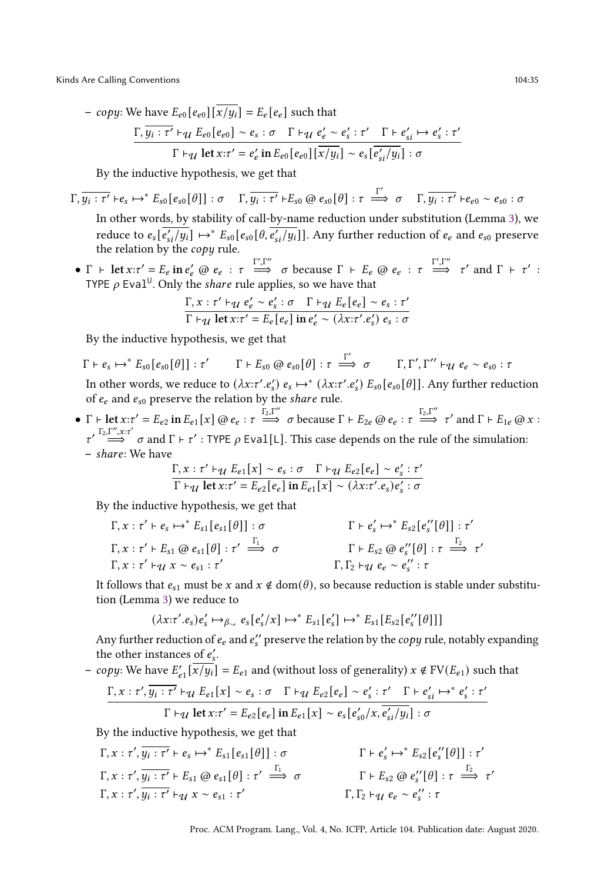– *copy*: We have $E_{e0}[e_{e0}][\overline{x/y_i}] = E_e[e_e]$ such that

$$\frac{\Gamma, \overline{y_i : \tau'} \vdash_{\mathcal{U}} E_{e0}[e_{e0}] \sim e_s : \sigma \quad \Gamma \vdash_{\mathcal{U}} e'_e \sim e'_s : \tau' \quad \Gamma \vdash e'_{si} \mapsto e'_s : \tau'}{\Gamma \vdash_{\mathcal{U}} \mathbf{let}\, x{:}\tau' = e'_e \,\mathbf{in}\, E_{e0}[e_{e0}][\overline{x/y_i}] \sim e_s[\overline{e'_{si}/y_i}] : \sigma}$$

By the inductive hypothesis, we get that

$$\Gamma, \overline{y_i : \tau'} \vdash e_s \mapsto^* E_{s0}[e_{s0}[\theta]] : \sigma \quad \Gamma, \overline{y_i : \tau'} \vdash E_{s0} \mathbin{@} e_{s0}[\theta] : \tau \overset{\Gamma'}{\Longrightarrow} \sigma \quad \Gamma, \overline{y_i : \tau'} \vdash e_{e0} \sim e_{s0} : \sigma$$

In other words, by stability of call-by-name reduction under substitution (Lemma 3), we reduce to $e_s[\overline{e'_{si}/y_i}] \mapsto^* E_{s0}[e_{s0}[\theta, \overline{e'_{si}/y_i}]]$. Any further reduction of $e_e$ and $e_{s0}$ preserve the relation by the *copy* rule.

- $\Gamma \vdash \mathbf{let}\, x{:}\tau' = E_e \,\mathbf{in}\, e'_e \mathbin{@} e_e : \tau \overset{\Gamma',\Gamma''}{\Longrightarrow} \sigma$ because $\Gamma \vdash E_e \mathbin{@} e_e : \tau \overset{\Gamma',\Gamma''}{\Longrightarrow} \tau'$ and $\Gamma \vdash \tau' :$ `TYPE` $\rho$ `Eval`$^{\mathsf{U}}$. Only the *share* rule applies, so we have that

$$\frac{\Gamma, x : \tau' \vdash_{\mathcal{U}} e'_e \sim e'_s : \sigma \quad \Gamma \vdash_{\mathcal{U}} E_e[e_e] \sim e_s : \tau'}{\Gamma \vdash_{\mathcal{U}} \mathbf{let}\, x{:}\tau' = E_e[e_e] \,\mathbf{in}\, e'_e \sim (\lambda x{:}\tau'.e'_s)\ e_s : \sigma}$$

By the inductive hypothesis, we get that

$$\Gamma \vdash e_s \mapsto^* E_{s0}[e_{s0}[\theta]] : \tau' \qquad \Gamma \vdash E_{s0} \mathbin{@} e_{s0}[\theta] : \tau \overset{\Gamma'}{\Longrightarrow} \sigma \qquad \Gamma, \Gamma', \Gamma'' \vdash_{\mathcal{U}} e_e \sim e_{s0} : \tau$$

In other words, we reduce to $(\lambda x{:}\tau'.e'_s)\ e_s \mapsto^* (\lambda x{:}\tau'.e'_s)\ E_{s0}[e_{s0}[\theta]]$. Any further reduction of $e_e$ and $e_{s0}$ preserve the relation by the *share* rule.

- $\Gamma \vdash \mathbf{let}\, x{:}\tau' = E_{e2} \,\mathbf{in}\, E_{e1}[x] \mathbin{@} e_e : \tau \overset{\Gamma_2,\Gamma''}{\Longrightarrow} \sigma$ because $\Gamma \vdash E_{2e} \mathbin{@} e_e : \tau \overset{\Gamma_2,\Gamma''}{\Longrightarrow} \tau'$ and $\Gamma \vdash E_{1e} \mathbin{@} x : \tau' \overset{\Gamma_2,\Gamma'',x:\tau'}{\Longrightarrow} \sigma$ and $\Gamma \vdash \tau'$ : `TYPE` $\rho$ `Eval[L]`. This case depends on the rule of the simulation:
  – *share*: We have

$$\frac{\Gamma, x : \tau' \vdash_{\mathcal{U}} E_{e1}[x] \sim e_s : \sigma \quad \Gamma \vdash_{\mathcal{U}} E_{e2}[e_e] \sim e'_s : \tau'}{\Gamma \vdash_{\mathcal{U}} \mathbf{let}\, x{:}\tau' = E_{e2}[e_e] \,\mathbf{in}\, E_{e1}[x] \sim (\lambda x{:}\tau'.e_s)e'_s : \sigma}$$

By the inductive hypothesis, we get that

$$\begin{aligned} &\Gamma, x : \tau' \vdash e_s \mapsto^* E_{s1}[e_{s1}[\theta]] : \sigma && \Gamma \vdash e'_s \mapsto^* E_{s2}[e''_s[\theta]] : \tau' \\ &\Gamma, x : \tau' \vdash E_{s1} \mathbin{@} e_{s1}[\theta] : \tau' \overset{\Gamma_1}{\Longrightarrow} \sigma && \Gamma \vdash E_{s2} \mathbin{@} e''_s[\theta] : \tau \overset{\Gamma_2}{\Longrightarrow} \tau' \\ &\Gamma, x : \tau' \vdash_{\mathcal{U}} x \sim e_{s1} : \tau' && \Gamma, \Gamma_2 \vdash_{\mathcal{U}} e_e \sim e''_s : \tau \end{aligned}$$

It follows that $e_{s1}$ must be $x$ and $x \notin \mathrm{dom}(\theta)$, so because reduction is stable under substitution (Lemma 3) we reduce to

$$(\lambda x{:}\tau'.e_s)e'_s \mapsto_{\beta_\rightsquigarrow} e_s[e'_s/x] \mapsto^* E_{s1}[e'_s] \mapsto^* E_{s1}[E_{s2}[e''_s[\theta]]]$$

Any further reduction of $e_e$ and $e''_s$ preserve the relation by the *copy* rule, notably expanding the other instances of $e'_s$.

  – *copy*: We have $E'_{e1}[\overline{x/y_i}] = E_{e1}$ and (without loss of generality) $x \notin \mathrm{FV}(E_{e1})$ such that

$$\frac{\Gamma, x : \tau', \overline{y_i : \tau'} \vdash_{\mathcal{U}} E_{e1}[x] \sim e_s : \sigma \quad \Gamma \vdash_{\mathcal{U}} E_{e2}[e_e] \sim e'_s : \tau' \quad \Gamma \vdash e'_{si} \mapsto^* e'_s : \tau'}{\Gamma \vdash_{\mathcal{U}} \mathbf{let}\, x{:}\tau' = E_{e2}[e_e] \,\mathbf{in}\, E_{e1}[x] \sim e_s[e'_{s0}/x, \overline{e'_{si}/y_i}] : \sigma}$$

By the inductive hypothesis, we get that

$$\begin{aligned} &\Gamma, x : \tau', \overline{y_i : \tau'} \vdash e_s \mapsto^* E_{s1}[e_{s1}[\theta]] : \sigma && \Gamma \vdash e'_s \mapsto^* E_{s2}[e''_s[\theta]] : \tau' \\ &\Gamma, x : \tau', \overline{y_i : \tau'} \vdash E_{s1} \mathbin{@} e_{s1}[\theta] : \tau' \overset{\Gamma_1}{\Longrightarrow} \sigma && \Gamma \vdash E_{s2} \mathbin{@} e''_s[\theta] : \tau \overset{\Gamma_2}{\Longrightarrow} \tau' \\ &\Gamma, x : \tau', \overline{y_i : \tau'} \vdash_{\mathcal{U}} x \sim e_{s1} : \tau' && \Gamma, \Gamma_2 \vdash_{\mathcal{U}} e_e \sim e''_s : \tau \end{aligned}$$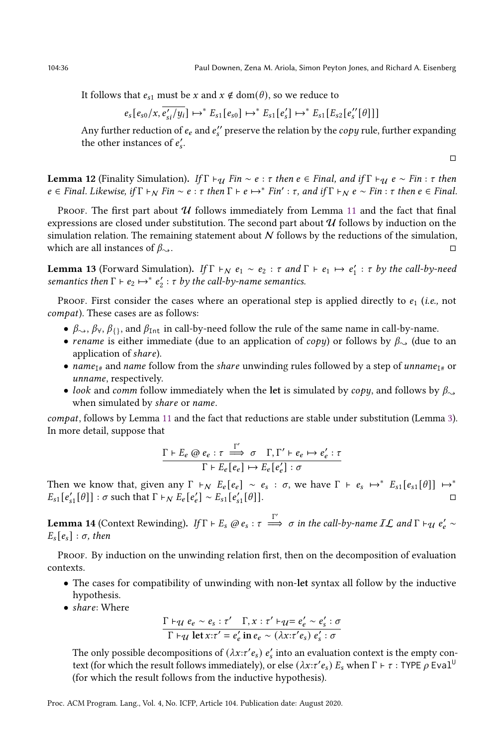It follows that $e_{s1}$ must be $x$ and $x \notin \mathrm{dom}(\theta)$, so we reduce to

$$e_s[e_{s0}/x, \overline{e'_{si}/y_i}] \mapsto^* E_{s1}[e_{s0}] \mapsto^* E_{s1}[e'_s] \mapsto^* E_{s1}[E_{s2}[e''_s[\theta]]]$$

Any further reduction of $e_e$ and $e''_s$ preserve the relation by the *copy* rule, further expanding the other instances of $e'_s$.

□

**Lemma 12** (Finality Simulation). *If $\Gamma \vdash_{\mathcal{U}} Fin \sim e : \tau$ then $e \in Final$, and if $\Gamma \vdash_{\mathcal{U}} e \sim Fin : \tau$ then $e \in Final$. Likewise, if $\Gamma \vdash_{\mathcal{N}} Fin \sim e : \tau$ then $\Gamma \vdash e \mapsto^* Fin' : \tau$, and if $\Gamma \vdash_{\mathcal{N}} e \sim Fin : \tau$ then $e \in Final$.*

Proof. The first part about $\mathcal{U}$ follows immediately from Lemma 11 and the fact that final expressions are closed under substitution. The second part about $\mathcal{U}$ follows by induction on the simulation relation. The remaining statement about $\mathcal{N}$ follows by the reductions of the simulation, which are all instances of $\beta_{\leadsto}$. □

**Lemma 13** (Forward Simulation). *If $\Gamma \vdash_{\mathcal{N}} e_1 \sim e_2 : \tau$ and $\Gamma \vdash e_1 \mapsto e'_1 : \tau$ by the call-by-need semantics then $\Gamma \vdash e_2 \mapsto^* e'_2 : \tau$ by the call-by-name semantics.*

Proof. First consider the cases where an operational step is applied directly to $e_1$ (*i.e.,* not *compat*). These cases are as follows:

- $\beta_{\leadsto}$, $\beta_{\forall}$, $\beta_{\{\}}$, and $\beta_{\mathtt{Int}}$ in call-by-need follow the rule of the same name in call-by-name.
- *rename* is either immediate (due to an application of *copy*) or follows by $\beta_{\leadsto}$ (due to an application of *share*).
- $name_{\mathtt{I\#}}$ and *name* follow from the *share* unwinding rules followed by a step of $unname_{\mathtt{I\#}}$ or *unname*, respectively.
- *look* and *comm* follow immediately when the **let** is simulated by *copy*, and follows by $\beta_{\leadsto}$ when simulated by *share* or *name*.

*compat*, follows by Lemma 11 and the fact that reductions are stable under substitution (Lemma 3). In more detail, suppose that

$$\frac{\Gamma \vdash E_e \mathbin{@} e_e : \tau \overset{\Gamma'}{\Longrightarrow} \sigma \quad \Gamma, \Gamma' \vdash e_e \mapsto e'_e : \tau}{\Gamma \vdash E_e[e_e] \mapsto E_e[e'_e] : \sigma}$$

Then we know that, given any $\Gamma \vdash_{\mathcal{N}} E_e[e_e] \sim e_s : \sigma$, we have $\Gamma \vdash e_s \mapsto^* E_{s1}[e_{s1}[\theta]] \mapsto^* E_{s1}[e'_{s1}[\theta]] : \sigma$ such that $\Gamma \vdash_{\mathcal{N}} E_e[e'_e] \sim E_{s1}[e'_{s1}[\theta]]$. □

**Lemma 14** (Context Rewinding). *If $\Gamma \vdash E_s \mathbin{@} e_s : \tau \overset{\Gamma'}{\Longrightarrow} \sigma$ in the call-by-name $\mathcal{IL}$ and $\Gamma \vdash_{\mathcal{U}} e'_e \sim E_s[e_s] : \sigma$, then*

Proof. By induction on the unwinding relation first, then on the decomposition of evaluation contexts.

- The cases for compatibility of unwinding with non-**let** syntax all follow by the inductive hypothesis.
- *share*: Where

$$\frac{\Gamma \vdash_{\mathcal{U}} e_e \sim e_s : \tau' \quad \Gamma, x : \tau' \vdash_{\mathcal{U}} = e'_e \sim e'_s : \sigma}{\Gamma \vdash_{\mathcal{U}} \mathbf{let}\, x{:}\tau' = e'_e \,\mathbf{in}\, e_e \sim (\lambda x{:}\tau' e_s)\ e'_s : \sigma}$$

The only possible decompositions of $(\lambda x{:}\tau' e_s)\ e'_s$ into an evaluation context is the empty context (for which the result follows immediately), or else $(\lambda x{:}\tau' e_s)\ E_s$ when $\Gamma \vdash \tau : \mathtt{TYPE}\ \rho\ \mathtt{Eval}^{\mathsf{U}}$ (for which the result follows from the inductive hypothesis).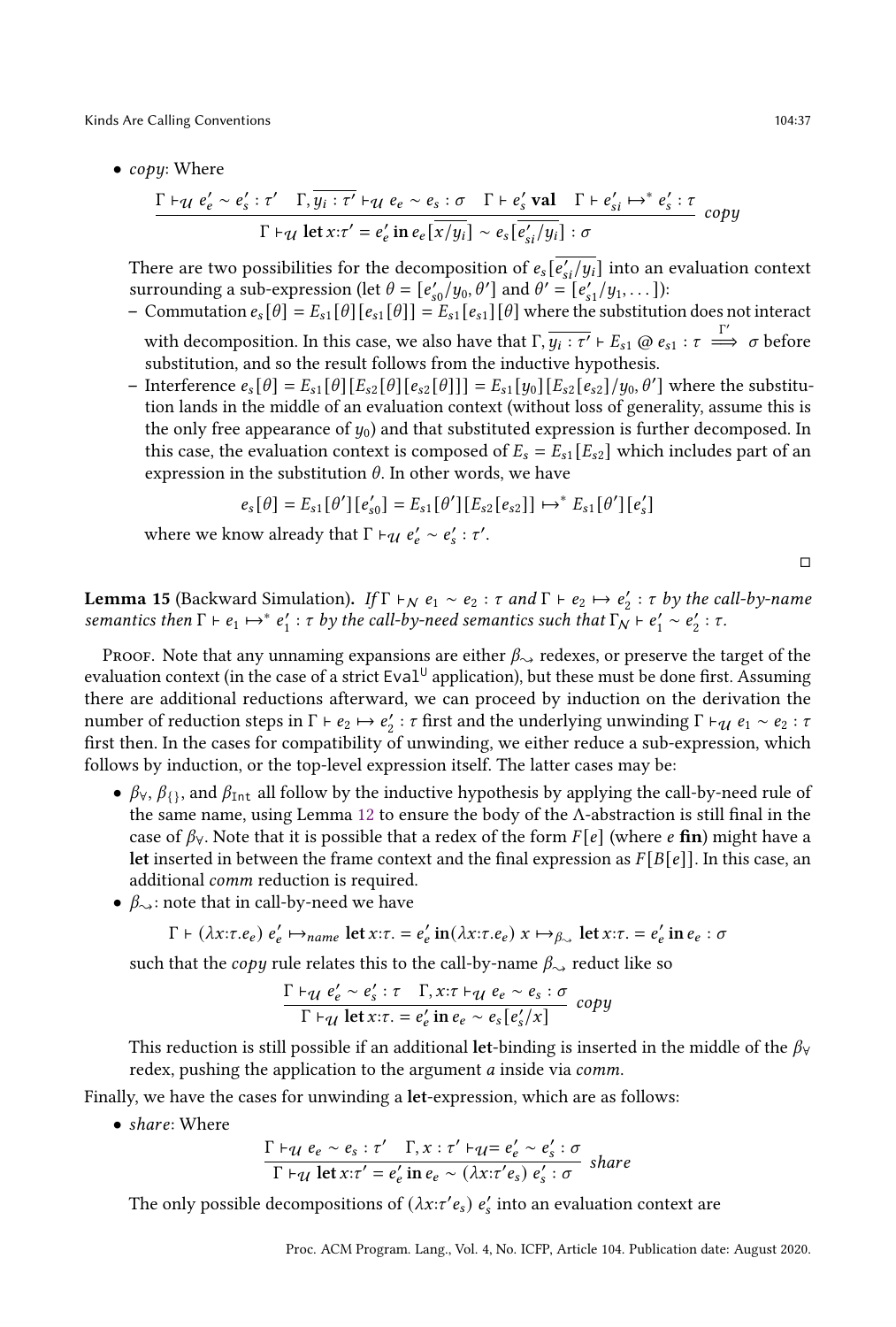- *copy*: Where

$$\frac{\Gamma \vdash_{\mathcal{U}} e'_e \sim e'_s : \tau' \quad \Gamma, \overline{y_i : \tau'} \vdash_{\mathcal{U}} e_e \sim e_s : \sigma \quad \Gamma \vdash e'_s \ \mathbf{val} \quad \Gamma \vdash e'_{si} \mapsto^* e'_s : \tau}{\Gamma \vdash_{\mathcal{U}} \mathbf{let}\, x{:}\tau' = e'_e \,\mathbf{in}\, e_e[\overline{x/y_i}] \sim e_s[\overline{e'_{si}/y_i}] : \sigma} \ copy$$

There are two possibilities for the decomposition of $e_s[\overline{e'_{si}/y_i}]$ into an evaluation context surrounding a sub-expression (let $\theta = [e'_{s0}/y_0, \theta']$ and $\theta' = [e'_{s1}/y_1, \dots]$):

  - Commutation $e_s[\theta] = E_{s1}[\theta][e_{s1}[\theta]] = E_{s1}[e_{s1}][\theta]$ where the substitution does not interact with decomposition. In this case, we also have that $\Gamma, \overline{y_i : \tau'} \vdash E_{s1} \mathbin{@} e_{s1} : \tau \overset{\Gamma'}{\Longrightarrow} \sigma$ before substitution, and so the result follows from the inductive hypothesis.
  - Interference $e_s[\theta] = E_{s1}[\theta][E_{s2}[\theta][e_{s2}[\theta]]] = E_{s1}[y_0][E_{s2}[e_{s2}]/y_0, \theta']$ where the substitution lands in the middle of an evaluation context (without loss of generality, assume this is the only free appearance of $y_0$) and that substituted expression is further decomposed. In this case, the evaluation context is composed of $E_s = E_{s1}[E_{s2}]$ which includes part of an expression in the substitution $\theta$. In other words, we have

$$e_s[\theta] = E_{s1}[\theta'][e'_{s0}] = E_{s1}[\theta'][E_{s2}[e_{s2}]] \mapsto^* E_{s1}[\theta'][e'_s]$$

where we know already that $\Gamma \vdash_{\mathcal{U}} e'_e \sim e'_s : \tau'$.

□

**Lemma 15** (Backward Simulation). *If $\Gamma \vdash_{\mathcal{N}} e_1 \sim e_2 : \tau$ and $\Gamma \vdash e_2 \mapsto e'_2 : \tau$ by the call-by-name semantics then $\Gamma \vdash e_1 \mapsto^* e'_1 : \tau$ by the call-by-need semantics such that $\Gamma_{\mathcal{N}} \vdash e'_1 \sim e'_2 : \tau$.*

Proof. Note that any unnaming expansions are either $\beta_{\rightsquigarrow}$ redexes, or preserve the target of the evaluation context (in the case of a strict $\texttt{Eval}^{\texttt{U}}$ application), but these must be done first. Assuming there are additional reductions afterward, we can proceed by induction on the derivation the number of reduction steps in $\Gamma \vdash e_2 \mapsto e'_2 : \tau$ first and the underlying unwinding $\Gamma \vdash_{\mathcal{U}} e_1 \sim e_2 : \tau$ first then. In the cases for compatibility of unwinding, we either reduce a sub-expression, which follows by induction, or the top-level expression itself. The latter cases may be:

- $\beta_\forall$, $\beta_{\{\}}$, and $\beta_{\texttt{Int}}$ all follow by the inductive hypothesis by applying the call-by-need rule of the same name, using Lemma 12 to ensure the body of the $\Lambda$-abstraction is still final in the case of $\beta_\forall$. Note that it is possible that a redex of the form $F[e]$ (where $e$ **fin**) might have a **let** inserted in between the frame context and the final expression as $F[B[e]]$. In this case, an additional *comm* reduction is required.
- $\beta_{\rightsquigarrow}$: note that in call-by-need we have

$$\Gamma \vdash (\lambda x{:}\tau.e_e)\ e'_e \mapsto_{name} \mathbf{let}\, x{:}\tau. = e'_e \,\mathbf{in} (\lambda x{:}\tau.e_e)\ x \mapsto_{\beta_{\rightsquigarrow}} \mathbf{let}\, x{:}\tau. = e'_e \,\mathbf{in}\, e_e : \sigma$$

such that the *copy* rule relates this to the call-by-name $\beta_{\rightsquigarrow}$ reduct like so

$$\frac{\Gamma \vdash_{\mathcal{U}} e'_e \sim e'_s : \tau \quad \Gamma, x{:}\tau \vdash_{\mathcal{U}} e_e \sim e_s : \sigma}{\Gamma \vdash_{\mathcal{U}} \mathbf{let}\, x{:}\tau. = e'_e \,\mathbf{in}\, e_e \sim e_s[e'_s/x]} \ copy$$

This reduction is still possible if an additional **let**-binding is inserted in the middle of the $\beta_\forall$ redex, pushing the application to the argument $a$ inside via *comm*.

Finally, we have the cases for unwinding a **let**-expression, which are as follows:

- *share*: Where

$$\frac{\Gamma \vdash_{\mathcal{U}} e_e \sim e_s : \tau' \quad \Gamma, x : \tau' \vdash_{\mathcal{U}} = e'_e \sim e'_s : \sigma}{\Gamma \vdash_{\mathcal{U}} \mathbf{let}\, x{:}\tau' = e'_e \,\mathbf{in}\, e_e \sim (\lambda x{:}\tau' e_s)\ e'_s : \sigma} \ share$$

The only possible decompositions of $(\lambda x{:}\tau' e_s)\ e'_s$ into an evaluation context are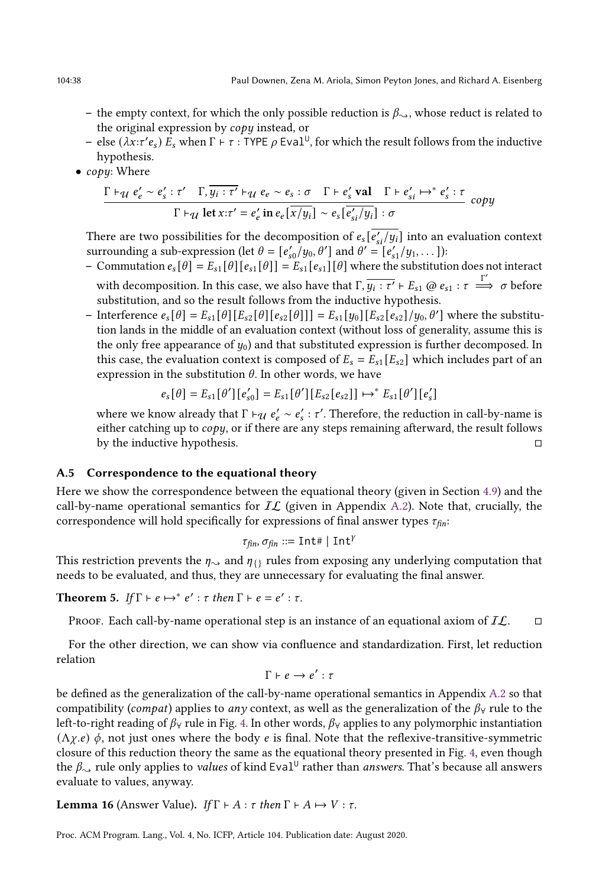- the empty context, for which the only possible reduction is $\beta_{\rightsquigarrow}$, whose reduct is related to the original expression by *copy* instead, or
  - else $(\lambda x{:}\tau' e_s)\, E_s$ when $\Gamma \vdash \tau : \mathtt{TYPE}\ \rho\ \mathtt{Eval}^{\mathsf{U}}$, for which the result follows from the inductive hypothesis.
- *copy*: Where

$$\frac{\Gamma \vdash_{\mathcal{U}} e'_e \sim e'_s : \tau' \quad \Gamma, \overline{y_i : \tau'} \vdash_{\mathcal{U}} e_e \sim e_s : \sigma \quad \Gamma \vdash e'_s\ \mathbf{val} \quad \Gamma \vdash e'_{si} \mapsto^* e'_s : \tau}{\Gamma \vdash_{\mathcal{U}} \mathbf{let}\, x{:}\tau' = e'_e\, \mathbf{in}\, e_e[\overline{x/y_i}] \sim e_s[\overline{e'_{si}/y_i}] : \sigma}\ copy$$

There are two possibilities for the decomposition of $e_s[\overline{e'_{si}/y_i}]$ into an evaluation context surrounding a sub-expression (let $\theta = [e'_{s0}/y_0, \theta']$ and $\theta' = [e'_{s1}/y_1, \dots]$):

  - Commutation $e_s[\theta] = E_{s1}[\theta][e_{s1}[\theta]] = E_{s1}[e_{s1}][\theta]$ where the substitution does not interact with decomposition. In this case, we also have that $\Gamma, \overline{y_i : \tau'} \vdash E_{s1} \mathbin{@} e_{s1} : \tau \overset{\Gamma'}{\Longrightarrow} \sigma$ before substitution, and so the result follows from the inductive hypothesis.
  - Interference $e_s[\theta] = E_{s1}[\theta][E_{s2}[\theta][e_{s2}[\theta]]] = E_{s1}[y_0][E_{s2}[e_{s2}]/y_0, \theta']$ where the substitution lands in the middle of an evaluation context (without loss of generality, assume this is the only free appearance of $y_0$) and that substituted expression is further decomposed. In this case, the evaluation context is composed of $E_s = E_{s1}[E_{s2}]$ which includes part of an expression in the substitution $\theta$. In other words, we have

$$e_s[\theta] = E_{s1}[\theta'][e'_{s0}] = E_{s1}[\theta'][E_{s2}[e_{s2}]] \mapsto^* E_{s1}[\theta'][e'_s]$$

where we know already that $\Gamma \vdash_{\mathcal{U}} e'_e \sim e'_s : \tau'$. Therefore, the reduction in call-by-name is either catching up to *copy*, or if there are any steps remaining afterward, the result follows by the inductive hypothesis. ◻

### A.5 Correspondence to the equational theory

Here we show the correspondence between the equational theory (given in Section 4.9) and the call-by-name operational semantics for $\mathcal{IL}$ (given in Appendix A.2). Note that, crucially, the correspondence will hold specifically for expressions of final answer types $\tau_{fin}$:

$$\tau_{fin}, \sigma_{fin} ::= \mathtt{Int\#} \mid \mathtt{Int}^{\gamma}$$

This restriction prevents the $\eta_{\rightsquigarrow}$ and $\eta_{\{\}}$ rules from exposing any underlying computation that needs to be evaluated, and thus, they are unnecessary for evaluating the final answer.

**Theorem 5.** *If $\Gamma \vdash e \mapsto^* e' : \tau$ then $\Gamma \vdash e = e' : \tau$.*

Proof. Each call-by-name operational step is an instance of an equational axiom of $\mathcal{IL}$. ◻

For the other direction, we can show via confluence and standardization. First, let reduction relation

$$\Gamma \vdash e \to e' : \tau$$

be defined as the generalization of the call-by-name operational semantics in Appendix A.2 so that compatibility (*compat*) applies to *any* context, as well as the generalization of the $\beta_\forall$ rule to the left-to-right reading of $\beta_\forall$ rule in Fig. 4. In other words, $\beta_\forall$ applies to any polymorphic instantiation $(\Lambda\chi.e)\ \phi$, not just ones where the body $e$ is final. Note that the reflexive-transitive-symmetric closure of this reduction theory the same as the equational theory presented in Fig. 4, even though the $\beta_{\rightsquigarrow}$ rule only applies to *values* of kind $\mathtt{Eval}^{\mathsf{U}}$ rather than *answers*. That's because all answers evaluate to values, anyway.

**Lemma 16** (Answer Value). *If $\Gamma \vdash A : \tau$ then $\Gamma \vdash A \mapsto V : \tau$.*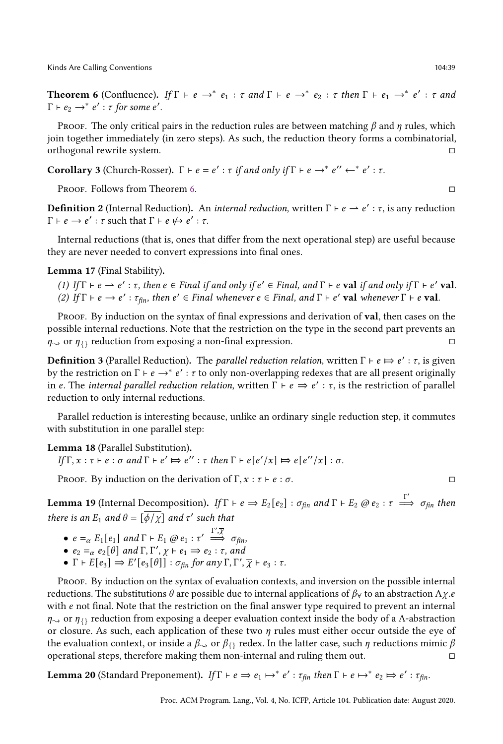**Theorem 6** (Confluence). *If* $\Gamma \vdash e \to^* e_1 : \tau$ *and* $\Gamma \vdash e \to^* e_2 : \tau$ *then* $\Gamma \vdash e_1 \to^* e' : \tau$ *and* $\Gamma \vdash e_2 \to^* e' : \tau$ *for some* $e'$.

Proof. The only critical pairs in the reduction rules are between matching $\beta$ and $\eta$ rules, which join together immediately (in zero steps). As such, the reduction theory forms a combinatorial, orthogonal rewrite system. □

**Corollary 3** (Church-Rosser). $\Gamma \vdash e = e' : \tau$ *if and only if* $\Gamma \vdash e \to^* e'' \leftarrow^* e' : \tau$.

Proof. Follows from Theorem 6. □

**Definition 2** (Internal Reduction). An *internal reduction*, written $\Gamma \vdash e \rightharpoonup e' : \tau$, is any reduction $\Gamma \vdash e \to e' : \tau$ such that $\Gamma \vdash e \not\mapsto e' : \tau$.

Internal reductions (that is, ones that differ from the next operational step) are useful because they are never needed to convert expressions into final ones.

**Lemma 17** (Final Stability).

*(1) If* $\Gamma \vdash e \rightharpoonup e' : \tau$*, then* $e \in Final$ *if and only if* $e' \in Final$*, and* $\Gamma \vdash e$ **val** *if and only if* $\Gamma \vdash e'$ **val**.
*(2) If* $\Gamma \vdash e \to e' : \tau_{fin}$*, then* $e' \in Final$ *whenever* $e \in Final$*, and* $\Gamma \vdash e'$ **val** *whenever* $\Gamma \vdash e$ **val**.

Proof. By induction on the syntax of final expressions and derivation of **val**, then cases on the possible internal reductions. Note that the restriction on the type in the second part prevents an $\eta_{\rightsquigarrow}$ or $\eta_{\{\}}$ reduction from exposing a non-final expression. □

**Definition 3** (Parallel Reduction). The *parallel reduction relation*, written $\Gamma \vdash e \mapsto e' : \tau$, is given by the restriction on $\Gamma \vdash e \to^* e' : \tau$ to only non-overlapping redexes that are all present originally in $e$. The *internal parallel reduction relation*, written $\Gamma \vdash e \Rightarrow e' : \tau$, is the restriction of parallel reduction to only internal reductions.

Parallel reduction is interesting because, unlike an ordinary single reduction step, it commutes with substitution in one parallel step:

**Lemma 18** (Parallel Substitution).
*If* $\Gamma, x : \tau \vdash e : \sigma$ *and* $\Gamma \vdash e' \mapsto e'' : \tau$ *then* $\Gamma \vdash e[e'/x] \mapsto e[e''/x] : \sigma$.

Proof. By induction on the derivation of $\Gamma, x : \tau \vdash e : \sigma$. □

**Lemma 19** (Internal Decomposition). *If* $\Gamma \vdash e \Rightarrow E_2[e_2] : \sigma_{fin}$ *and* $\Gamma \vdash E_2 \mathbin{@} e_2 : \tau \overset{\Gamma'}{\Longrightarrow} \sigma_{fin}$ *then there is an* $E_1$ *and* $\theta = [\overline{\phi/\chi}]$ *and* $\tau'$ *such that*

- $e =_\alpha E_1[e_1]$ *and* $\Gamma \vdash E_1 \mathbin{@} e_1 : \tau' \overset{\Gamma', \overline{\chi}}{\Longrightarrow} \sigma_{fin}$,
- $e_2 =_\alpha e_2[\theta]$ *and* $\Gamma, \Gamma', \chi \vdash e_1 \Rightarrow e_2 : \tau$, *and*
- $\Gamma \vdash E[e_3] \Rightarrow E'[e_3[\theta]] : \sigma_{fin}$ *for any* $\Gamma, \Gamma', \overline{\chi} \vdash e_3 : \tau$.

Proof. By induction on the syntax of evaluation contexts, and inversion on the possible internal reductions. The substitutions $\theta$ are possible due to internal applications of $\beta_\forall$ to an abstraction $\Lambda\chi.e$ with $e$ not final. Note that the restriction on the final answer type required to prevent an internal $\eta_{\rightsquigarrow}$ or $\eta_{\{\}}$ reduction from exposing a deeper evaluation context inside the body of a $\Lambda$-abstraction or closure. As such, each application of these two $\eta$ rules must either occur outside the eye of the evaluation context, or inside a $\beta_{\rightsquigarrow}$ or $\beta_{\{\}}$ redex. In the latter case, such $\eta$ reductions mimic $\beta$ operational steps, therefore making them non-internal and ruling them out. □

**Lemma 20** (Standard Preponement). *If* $\Gamma \vdash e \Rightarrow e_1 \mapsto^* e' : \tau_{fin}$ *then* $\Gamma \vdash e \mapsto^* e_2 \mapsto e' : \tau_{fin}$.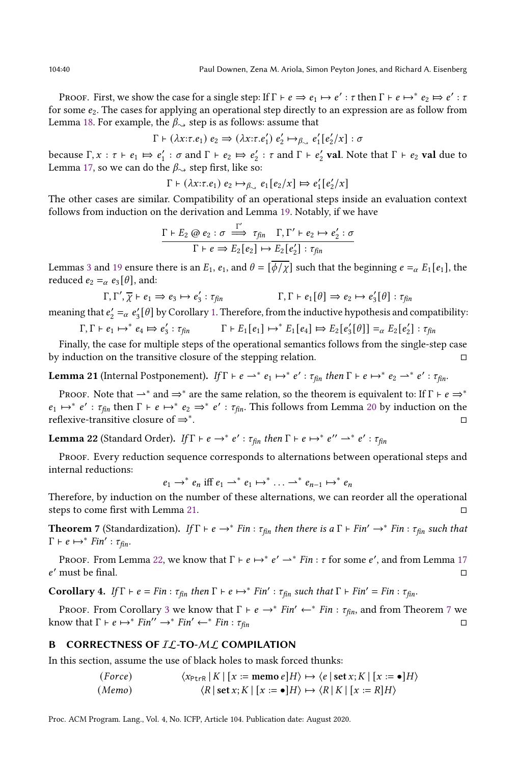Proof. First, we show the case for a single step: If $\Gamma \vdash e \Rightarrow e_1 \mapsto e' : \tau$ then $\Gamma \vdash e \mapsto^* e_2 \Rrightarrow e' : \tau$ for some $e_2$. The cases for applying an operational step directly to an expression are as follow from Lemma 18. For example, the $\beta_{\leadsto}$ step is as follows: assume that

$$\Gamma \vdash (\lambda x{:}\tau.e_1)\ e_2 \Rightarrow (\lambda x{:}\tau.e_1')\ e_2' \mapsto_{\beta_{\leadsto}} e_1'[e_2'/x] : \sigma$$

because $\Gamma, x : \tau \vdash e_1 \Rrightarrow e_1' : \sigma$ and $\Gamma \vdash e_2 \Rrightarrow e_2' : \tau$ and $\Gamma \vdash e_2'$ **val**. Note that $\Gamma \vdash e_2$ **val** due to Lemma 17, so we can do the $\beta_{\leadsto}$ step first, like so:

$$\Gamma \vdash (\lambda x{:}\tau.e_1)\ e_2 \mapsto_{\beta_{\leadsto}} e_1[e_2/x] \Rrightarrow e_1'[e_2'/x]$$

The other cases are similar. Compatibility of an operational steps inside an evaluation context follows from induction on the derivation and Lemma 19. Notably, if we have

$$\frac{\Gamma \vdash E_2 \mathbin{@} e_2 : \sigma \overset{\Gamma'}{\Longrightarrow} \tau_{\mathit{fin}} \quad \Gamma, \Gamma' \vdash e_2 \mapsto e_2' : \sigma}{\Gamma \vdash e \Rightarrow E_2[e_2] \mapsto E_2[e_2'] : \tau_{\mathit{fin}}}$$

Lemmas 3 and 19 ensure there is an $E_1$, $e_1$, and $\theta = [\overline{\phi/\chi}]$ such that the beginning $e =_\alpha E_1[e_1]$, the reduced $e_2 =_\alpha e_3[\theta]$, and:

$$\Gamma, \Gamma', \overline{\chi} \vdash e_1 \Rightarrow e_3 \mapsto e_3' : \tau_{\mathit{fin}} \qquad\qquad \Gamma, \Gamma \vdash e_1[\theta] \Rightarrow e_2 \mapsto e_3'[\theta] : \tau_{\mathit{fin}}$$

meaning that $e_2' =_\alpha e_3'[\theta]$ by Corollary 1. Therefore, from the inductive hypothesis and compatibility:

$$\Gamma, \Gamma \vdash e_1 \mapsto^* e_4 \Rrightarrow e_3' : \tau_{\mathit{fin}} \qquad \Gamma \vdash E_1[e_1] \mapsto^* E_1[e_4] \Rrightarrow E_2[e_3'[\theta]] =_\alpha E_2[e_2'] : \tau_{\mathit{fin}}$$

Finally, the case for multiple steps of the operational semantics follows from the single-step case by induction on the transitive closure of the stepping relation. □

**Lemma 21** (Internal Postponement). *If $\Gamma \vdash e \rightharpoonup^* e_1 \mapsto^* e' : \tau_{\mathit{fin}}$ then $\Gamma \vdash e \mapsto^* e_2 \rightharpoonup^* e' : \tau_{\mathit{fin}}$.*

Proof. Note that $\rightharpoonup^*$ and $\Rrightarrow^*$ are the same relation, so the theorem is equivalent to: If $\Gamma \vdash e \Rrightarrow^* e_1 \mapsto^* e' : \tau_{\mathit{fin}}$ then $\Gamma \vdash e \mapsto^* e_2 \Rrightarrow^* e' : \tau_{\mathit{fin}}$. This follows from Lemma 20 by induction on the reflexive-transitive closure of $\Rrightarrow^*$. □

**Lemma 22** (Standard Order). *If $\Gamma \vdash e \rightarrow^* e' : \tau_{\mathit{fin}}$ then $\Gamma \vdash e \mapsto^* e'' \rightharpoonup^* e' : \tau_{\mathit{fin}}$*

Proof. Every reduction sequence corresponds to alternations between operational steps and internal reductions:

$$e_1 \rightarrow^* e_n \text{ iff } e_1 \rightharpoonup^* e_1 \mapsto^* \ldots \rightharpoonup^* e_{n-1} \mapsto^* e_n$$

Therefore, by induction on the number of these alternations, we can reorder all the operational steps to come first with Lemma 21. □

**Theorem 7** (Standardization). *If $\Gamma \vdash e \rightarrow^* \mathit{Fin} : \tau_{\mathit{fin}}$ then there is a $\Gamma \vdash \mathit{Fin}' \rightarrow^* \mathit{Fin} : \tau_{\mathit{fin}}$ such that $\Gamma \vdash e \mapsto^* \mathit{Fin}' : \tau_{\mathit{fin}}$.*

Proof. From Lemma 22, we know that $\Gamma \vdash e \mapsto^* e' \rightharpoonup^* \mathit{Fin} : \tau$ for some $e'$, and from Lemma 17 $e'$ must be final. □

**Corollary 4.** *If $\Gamma \vdash e = \mathit{Fin} : \tau_{\mathit{fin}}$ then $\Gamma \vdash e \mapsto^* \mathit{Fin}' : \tau_{\mathit{fin}}$ such that $\Gamma \vdash \mathit{Fin}' = \mathit{Fin} : \tau_{\mathit{fin}}$.*

Proof. From Corollary 3 we know that $\Gamma \vdash e \rightarrow^* \mathit{Fin}' \leftarrow^* \mathit{Fin} : \tau_{\mathit{fin}}$, and from Theorem 7 we know that $\Gamma \vdash e \mapsto^* \mathit{Fin}'' \rightarrow^* \mathit{Fin}' \leftarrow^* \mathit{Fin} : \tau_{\mathit{fin}}$ □

## B CORRECTNESS OF $\mathcal{IL}$-TO-$\mathcal{ML}$ COMPILATION

In this section, assume the use of black holes to mask forced thunks:

$$(\mathit{Force}) \qquad \langle x_{\texttt{PtrR}} \mid K \mid [x := \textbf{memo}\, e]H \rangle \mapsto \langle e \mid \textbf{set}\, x; K \mid [x := \bullet]H \rangle$$

$$(\mathit{Memo}) \qquad \langle R \mid \textbf{set}\, x; K \mid [x := \bullet]H \rangle \mapsto \langle R \mid K \mid [x := R]H \rangle$$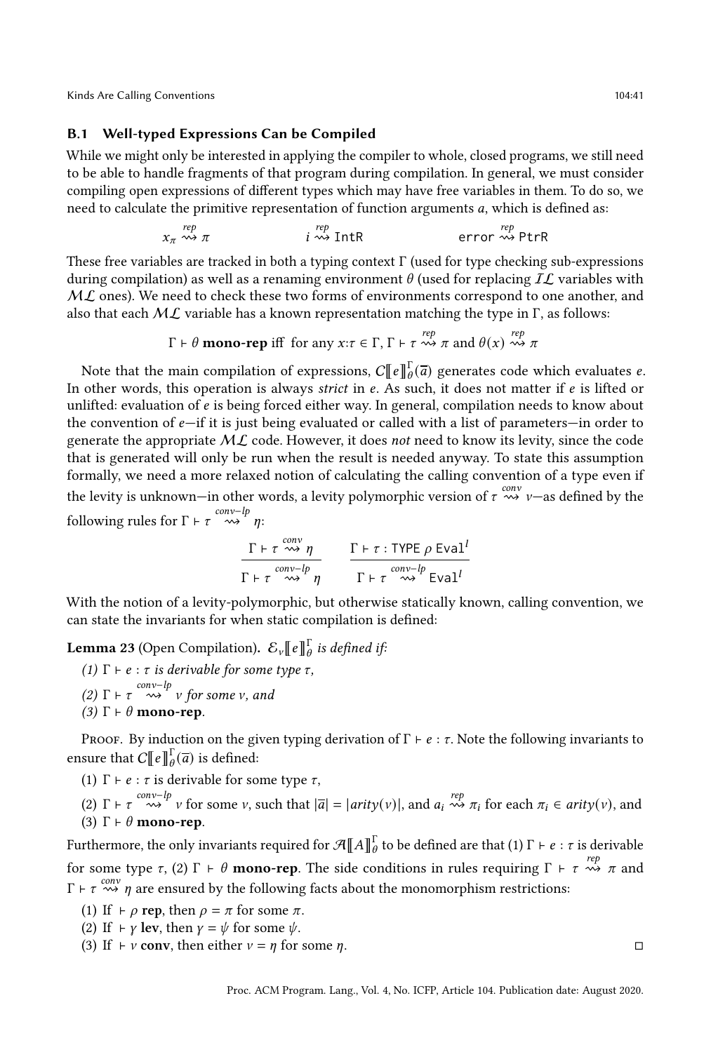## B.1 Well-typed Expressions Can be Compiled

While we might only be interested in applying the compiler to whole, closed programs, we still need to be able to handle fragments of that program during compilation. In general, we must consider compiling open expressions of different types which may have free variables in them. To do so, we need to calculate the primitive representation of function arguments $a$, which is defined as:

$$x_\pi \overset{rep}{\rightsquigarrow} \pi \qquad\qquad i \overset{rep}{\rightsquigarrow} \texttt{IntR} \qquad\qquad \texttt{error} \overset{rep}{\rightsquigarrow} \texttt{PtrR}$$

These free variables are tracked in both a typing context $\Gamma$ (used for type checking sub-expressions during compilation) as well as a renaming environment $\theta$ (used for replacing $\mathcal{IL}$ variables with $\mathcal{ML}$ ones). We need to check these two forms of environments correspond to one another, and also that each $\mathcal{ML}$ variable has a known representation matching the type in $\Gamma$, as follows:

$$\Gamma \vdash \theta \textbf{ mono-rep} \text{ iff for any } x{:}\tau \in \Gamma, \Gamma \vdash \tau \overset{rep}{\rightsquigarrow} \pi \text{ and } \theta(x) \overset{rep}{\rightsquigarrow} \pi$$

Note that the main compilation of expressions, $\mathcal{C}[\![e]\!]^{\Gamma}_{\theta}(\overline{a})$ generates code which evaluates $e$. In other words, this operation is always *strict* in $e$. As such, it does not matter if $e$ is lifted or unlifted: evaluation of $e$ is being forced either way. In general, compilation needs to know about the convention of $e$—if it is just being evaluated or called with a list of parameters—in order to generate the appropriate $\mathcal{ML}$ code. However, it does *not* need to know its levity, since the code that is generated will only be run when the result is needed anyway. To state this assumption formally, we need a more relaxed notion of calculating the calling convention of a type even if the levity is unknown—in other words, a levity polymorphic version of $\tau \overset{conv}{\rightsquigarrow} \nu$—as defined by the following rules for $\Gamma \vdash \tau \overset{conv-lp}{\rightsquigarrow} \eta$:

$$\frac{\Gamma \vdash \tau \overset{conv}{\rightsquigarrow} \eta}{\Gamma \vdash \tau \overset{conv-lp}{\rightsquigarrow} \eta} \qquad \frac{\Gamma \vdash \tau : \texttt{TYPE}\ \rho\ \texttt{Eval}^l}{\Gamma \vdash \tau \overset{conv-lp}{\rightsquigarrow} \texttt{Eval}^l}$$

With the notion of a levity-polymorphic, but otherwise statically known, calling convention, we can state the invariants for when static compilation is defined:

**Lemma 23** (Open Compilation)**.** *$\mathcal{E}_\nu[\![e]\!]^{\Gamma}_{\theta}$ is defined if:*

*(1) $\Gamma \vdash e : \tau$ is derivable for some type $\tau$,*
*(2) $\Gamma \vdash \tau \overset{conv-lp}{\rightsquigarrow} \nu$ for some $\nu$, and*
*(3) $\Gamma \vdash \theta$ **mono-rep**.*

Proof. By induction on the given typing derivation of $\Gamma \vdash e : \tau$. Note the following invariants to ensure that $\mathcal{C}[\![e]\!]^{\Gamma}_{\theta}(\overline{a})$ is defined:

(1) $\Gamma \vdash e : \tau$ is derivable for some type $\tau$,
(2) $\Gamma \vdash \tau \overset{conv-lp}{\rightsquigarrow} \nu$ for some $\nu$, such that $|\overline{a}| = |arity(\nu)|$, and $a_i \overset{rep}{\rightsquigarrow} \pi_i$ for each $\pi_i \in arity(\nu)$, and
(3) $\Gamma \vdash \theta$ **mono-rep**.

Furthermore, the only invariants required for $\mathcal{A}[\![A]\!]^{\Gamma}_{\theta}$ to be defined are that (1) $\Gamma \vdash e : \tau$ is derivable for some type $\tau$, (2) $\Gamma \vdash \theta$ **mono-rep**. The side conditions in rules requiring $\Gamma \vdash \tau \overset{rep}{\rightsquigarrow} \pi$ and $\Gamma \vdash \tau \overset{conv}{\rightsquigarrow} \eta$ are ensured by the following facts about the monomorphism restrictions:

(1) If $\vdash \rho$ **rep**, then $\rho = \pi$ for some $\pi$.
(2) If $\vdash \gamma$ **lev**, then $\gamma = \psi$ for some $\psi$.
(3) If $\vdash \nu$ **conv**, then either $\nu = \eta$ for some $\eta$. □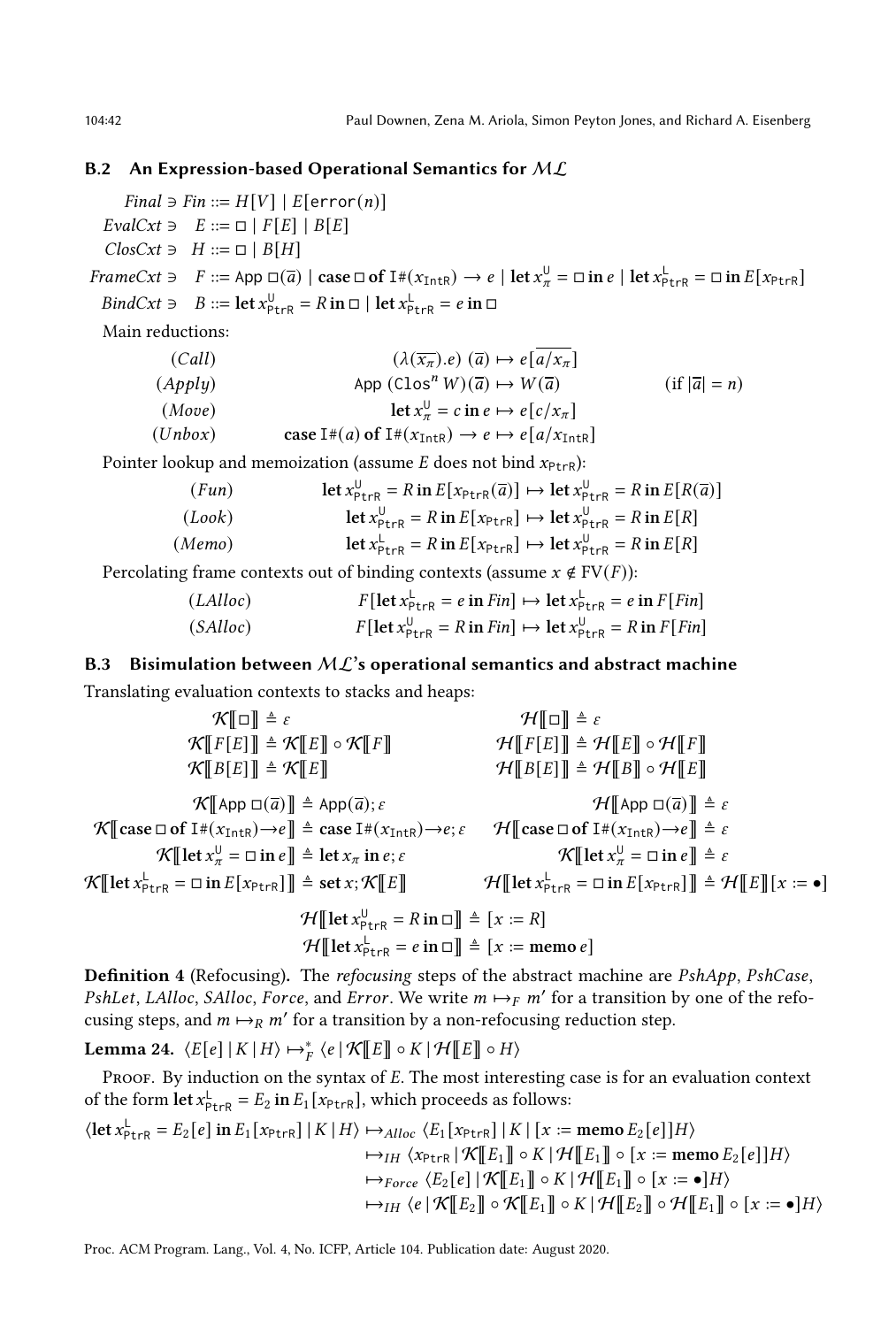### B.2 An Expression-based Operational Semantics for $\mathcal{ML}$

$$
\begin{aligned}
\mathit{Final} \ni \mathit{Fin} &::= H[V] \mid E[\mathtt{error}(n)] \\
\mathit{EvalCxt} \ni \quad E &::= \square \mid F[E] \mid B[E] \\
\mathit{ClosCxt} \ni \quad H &::= \square \mid B[H] \\
\mathit{FrameCxt} \ni \quad F &::= \mathtt{App}\ \square(\overline{a}) \mid \mathbf{case}\ \square\ \mathbf{of}\ \mathtt{I\#}(x_{\mathtt{IntR}}) \to e \mid \mathbf{let}\ x^{\mathsf{U}}_{\pi} = \square\ \mathbf{in}\ e \mid \mathbf{let}\ x^{\mathsf{L}}_{\mathtt{PtrR}} = \square\ \mathbf{in}\ E[x_{\mathtt{PtrR}}] \\
\mathit{BindCxt} \ni \quad B &::= \mathbf{let}\ x^{\mathsf{U}}_{\mathtt{PtrR}} = R\ \mathbf{in}\ \square \mid \mathbf{let}\ x^{\mathsf{L}}_{\mathtt{PtrR}} = e\ \mathbf{in}\ \square
\end{aligned}
$$

Main reductions:

$$
\begin{aligned}
&(\mathit{Call}) & (\lambda(\overline{x_\pi}).e)\ (\overline{a}) &\mapsto e[\overline{a/x_\pi}] \\
&(\mathit{Apply}) & \mathtt{App}\ (\mathtt{Clos}^n\ W)(\overline{a}) &\mapsto W(\overline{a}) \qquad (\text{if } |\overline{a}| = n) \\
&(\mathit{Move}) & \mathbf{let}\ x^{\mathsf{U}}_{\pi} = c\ \mathbf{in}\ e &\mapsto e[c/x_\pi] \\
&(\mathit{Unbox}) & \mathbf{case}\ \mathtt{I\#}(a)\ \mathbf{of}\ \mathtt{I\#}(x_{\mathtt{IntR}}) \to e &\mapsto e[a/x_{\mathtt{IntR}}]
\end{aligned}
$$

Pointer lookup and memoization (assume $E$ does not bind $x_{\mathtt{PtrR}}$):

$$
\begin{aligned}
&(\mathit{Fun}) & \mathbf{let}\ x^{\mathsf{U}}_{\mathtt{PtrR}} = R\ \mathbf{in}\ E[x_{\mathtt{PtrR}}(\overline{a})] &\mapsto \mathbf{let}\ x^{\mathsf{U}}_{\mathtt{PtrR}} = R\ \mathbf{in}\ E[R(\overline{a})] \\
&(\mathit{Look}) & \mathbf{let}\ x^{\mathsf{U}}_{\mathtt{PtrR}} = R\ \mathbf{in}\ E[x_{\mathtt{PtrR}}] &\mapsto \mathbf{let}\ x^{\mathsf{U}}_{\mathtt{PtrR}} = R\ \mathbf{in}\ E[R] \\
&(\mathit{Memo}) & \mathbf{let}\ x^{\mathsf{L}}_{\mathtt{PtrR}} = R\ \mathbf{in}\ E[x_{\mathtt{PtrR}}] &\mapsto \mathbf{let}\ x^{\mathsf{U}}_{\mathtt{PtrR}} = R\ \mathbf{in}\ E[R]
\end{aligned}
$$

Percolating frame contexts out of binding contexts (assume $x \notin \mathrm{FV}(F)$):

$$
\begin{aligned}
&(\mathit{LAlloc}) & F[\mathbf{let}\ x^{\mathsf{L}}_{\mathtt{PtrR}} = e\ \mathbf{in}\ \mathit{Fin}] &\mapsto \mathbf{let}\ x^{\mathsf{L}}_{\mathtt{PtrR}} = e\ \mathbf{in}\ F[\mathit{Fin}] \\
&(\mathit{SAlloc}) & F[\mathbf{let}\ x^{\mathsf{U}}_{\mathtt{PtrR}} = R\ \mathbf{in}\ \mathit{Fin}] &\mapsto \mathbf{let}\ x^{\mathsf{U}}_{\mathtt{PtrR}} = R\ \mathbf{in}\ F[\mathit{Fin}]
\end{aligned}
$$

### B.3 Bisimulation between $\mathcal{ML}$'s operational semantics and abstract machine

Translating evaluation contexts to stacks and heaps:

$$
\begin{aligned}
\mathcal{K}[\![\square]\!] &\triangleq \varepsilon & \mathcal{H}[\![\square]\!] &\triangleq \varepsilon \\
\mathcal{K}[\![F[E]]\!] &\triangleq \mathcal{K}[\![E]\!] \circ \mathcal{K}[\![F]\!] & \mathcal{H}[\![F[E]]\!] &\triangleq \mathcal{H}[\![E]\!] \circ \mathcal{H}[\![F]\!] \\
\mathcal{K}[\![B[E]]\!] &\triangleq \mathcal{K}[\![E]\!] & \mathcal{H}[\![B[E]]\!] &\triangleq \mathcal{H}[\![B]\!] \circ \mathcal{H}[\![E]\!]
\end{aligned}
$$

$$
\begin{aligned}
\mathcal{K}[\![\mathtt{App}\ \square(\overline{a})]\!] &\triangleq \mathtt{App}(\overline{a}); \varepsilon & \mathcal{H}[\![\mathtt{App}\ \square(\overline{a})]\!] &\triangleq \varepsilon \\
\mathcal{K}[\![\mathbf{case}\ \square\ \mathbf{of}\ \mathtt{I\#}(x_{\mathtt{IntR}}) \to e]\!] &\triangleq \mathbf{case}\ \mathtt{I\#}(x_{\mathtt{IntR}}) \to e; \varepsilon & \mathcal{H}[\![\mathbf{case}\ \square\ \mathbf{of}\ \mathtt{I\#}(x_{\mathtt{IntR}}) \to e]\!] &\triangleq \varepsilon \\
\mathcal{K}[\![\mathbf{let}\ x^{\mathsf{U}}_{\pi} = \square\ \mathbf{in}\ e]\!] &\triangleq \mathbf{let}\ x_\pi\ \mathbf{in}\ e; \varepsilon & \mathcal{K}[\![\mathbf{let}\ x^{\mathsf{U}}_{\pi} = \square\ \mathbf{in}\ e]\!] &\triangleq \varepsilon \\
\mathcal{K}[\![\mathbf{let}\ x^{\mathsf{L}}_{\mathtt{PtrR}} = \square\ \mathbf{in}\ E[x_{\mathtt{PtrR}}]]\!] &\triangleq \mathbf{set}\ x; \mathcal{K}[\![E]\!] & \mathcal{H}[\![\mathbf{let}\ x^{\mathsf{L}}_{\mathtt{PtrR}} = \square\ \mathbf{in}\ E[x_{\mathtt{PtrR}}]]\!] &\triangleq \mathcal{H}[\![E]\!][x := \bullet]
\end{aligned}
$$

$$
\begin{aligned}
\mathcal{H}[\![\mathbf{let}\ x^{\mathsf{U}}_{\mathtt{PtrR}} = R\ \mathbf{in}\ \square]\!] &\triangleq [x := R] \\
\mathcal{H}[\![\mathbf{let}\ x^{\mathsf{L}}_{\mathtt{PtrR}} = e\ \mathbf{in}\ \square]\!] &\triangleq [x := \mathbf{memo}\ e]
\end{aligned}
$$

**Definition 4** (Refocusing). The *refocusing* steps of the abstract machine are *PshApp*, *PshCase*, *PshLet*, *LAlloc*, *SAlloc*, *Force*, and *Error*. We write $m \mapsto_F m'$ for a transition by one of the refocusing steps, and $m \mapsto_R m'$ for a transition by a non-refocusing reduction step.

**Lemma 24.** $\langle E[e] \mid K \mid H \rangle \mapsto^*_F \langle e \mid \mathcal{K}[\![E]\!] \circ K \mid \mathcal{H}[\![E]\!] \circ H \rangle$

Proof. By induction on the syntax of $E$. The most interesting case is for an evaluation context of the form $\mathbf{let}\ x^{\mathsf{L}}_{\mathtt{PtrR}} = E_2\ \mathbf{in}\ E_1[x_{\mathtt{PtrR}}]$, which proceeds as follows:

$$
\begin{aligned}
\langle \mathbf{let}\ x^{\mathsf{L}}_{\mathtt{PtrR}} = E_2[e]\ \mathbf{in}\ E_1[x_{\mathtt{PtrR}}] \mid K \mid H \rangle
&\mapsto_{\mathit{LAlloc}} \langle E_1[x_{\mathtt{PtrR}}] \mid K \mid [x := \mathbf{memo}\ E_2[e]]H \rangle \\
&\mapsto_{\mathit{IH}} \langle x_{\mathtt{PtrR}} \mid \mathcal{K}[\![E_1]\!] \circ K \mid \mathcal{H}[\![E_1]\!] \circ [x := \mathbf{memo}\ E_2[e]]H \rangle \\
&\mapsto_{\mathit{Force}} \langle E_2[e] \mid \mathcal{K}[\![E_1]\!] \circ K \mid \mathcal{H}[\![E_1]\!] \circ [x := \bullet]H \rangle \\
&\mapsto_{\mathit{IH}} \langle e \mid \mathcal{K}[\![E_2]\!] \circ \mathcal{K}[\![E_1]\!] \circ K \mid \mathcal{H}[\![E_2]\!] \circ \mathcal{H}[\![E_1]\!] \circ [x := \bullet]H \rangle
\end{aligned}
$$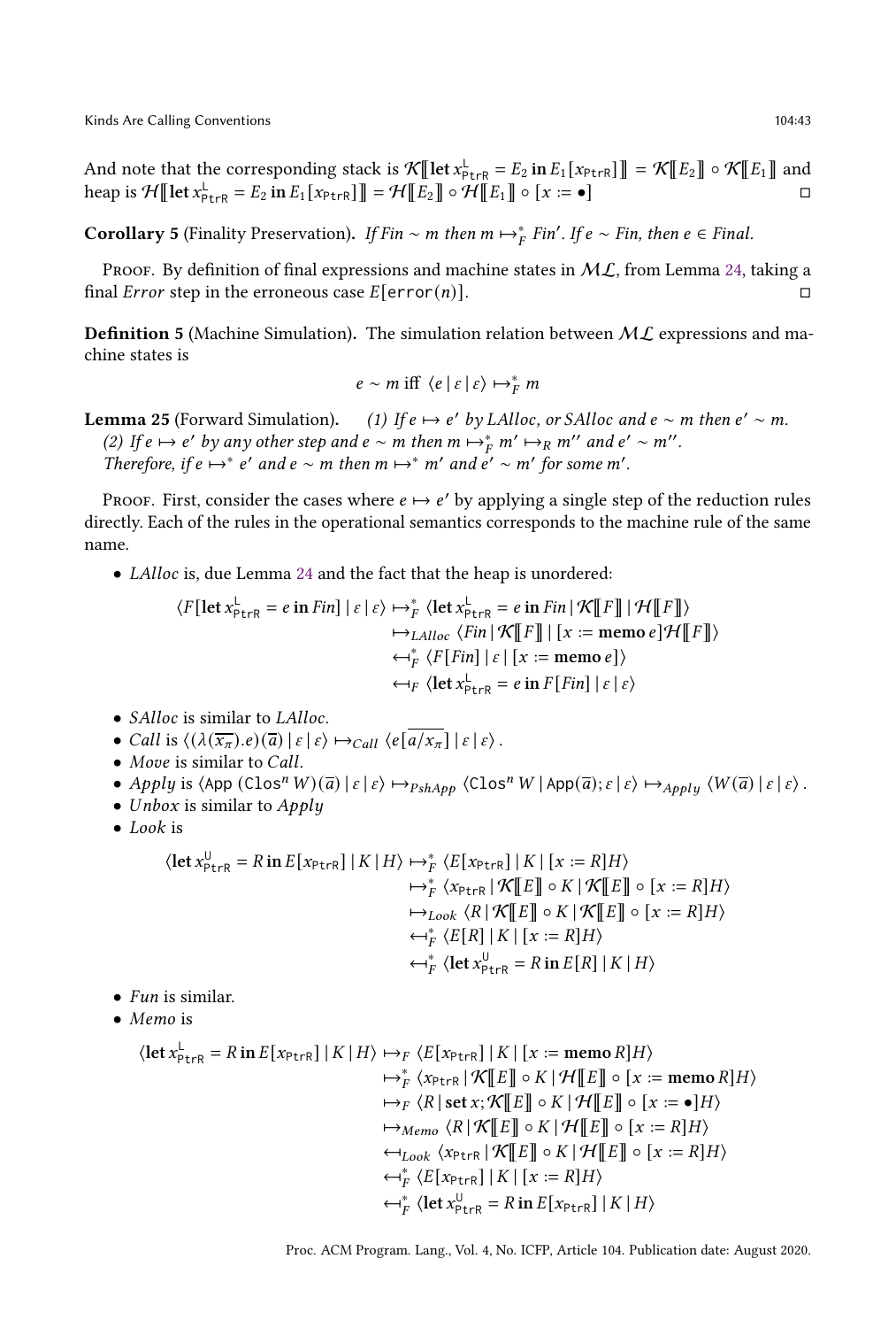And note that the corresponding stack is $\mathcal{K}[\![\mathbf{let}\, x^{\mathsf{L}}_{\mathtt{PtrR}} = E_2 \,\mathbf{in}\, E_1[x_{\mathtt{PtrR}}]]\!] = \mathcal{K}[\![E_2]\!] \circ \mathcal{K}[\![E_1]\!]$ and heap is $\mathcal{H}[\![\mathbf{let}\, x^{\mathsf{L}}_{\mathtt{PtrR}} = E_2 \,\mathbf{in}\, E_1[x_{\mathtt{PtrR}}]]\!] = \mathcal{H}[\![E_2]\!] \circ \mathcal{H}[\![E_1]\!] \circ [x := \bullet]$ ◻

**Corollary 5** (Finality Preservation)**.** *If $Fin \sim m$ then $m \mapsto^*_F Fin'$. If $e \sim Fin$, then $e \in Final$.*

Proof. By definition of final expressions and machine states in $\mathcal{ML}$, from Lemma 24, taking a final *Error* step in the erroneous case $E[\mathtt{error}(n)]$. ◻

**Definition 5** (Machine Simulation)**.** The simulation relation between $\mathcal{ML}$ expressions and machine states is

$$e \sim m \text{ iff } \langle e \mid \varepsilon \mid \varepsilon \rangle \mapsto^*_F m$$

**Lemma 25** (Forward Simulation)**.** *(1) If $e \mapsto e'$ by LAlloc, or SAlloc and $e \sim m$ then $e' \sim m$.*
*(2) If $e \mapsto e'$ by any other step and $e \sim m$ then $m \mapsto^*_F m' \mapsto_R m''$ and $e' \sim m''$.*
*Therefore, if $e \mapsto^* e'$ and $e \sim m$ then $m \mapsto^* m'$ and $e' \sim m'$ for some $m'$.*

Proof. First, consider the cases where $e \mapsto e'$ by applying a single step of the reduction rules directly. Each of the rules in the operational semantics corresponds to the machine rule of the same name.

- *LAlloc* is, due Lemma 24 and the fact that the heap is unordered:

$$\begin{aligned}
\langle F[\mathbf{let}\, x^{\mathsf{L}}_{\mathtt{PtrR}} = e \,\mathbf{in}\, Fin] \mid \varepsilon \mid \varepsilon \rangle &\mapsto^*_F \langle \mathbf{let}\, x^{\mathsf{L}}_{\mathtt{PtrR}} = e \,\mathbf{in}\, Fin \mid \mathcal{K}[\![F]\!] \mid \mathcal{H}[\![F]\!] \rangle \\
&\mapsto_{LAlloc} \langle Fin \mid \mathcal{K}[\![F]\!] \mid [x := \mathbf{memo}\, e]\mathcal{H}[\![F]\!] \rangle \\
&\mapsfrom^*_F \langle F[Fin] \mid \varepsilon \mid [x := \mathbf{memo}\, e] \rangle \\
&\mapsfrom_F \langle \mathbf{let}\, x^{\mathsf{L}}_{\mathtt{PtrR}} = e \,\mathbf{in}\, F[Fin] \mid \varepsilon \mid \varepsilon \rangle
\end{aligned}$$

- *SAlloc* is similar to *LAlloc*.
- *Call* is $\langle (\lambda(\overline{x_\pi}).e)(\overline{a}) \mid \varepsilon \mid \varepsilon \rangle \mapsto_{Call} \langle e[\overline{a/x_\pi}] \mid \varepsilon \mid \varepsilon \rangle$ .
- *Move* is similar to *Call*.
- *Apply* is $\langle \mathtt{App}\ (\mathtt{Clos}^n\ W)(\overline{a}) \mid \varepsilon \mid \varepsilon \rangle \mapsto_{PshApp} \langle \mathtt{Clos}^n\ W \mid \mathtt{App}(\overline{a}); \varepsilon \mid \varepsilon \rangle \mapsto_{Apply} \langle W(\overline{a}) \mid \varepsilon \mid \varepsilon \rangle$ .
- *Unbox* is similar to *Apply*
- *Look* is

$$\begin{aligned}
\langle \mathbf{let}\, x^{\mathsf{U}}_{\mathtt{PtrR}} = R \,\mathbf{in}\, E[x_{\mathtt{PtrR}}] \mid K \mid H \rangle &\mapsto^*_F \langle E[x_{\mathtt{PtrR}}] \mid K \mid [x := R]H \rangle \\
&\mapsto^*_F \langle x_{\mathtt{PtrR}} \mid \mathcal{K}[\![E]\!] \circ K \mid \mathcal{K}[\![E]\!] \circ [x := R]H \rangle \\
&\mapsto_{Look} \langle R \mid \mathcal{K}[\![E]\!] \circ K \mid \mathcal{K}[\![E]\!] \circ [x := R]H \rangle \\
&\mapsfrom^*_F \langle E[R] \mid K \mid [x := R]H \rangle \\
&\mapsfrom^*_F \langle \mathbf{let}\, x^{\mathsf{U}}_{\mathtt{PtrR}} = R \,\mathbf{in}\, E[R] \mid K \mid H \rangle
\end{aligned}$$

- *Fun* is similar.
- *Memo* is

$$\begin{aligned}
\langle \mathbf{let}\, x^{\mathsf{L}}_{\mathtt{PtrR}} = R \,\mathbf{in}\, E[x_{\mathtt{PtrR}}] \mid K \mid H \rangle &\mapsto_F \langle E[x_{\mathtt{PtrR}}] \mid K \mid [x := \mathbf{memo}\, R]H \rangle \\
&\mapsto^*_F \langle x_{\mathtt{PtrR}} \mid \mathcal{K}[\![E]\!] \circ K \mid \mathcal{H}[\![E]\!] \circ [x := \mathbf{memo}\, R]H \rangle \\
&\mapsto_F \langle R \mid \mathbf{set}\, x; \mathcal{K}[\![E]\!] \circ K \mid \mathcal{H}[\![E]\!] \circ [x := \bullet]H \rangle \\
&\mapsto_{Memo} \langle R \mid \mathcal{K}[\![E]\!] \circ K \mid \mathcal{H}[\![E]\!] \circ [x := R]H \rangle \\
&\mapsfrom_{Look} \langle x_{\mathtt{PtrR}} \mid \mathcal{K}[\![E]\!] \circ K \mid \mathcal{H}[\![E]\!] \circ [x := R]H \rangle \\
&\mapsfrom^*_F \langle E[x_{\mathtt{PtrR}}] \mid K \mid [x := R]H \rangle \\
&\mapsfrom^*_F \langle \mathbf{let}\, x^{\mathsf{U}}_{\mathtt{PtrR}} = R \,\mathbf{in}\, E[x_{\mathtt{PtrR}}] \mid K \mid H \rangle
\end{aligned}$$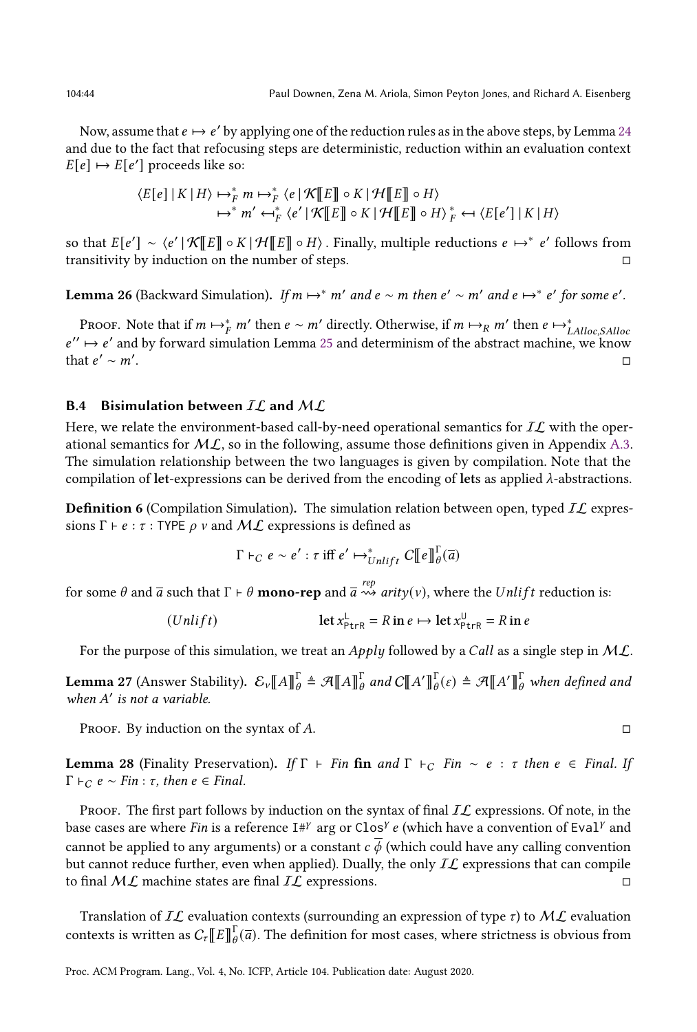Now, assume that $e \mapsto e'$ by applying one of the reduction rules as in the above steps, by Lemma 24 and due to the fact that refocusing steps are deterministic, reduction within an evaluation context $E[e] \mapsto E[e']$ proceeds like so:

$$\begin{aligned}
\langle E[e] \,|\, K \,|\, H \rangle \mapsto^*_F m \mapsto^*_F \langle e \,|\, \mathcal{K}[\![E]\!] \circ K \,|\, \mathcal{H}[\![E]\!] \circ H \rangle \\
\mapsto^* m' \leftarrow\!\!\!\mapsto^*_F \langle e' \,|\, \mathcal{K}[\![E]\!] \circ K \,|\, \mathcal{H}[\![E]\!] \circ H \rangle \;{}^*_F\!\leftarrow\!\!\!\mapsto \langle E[e'] \,|\, K \,|\, H \rangle
\end{aligned}$$

so that $E[e'] \sim \langle e' \,|\, \mathcal{K}[\![E]\!] \circ K \,|\, \mathcal{H}[\![E]\!] \circ H \rangle$ . Finally, multiple reductions $e \mapsto^* e'$ follows from transitivity by induction on the number of steps. ◻

**Lemma 26** (Backward Simulation). *If $m \mapsto^* m'$ and $e \sim m$ then $e' \sim m'$ and $e \mapsto^* e'$ for some $e'$.*

Proof. Note that if $m \mapsto^*_F m'$ then $e \sim m'$ directly. Otherwise, if $m \mapsto_R m'$ then $e \mapsto^*_{LAlloc,SAlloc} e'' \mapsto e'$ and by forward simulation Lemma 25 and determinism of the abstract machine, we know that $e' \sim m'$. ◻

### B.4 Bisimulation between $\mathcal{IL}$ and $\mathcal{ML}$

Here, we relate the environment-based call-by-need operational semantics for $\mathcal{IL}$ with the operational semantics for $\mathcal{ML}$, so in the following, assume those definitions given in Appendix A.3. The simulation relationship between the two languages is given by compilation. Note that the compilation of **let**-expressions can be derived from the encoding of **let**s as applied $\lambda$-abstractions.

**Definition 6** (Compilation Simulation). The simulation relation between open, typed $\mathcal{IL}$ expressions $\Gamma \vdash e : \tau : \mathtt{TYPE}\ \rho\ v$ and $\mathcal{ML}$ expressions is defined as

$$\Gamma \vdash_C e \sim e' : \tau \text{ iff } e' \mapsto^*_{Unlift} C[\![e]\!]^{\Gamma}_{\theta}(\overline{a})$$

for some $\theta$ and $\overline{a}$ such that $\Gamma \vdash \theta$ **mono-rep** and $\overline{a} \overset{rep}{\rightsquigarrow} arity(v)$, where the $Unlift$ reduction is:

$$(Unlift) \qquad\qquad \mathbf{let}\, x^{\mathsf{L}}_{\mathtt{PtrR}} = R \,\mathbf{in}\, e \mapsto \mathbf{let}\, x^{\mathsf{U}}_{\mathtt{PtrR}} = R \,\mathbf{in}\, e$$

For the purpose of this simulation, we treat an $Apply$ followed by a $Call$ as a single step in $\mathcal{ML}$.

**Lemma 27** (Answer Stability). *$\mathcal{E}_v[\![A]\!]^{\Gamma}_{\theta} \triangleq \mathcal{A}[\![A]\!]^{\Gamma}_{\theta}$ and $C[\![A']\!]^{\Gamma}_{\theta}(\varepsilon) \triangleq \mathcal{A}[\![A']\!]^{\Gamma}_{\theta}$ when defined and when $A'$ is not a variable.*

Proof. By induction on the syntax of $A$. ◻

**Lemma 28** (Finality Preservation). *If $\Gamma \vdash Fin$ **fin** and $\Gamma \vdash_C Fin \sim e : \tau$ then $e \in Final$. If $\Gamma \vdash_C e \sim Fin : \tau$, then $e \in Final$.*

Proof. The first part follows by induction on the syntax of final $\mathcal{IL}$ expressions. Of note, in the base cases are where $Fin$ is a reference $\mathtt{I\#}^{\gamma}$ arg or $\mathtt{Clos}^{\gamma}\, e$ (which have a convention of $\mathtt{Eval}^{\gamma}$ and cannot be applied to any arguments) or a constant $c\ \overline{\phi}$ (which could have any calling convention but cannot reduce further, even when applied). Dually, the only $\mathcal{IL}$ expressions that can compile to final $\mathcal{ML}$ machine states are final $\mathcal{IL}$ expressions. ◻

Translation of $\mathcal{IL}$ evaluation contexts (surrounding an expression of type $\tau$) to $\mathcal{ML}$ evaluation contexts is written as $C_{\tau}[\![E]\!]^{\Gamma}_{\theta}(\overline{a})$. The definition for most cases, where strictness is obvious from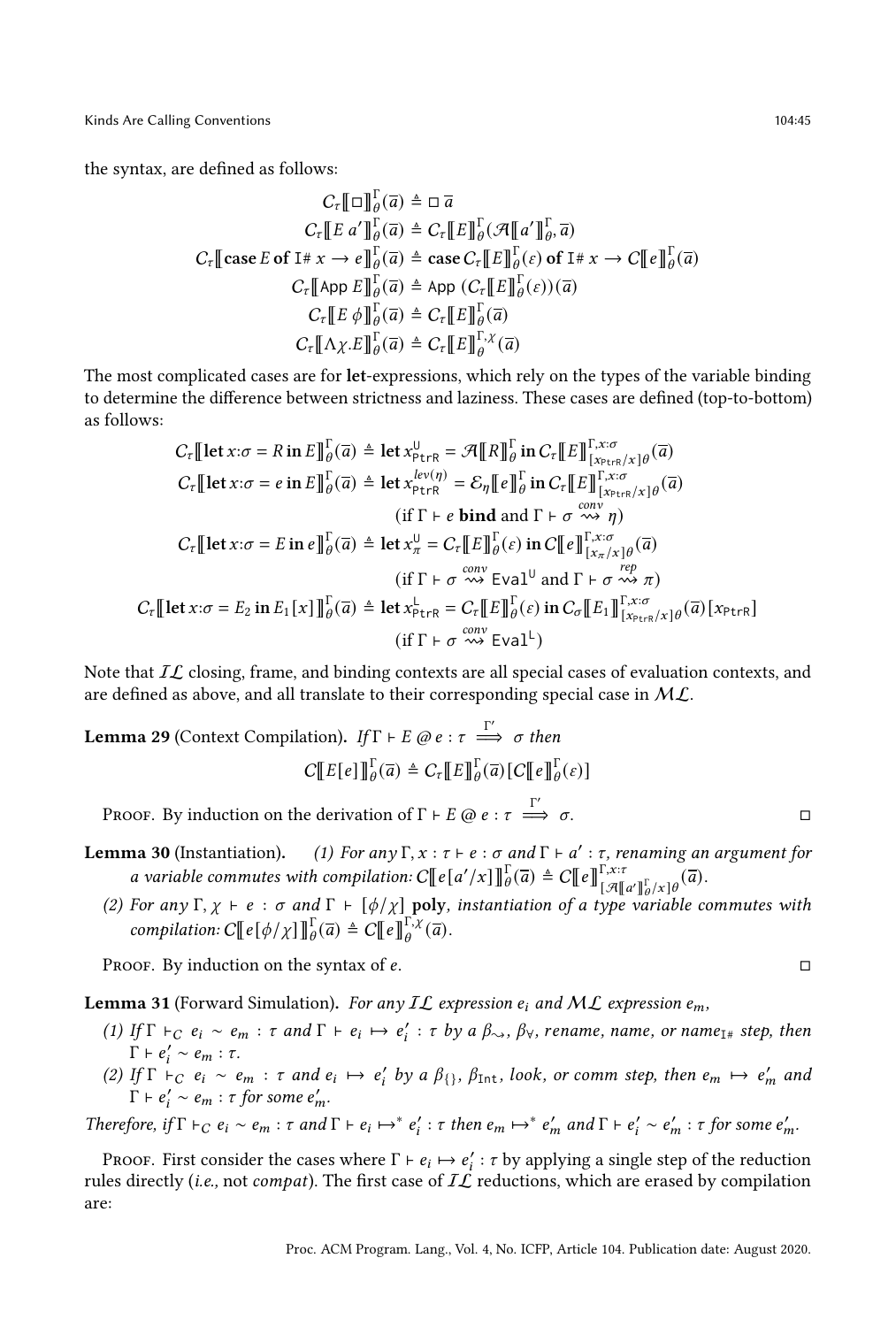the syntax, are defined as follows:

$$\mathcal{C}_\tau[\![\square]\!]^\Gamma_\theta(\overline{a}) \triangleq \square\,\overline{a}$$

$$\mathcal{C}_\tau[\![E\;a']\!]^\Gamma_\theta(\overline{a}) \triangleq \mathcal{C}_\tau[\![E]\!]^\Gamma_\theta(\mathcal{A}[\![a']\!]^\Gamma_\theta, \overline{a})$$

$$\mathcal{C}_\tau[\![\mathbf{case}\,E\,\mathbf{of}\;\mathtt{I\#}\;x \to e]\!]^\Gamma_\theta(\overline{a}) \triangleq \mathbf{case}\,\mathcal{C}_\tau[\![E]\!]^\Gamma_\theta(\varepsilon)\;\mathbf{of}\;\mathtt{I\#}\;x \to \mathcal{C}[\![e]\!]^\Gamma_\theta(\overline{a})$$

$$\mathcal{C}_\tau[\![\mathsf{App}\;E]\!]^\Gamma_\theta(\overline{a}) \triangleq \mathsf{App}\;(\mathcal{C}_\tau[\![E]\!]^\Gamma_\theta(\varepsilon))(\overline{a})$$

$$\mathcal{C}_\tau[\![E\;\phi]\!]^\Gamma_\theta(\overline{a}) \triangleq \mathcal{C}_\tau[\![E]\!]^\Gamma_\theta(\overline{a})$$

$$\mathcal{C}_\tau[\![\Lambda\chi.E]\!]^\Gamma_\theta(\overline{a}) \triangleq \mathcal{C}_\tau[\![E]\!]^{\Gamma,\chi}_\theta(\overline{a})$$

The most complicated cases are for **let**-expressions, which rely on the types of the variable binding to determine the difference between strictness and laziness. These cases are defined (top-to-bottom) as follows:

$$\mathcal{C}_\tau[\![\mathbf{let}\;x{:}\sigma = R\;\mathbf{in}\;E]\!]^\Gamma_\theta(\overline{a}) \triangleq \mathbf{let}\;x^{\mathsf{U}}_{\mathtt{PtrR}} = \mathcal{A}[\![R]\!]^\Gamma_\theta\;\mathbf{in}\;\mathcal{C}_\tau[\![E]\!]^{\Gamma,x:\sigma}_{[x_{\mathtt{PtrR}}/x]\theta}(\overline{a})$$

$$\mathcal{C}_\tau[\![\mathbf{let}\;x{:}\sigma = e\;\mathbf{in}\;E]\!]^\Gamma_\theta(\overline{a}) \triangleq \mathbf{let}\;x^{lev(\eta)}_{\mathtt{PtrR}} = \mathcal{E}_\eta[\![e]\!]^\Gamma_\theta\;\mathbf{in}\;\mathcal{C}_\tau[\![E]\!]^{\Gamma,x:\sigma}_{[x_{\mathtt{PtrR}}/x]\theta}(\overline{a})$$
$$(\text{if } \Gamma \vdash e\;\mathbf{bind} \text{ and } \Gamma \vdash \sigma \overset{conv}{\rightsquigarrow} \eta)$$

$$\mathcal{C}_\tau[\![\mathbf{let}\;x{:}\sigma = E\;\mathbf{in}\;e]\!]^\Gamma_\theta(\overline{a}) \triangleq \mathbf{let}\;x^{\mathsf{U}}_{\pi} = \mathcal{C}_\tau[\![E]\!]^\Gamma_\theta(\varepsilon)\;\mathbf{in}\;\mathcal{C}[\![e]\!]^{\Gamma,x:\sigma}_{[x_\pi/x]\theta}(\overline{a})$$
$$(\text{if } \Gamma \vdash \sigma \overset{conv}{\rightsquigarrow} \mathtt{Eval}^{\mathsf{U}} \text{ and } \Gamma \vdash \sigma \overset{rep}{\rightsquigarrow} \pi)$$

$$\mathcal{C}_\tau[\![\mathbf{let}\;x{:}\sigma = E_2\;\mathbf{in}\;E_1[x]]\!]^\Gamma_\theta(\overline{a}) \triangleq \mathbf{let}\;x^{\mathsf{L}}_{\mathtt{PtrR}} = \mathcal{C}_\tau[\![E]\!]^\Gamma_\theta(\varepsilon)\;\mathbf{in}\;\mathcal{C}_\sigma[\![E_1]\!]^{\Gamma,x:\sigma}_{[x_{\mathtt{PtrR}}/x]\theta}(\overline{a})[x_{\mathtt{PtrR}}]$$
$$(\text{if } \Gamma \vdash \sigma \overset{conv}{\rightsquigarrow} \mathtt{Eval}^{\mathsf{L}})$$

Note that $\mathcal{IL}$ closing, frame, and binding contexts are all special cases of evaluation contexts, and are defined as above, and all translate to their corresponding special case in $\mathcal{ML}$.

**Lemma 29** (Context Compilation). *If* $\Gamma \vdash E\;@\;e : \tau \overset{\Gamma'}{\Longrightarrow} \sigma$ *then*

$$\mathcal{C}[\![E[e]]\!]^\Gamma_\theta(\overline{a}) \triangleq \mathcal{C}_\tau[\![E]\!]^\Gamma_\theta(\overline{a})[\mathcal{C}[\![e]\!]^\Gamma_\theta(\varepsilon)]$$

Proof. By induction on the derivation of $\Gamma \vdash E\;@\;e : \tau \overset{\Gamma'}{\Longrightarrow} \sigma$. ◻

**Lemma 30** (Instantiation).

*(1) For any $\Gamma, x : \tau \vdash e : \sigma$ and $\Gamma \vdash a' : \tau$, renaming an argument for a variable commutes with compilation:* $\mathcal{C}[\![e[a'/x]]\!]^\Gamma_\theta(\overline{a}) \triangleq \mathcal{C}[\![e]\!]^{\Gamma,x:\tau}_{[\mathcal{A}[\![a']\!]^\Gamma_\theta/x]\theta}(\overline{a})$.

*(2) For any $\Gamma, \chi \vdash e : \sigma$ and $\Gamma \vdash [\phi/\chi]$ **poly**, instantiation of a type variable commutes with compilation:* $\mathcal{C}[\![e[\phi/\chi]]\!]^\Gamma_\theta(\overline{a}) \triangleq \mathcal{C}[\![e]\!]^{\Gamma,\chi}_\theta(\overline{a})$.

Proof. By induction on the syntax of $e$. ◻

**Lemma 31** (Forward Simulation). *For any $\mathcal{IL}$ expression $e_i$ and $\mathcal{ML}$ expression $e_m$,*

*(1) If $\Gamma \vdash_C e_i \sim e_m : \tau$ and $\Gamma \vdash e_i \mapsto e_i' : \tau$ by a $\beta_\rightsquigarrow$, $\beta_\forall$, rename, name, or name$_{\mathtt{I\#}}$ step, then $\Gamma \vdash e_i' \sim e_m : \tau$.*

*(2) If $\Gamma \vdash_C e_i \sim e_m : \tau$ and $e_i \mapsto e_i'$ by a $\beta_{\{\}}$, $\beta_{\mathtt{Int}}$, look, or comm step, then $e_m \mapsto e_m'$ and $\Gamma \vdash e_i' \sim e_m : \tau$ for some $e_m'$.*

*Therefore, if $\Gamma \vdash_C e_i \sim e_m : \tau$ and $\Gamma \vdash e_i \mapsto^* e_i' : \tau$ then $e_m \mapsto^* e_m'$ and $\Gamma \vdash e_i' \sim e_m' : \tau$ for some $e_m'$.*

Proof. First consider the cases where $\Gamma \vdash e_i \mapsto e_i' : \tau$ by applying a single step of the reduction rules directly (*i.e.,* not *compat*). The first case of $\mathcal{IL}$ reductions, which are erased by compilation are: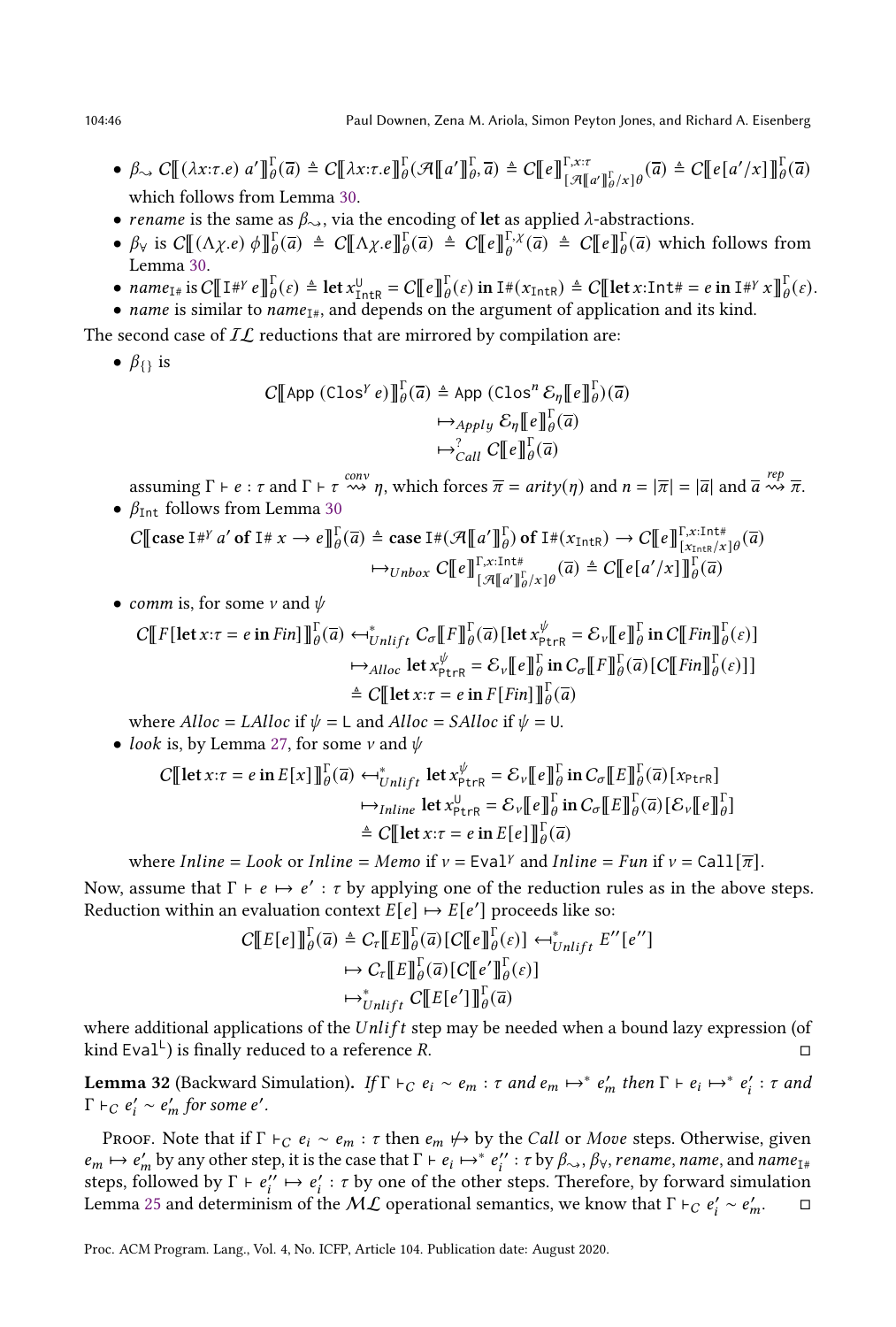- $\beta_{\rightsquigarrow}$ $\mathcal{C}[\![(\lambda x{:}\tau.e)\ a']\!]^{\Gamma}_{\theta}(\overline{a}) \triangleq \mathcal{C}[\![\lambda x{:}\tau.e]\!]^{\Gamma}_{\theta}(\mathcal{A}[\![a']\!]^{\Gamma}_{\theta}, \overline{a}) \triangleq \mathcal{C}[\![e]\!]^{\Gamma, x:\tau}_{[\mathcal{A}[\![a']\!]^{\Gamma}_{\theta}/x]\theta}(\overline{a}) \triangleq \mathcal{C}[\![e[a'/x]]\!]^{\Gamma}_{\theta}(\overline{a})$ which follows from Lemma 30.
- *rename* is the same as $\beta_{\rightsquigarrow}$, via the encoding of **let** as applied $\lambda$-abstractions.
- $\beta_{\forall}$ is $\mathcal{C}[\![(\Lambda\chi.e)\ \phi]\!]^{\Gamma}_{\theta}(\overline{a}) \triangleq \mathcal{C}[\![\Lambda\chi.e]\!]^{\Gamma}_{\theta}(\overline{a}) \triangleq \mathcal{C}[\![e]\!]^{\Gamma,\chi}_{\theta}(\overline{a}) \triangleq \mathcal{C}[\![e]\!]^{\Gamma}_{\theta}(\overline{a})$ which follows from Lemma 30.
- $name_{\texttt{I\#}}$ is $\mathcal{C}[\![\texttt{I\#}^{\gamma}\ e]\!]^{\Gamma}_{\theta}(\varepsilon) \triangleq \textbf{let}\ x^{\mathsf{U}}_{\texttt{IntR}} = \mathcal{C}[\![e]\!]^{\Gamma}_{\theta}(\varepsilon)\ \textbf{in}\ \texttt{I\#}(x_{\texttt{IntR}}) \triangleq \mathcal{C}[\![\textbf{let}\ x{:}\texttt{Int\#} = e\ \textbf{in}\ \texttt{I\#}^{\gamma}\ x]\!]^{\Gamma}_{\theta}(\varepsilon)$.
- *name* is similar to $name_{\texttt{I\#}}$, and depends on the argument of application and its kind.

The second case of $\mathcal{IL}$ reductions that are mirrored by compilation are:

- $\beta_{\{\}}$ is

$$\begin{aligned}
\mathcal{C}[\![\texttt{App}\ (\texttt{Clos}^{\gamma}\ e)]\!]^{\Gamma}_{\theta}(\overline{a}) &\triangleq \texttt{App}\ (\texttt{Clos}^{n}\ \mathcal{E}_{\eta}[\![e]\!]^{\Gamma}_{\theta})(\overline{a}) \\
&\mapsto_{Apply}\ \mathcal{E}_{\eta}[\![e]\!]^{\Gamma}_{\theta}(\overline{a}) \\
&\mapsto^{?}_{Call}\ \mathcal{C}[\![e]\!]^{\Gamma}_{\theta}(\overline{a})
\end{aligned}$$

assuming $\Gamma \vdash e : \tau$ and $\Gamma \vdash \tau \overset{conv}{\rightsquigarrow} \eta$, which forces $\overline{\pi} = arity(\eta)$ and $n = |\overline{\pi}| = |\overline{a}|$ and $\overline{a} \overset{rep}{\rightsquigarrow} \overline{\pi}$.

- $\beta_{\texttt{Int}}$ follows from Lemma 30

$$\begin{aligned}
\mathcal{C}[\![\textbf{case}\ \texttt{I\#}^{\gamma}\ a'\ \textbf{of}\ \texttt{I\#}\ x \rightarrow e]\!]^{\Gamma}_{\theta}(\overline{a}) &\triangleq \textbf{case}\ \texttt{I\#}(\mathcal{A}[\![a']\!]^{\Gamma}_{\theta})\ \textbf{of}\ \texttt{I\#}(x_{\texttt{IntR}}) \rightarrow \mathcal{C}[\![e]\!]^{\Gamma,x:\texttt{Int\#}}_{[x_{\texttt{IntR}}/x]\theta}(\overline{a}) \\
&\mapsto_{Unbox}\ \mathcal{C}[\![e]\!]^{\Gamma,x:\texttt{Int\#}}_{[\mathcal{A}[\![a']\!]^{\Gamma}_{\theta}/x]\theta}(\overline{a}) \triangleq \mathcal{C}[\![e[a'/x]]\!]^{\Gamma}_{\theta}(\overline{a})
\end{aligned}$$

- *comm* is, for some $\nu$ and $\psi$

$$\begin{aligned}
\mathcal{C}[\![F[\textbf{let}\ x{:}\tau = e\ \textbf{in}\ Fin]]\!]^{\Gamma}_{\theta}(\overline{a}) &\leftarrow\!\!\!\mid^{*}_{Unlift}\ \mathcal{C}_{\sigma}[\![F]\!]^{\Gamma}_{\theta}(\overline{a})[\textbf{let}\ x^{\psi}_{\texttt{PtrR}} = \mathcal{E}_{\nu}[\![e]\!]^{\Gamma}_{\theta}\ \textbf{in}\ \mathcal{C}[\![Fin]\!]^{\Gamma}_{\theta}(\varepsilon)] \\
&\mapsto_{Alloc}\ \textbf{let}\ x^{\psi}_{\texttt{PtrR}} = \mathcal{E}_{\nu}[\![e]\!]^{\Gamma}_{\theta}\ \textbf{in}\ \mathcal{C}_{\sigma}[\![F]\!]^{\Gamma}_{\theta}(\overline{a})[\mathcal{C}[\![Fin]\!]^{\Gamma}_{\theta}(\varepsilon)]] \\
&\triangleq \mathcal{C}[\![\textbf{let}\ x{:}\tau = e\ \textbf{in}\ F[Fin]]\!]^{\Gamma}_{\theta}(\overline{a})
\end{aligned}$$

where $Alloc = LAlloc$ if $\psi = \mathsf{L}$ and $Alloc = SAlloc$ if $\psi = \mathsf{U}$.

- *look* is, by Lemma 27, for some $\nu$ and $\psi$

$$\begin{aligned}
\mathcal{C}[\![\textbf{let}\ x{:}\tau = e\ \textbf{in}\ E[x]]\!]^{\Gamma}_{\theta}(\overline{a}) &\leftarrow\!\!\!\mid^{*}_{Unlift}\ \textbf{let}\ x^{\psi}_{\texttt{PtrR}} = \mathcal{E}_{\nu}[\![e]\!]^{\Gamma}_{\theta}\ \textbf{in}\ \mathcal{C}_{\sigma}[\![E]\!]^{\Gamma}_{\theta}(\overline{a})[x_{\texttt{PtrR}}] \\
&\mapsto_{Inline}\ \textbf{let}\ x^{\mathsf{U}}_{\texttt{PtrR}} = \mathcal{E}_{\nu}[\![e]\!]^{\Gamma}_{\theta}\ \textbf{in}\ \mathcal{C}_{\sigma}[\![E]\!]^{\Gamma}_{\theta}(\overline{a})[\mathcal{E}_{\nu}[\![e]\!]^{\Gamma}_{\theta}] \\
&\triangleq \mathcal{C}[\![\textbf{let}\ x{:}\tau = e\ \textbf{in}\ E[e]]\!]^{\Gamma}_{\theta}(\overline{a})
\end{aligned}$$

where $Inline = Look$ or $Inline = Memo$ if $\nu = \texttt{Eval}^{\gamma}$ and $Inline = Fun$ if $\nu = \texttt{Call}[\overline{\pi}]$.

Now, assume that $\Gamma \vdash e \mapsto e' : \tau$ by applying one of the reduction rules as in the above steps. Reduction within an evaluation context $E[e] \mapsto E[e']$ proceeds like so:

$$\begin{aligned}
\mathcal{C}[\![E[e]]\!]^{\Gamma}_{\theta}(\overline{a}) &\triangleq \mathcal{C}_{\tau}[\![E]\!]^{\Gamma}_{\theta}(\overline{a})[\mathcal{C}[\![e]\!]^{\Gamma}_{\theta}(\varepsilon)] \leftarrow\!\!\!\mid^{*}_{Unlift}\ E''[e''] \\
&\mapsto \mathcal{C}_{\tau}[\![E]\!]^{\Gamma}_{\theta}(\overline{a})[\mathcal{C}[\![e']\!]^{\Gamma}_{\theta}(\varepsilon)] \\
&\mapsto^{*}_{Unlift}\ \mathcal{C}[\![E[e']]\!]^{\Gamma}_{\theta}(\overline{a})
\end{aligned}$$

where additional applications of the *Unlift* step may be needed when a bound lazy expression (of kind $\texttt{Eval}^{\mathsf{L}}$) is finally reduced to a reference $R$. ◻

**Lemma 32** (Backward Simulation). *If $\Gamma \vdash_C e_i \sim e_m : \tau$ and $e_m \mapsto^{*} e'_m$ then $\Gamma \vdash e_i \mapsto^{*} e'_i : \tau$ and $\Gamma \vdash_C e'_i \sim e'_m$ for some $e'$.*

Proof. Note that if $\Gamma \vdash_C e_i \sim e_m : \tau$ then $e_m \not\mapsto$ by the *Call* or *Move* steps. Otherwise, given $e_m \mapsto e'_m$ by any other step, it is the case that $\Gamma \vdash e_i \mapsto^{*} e''_i : \tau$ by $\beta_{\rightsquigarrow}$, $\beta_{\forall}$, *rename*, *name*, and $name_{\texttt{I\#}}$ steps, followed by $\Gamma \vdash e''_i \mapsto e'_i : \tau$ by one of the other steps. Therefore, by forward simulation Lemma 25 and determinism of the $\mathcal{ML}$ operational semantics, we know that $\Gamma \vdash_C e'_i \sim e'_m$. ◻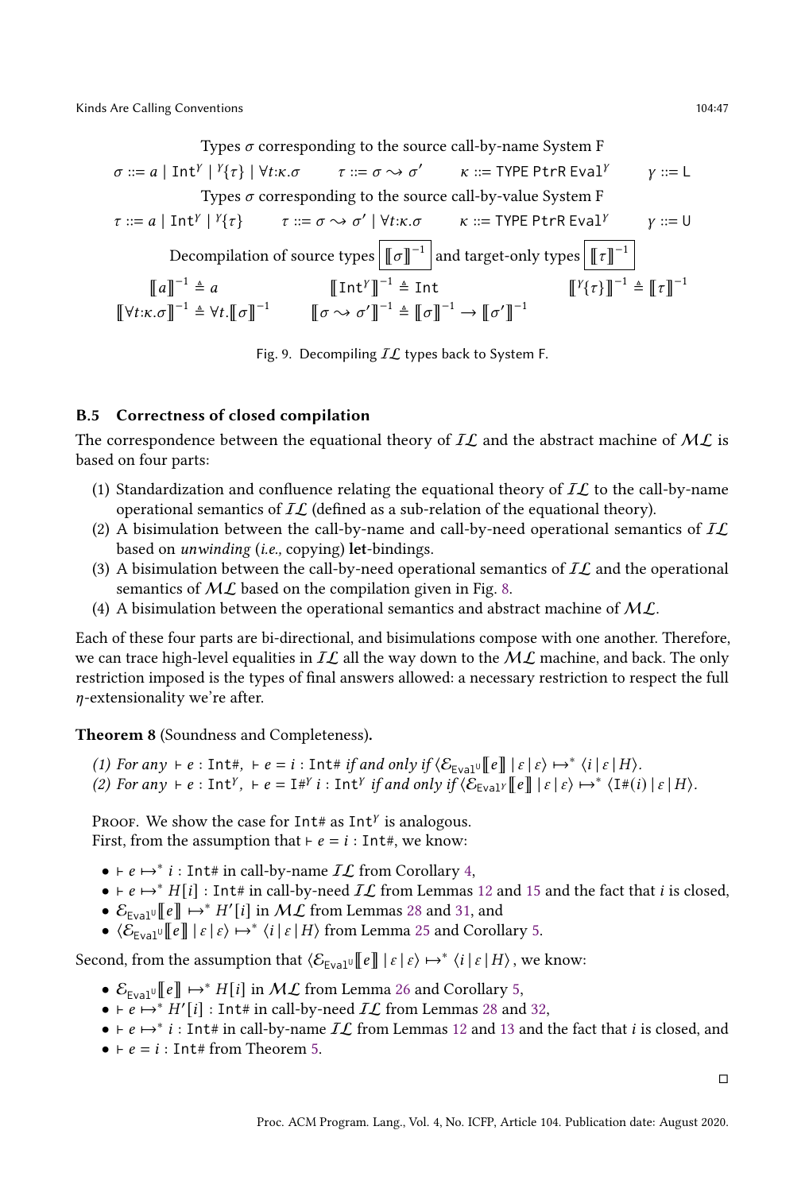Types $\sigma$ corresponding to the source call-by-name System F

$$\sigma ::= a \mid \mathtt{Int}^{\gamma} \mid {}^{\gamma}\{\tau\} \mid \forall t{:}\kappa.\sigma \qquad \tau ::= \sigma \rightsquigarrow \sigma' \qquad \kappa ::= \mathtt{TYPE\ PtrR\ Eval}^{\gamma} \qquad \gamma ::= \mathtt{L}$$

Types $\sigma$ corresponding to the source call-by-value System F

$$\tau ::= a \mid \mathtt{Int}^{\gamma} \mid {}^{\gamma}\{\tau\} \qquad \tau ::= \sigma \rightsquigarrow \sigma' \mid \forall t{:}\kappa.\sigma \qquad \kappa ::= \mathtt{TYPE\ PtrR\ Eval}^{\gamma} \qquad \gamma ::= \mathtt{U}$$

Decompilation of source types $\boxed{[\![\sigma]\!]^{-1}}$ and target-only types $\boxed{[\![\tau]\!]^{-1}}$

$$[\![a]\!]^{-1} \triangleq a \qquad [\![\mathtt{Int}^{\gamma}]\!]^{-1} \triangleq \mathtt{Int} \qquad [\![{}^{\gamma}\{\tau\}]\!]^{-1} \triangleq [\![\tau]\!]^{-1}$$

$$[\![\forall t{:}\kappa.\sigma]\!]^{-1} \triangleq \forall t.[\![\sigma]\!]^{-1} \qquad [\![\sigma \rightsquigarrow \sigma']\!]^{-1} \triangleq [\![\sigma]\!]^{-1} \to [\![\sigma']\!]^{-1}$$

Fig. 9. Decompiling $\mathcal{IL}$ types back to System F.

### B.5 Correctness of closed compilation

The correspondence between the equational theory of $\mathcal{IL}$ and the abstract machine of $\mathcal{ML}$ is based on four parts:

1. Standardization and confluence relating the equational theory of $\mathcal{IL}$ to the call-by-name operational semantics of $\mathcal{IL}$ (defined as a sub-relation of the equational theory).
2. A bisimulation between the call-by-name and call-by-need operational semantics of $\mathcal{IL}$ based on *unwinding* (*i.e.,* copying) **let**-bindings.
3. A bisimulation between the call-by-need operational semantics of $\mathcal{IL}$ and the operational semantics of $\mathcal{ML}$ based on the compilation given in Fig. 8.
4. A bisimulation between the operational semantics and abstract machine of $\mathcal{ML}$.

Each of these four parts are bi-directional, and bisimulations compose with one another. Therefore, we can trace high-level equalities in $\mathcal{IL}$ all the way down to the $\mathcal{ML}$ machine, and back. The only restriction imposed is the types of final answers allowed: a necessary restriction to respect the full $\eta$-extensionality we're after.

**Theorem 8** (Soundness and Completeness)**.**

*(1) For any* $\vdash e : \mathtt{Int\#}$*,* $\vdash e = i : \mathtt{Int\#}$ *if and only if* $\langle \mathcal{E}_{\mathtt{Eval}^{\mathtt{U}}}[\![e]\!] \mid \varepsilon \mid \varepsilon \rangle \mapsto^{*} \langle i \mid \varepsilon \mid H \rangle$*.*
*(2) For any* $\vdash e : \mathtt{Int}^{\gamma}$*,* $\vdash e = \mathtt{I\#}^{\gamma}\ i : \mathtt{Int}^{\gamma}$ *if and only if* $\langle \mathcal{E}_{\mathtt{Eval}^{\gamma}}[\![e]\!] \mid \varepsilon \mid \varepsilon \rangle \mapsto^{*} \langle \mathtt{I\#}(i) \mid \varepsilon \mid H \rangle$*.*

Proof. We show the case for $\mathtt{Int\#}$ as $\mathtt{Int}^{\gamma}$ is analogous.
First, from the assumption that $\vdash e = i : \mathtt{Int\#}$, we know:

- $\vdash e \mapsto^{*} i : \mathtt{Int\#}$ in call-by-name $\mathcal{IL}$ from Corollary 4,
- $\vdash e \mapsto^{*} H[i] : \mathtt{Int\#}$ in call-by-need $\mathcal{IL}$ from Lemmas 12 and 15 and the fact that $i$ is closed,
- $\mathcal{E}_{\mathtt{Eval}^{\mathtt{U}}}[\![e]\!] \mapsto^{*} H'[i]$ in $\mathcal{ML}$ from Lemmas 28 and 31, and
- $\langle \mathcal{E}_{\mathtt{Eval}^{\mathtt{U}}}[\![e]\!] \mid \varepsilon \mid \varepsilon \rangle \mapsto^{*} \langle i \mid \varepsilon \mid H \rangle$ from Lemma 25 and Corollary 5.

Second, from the assumption that $\langle \mathcal{E}_{\mathtt{Eval}^{\mathtt{U}}}[\![e]\!] \mid \varepsilon \mid \varepsilon \rangle \mapsto^{*} \langle i \mid \varepsilon \mid H \rangle$, we know:

- $\mathcal{E}_{\mathtt{Eval}^{\mathtt{U}}}[\![e]\!] \mapsto^{*} H[i]$ in $\mathcal{ML}$ from Lemma 26 and Corollary 5,
- $\vdash e \mapsto^{*} H'[i] : \mathtt{Int\#}$ in call-by-need $\mathcal{IL}$ from Lemmas 28 and 32,
- $\vdash e \mapsto^{*} i : \mathtt{Int\#}$ in call-by-name $\mathcal{IL}$ from Lemmas 12 and 13 and the fact that $i$ is closed, and
- $\vdash e = i : \mathtt{Int\#}$ from Theorem 5.

□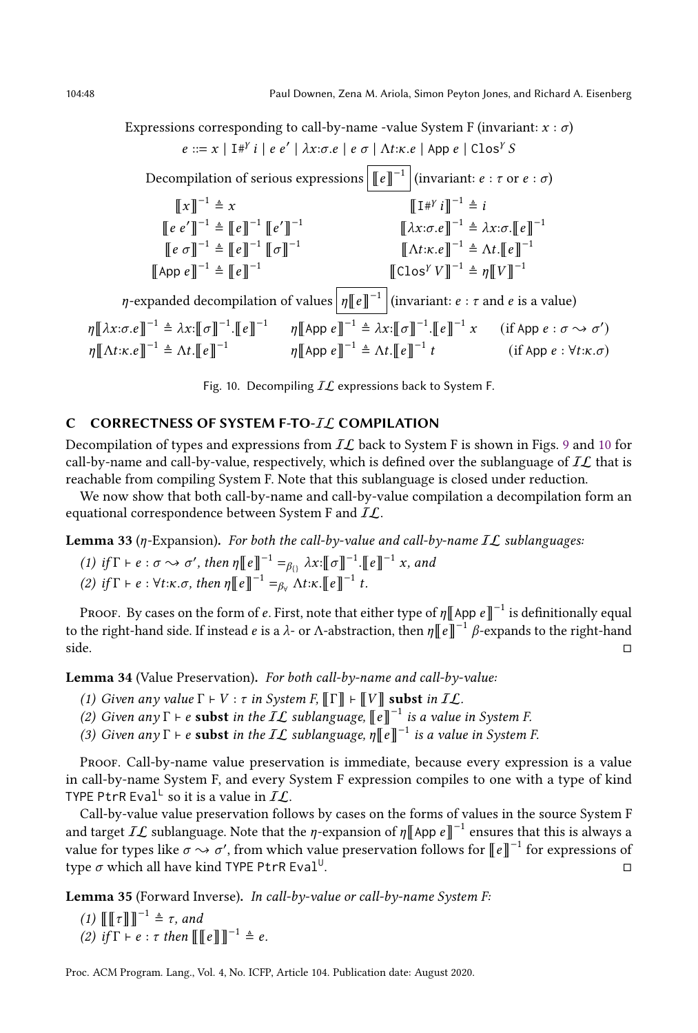Expressions corresponding to call-by-name -value System F (invariant: $x : \sigma$)

$$e ::= x \mid \mathtt{I\#}^{\gamma}\, i \mid e\ e' \mid \lambda x{:}\sigma.e \mid e\ \sigma \mid \Lambda t{:}\kappa.e \mid \mathsf{App}\ e \mid \mathsf{Clos}^{\gamma}\ S$$

Decompilation of serious expressions $\boxed{[\![e]\!]^{-1}}$ (invariant: $e : \tau$ or $e : \sigma$)

$$[\![x]\!]^{-1} \triangleq x \qquad [\![\mathtt{I\#}^{\gamma}\, i]\!]^{-1} \triangleq i$$

$$[\![e\ e']\!]^{-1} \triangleq [\![e]\!]^{-1}\ [\![e']\!]^{-1} \qquad [\![\lambda x{:}\sigma.e]\!]^{-1} \triangleq \lambda x{:}\sigma.[\![e]\!]^{-1}$$

$$[\![e\ \sigma]\!]^{-1} \triangleq [\![e]\!]^{-1}\ [\![\sigma]\!]^{-1} \qquad [\![\Lambda t{:}\kappa.e]\!]^{-1} \triangleq \Lambda t.[\![e]\!]^{-1}$$

$$[\![\mathsf{App}\ e]\!]^{-1} \triangleq [\![e]\!]^{-1} \qquad [\![\mathsf{Clos}^{\gamma}\ V]\!]^{-1} \triangleq \eta[\![V]\!]^{-1}$$

$\eta$-expanded decompilation of values $\boxed{\eta[\![e]\!]^{-1}}$ (invariant: $e : \tau$ and $e$ is a value)

$$\eta[\![\lambda x{:}\sigma.e]\!]^{-1} \triangleq \lambda x{:}[\![\sigma]\!]^{-1}.[\![e]\!]^{-1} \qquad \eta[\![\mathsf{App}\ e]\!]^{-1} \triangleq \lambda x{:}[\![\sigma]\!]^{-1}.[\![e]\!]^{-1}\ x \qquad (\text{if } \mathsf{App}\ e : \sigma \rightsquigarrow \sigma')$$

$$\eta[\![\Lambda t{:}\kappa.e]\!]^{-1} \triangleq \Lambda t.[\![e]\!]^{-1} \qquad \eta[\![\mathsf{App}\ e]\!]^{-1} \triangleq \Lambda t.[\![e]\!]^{-1}\ t \qquad (\text{if } \mathsf{App}\ e : \forall t{:}\kappa.\sigma)$$

Fig. 10. Decompiling $\mathcal{IL}$ expressions back to System F.

## C CORRECTNESS OF SYSTEM F-TO-$\mathcal{IL}$ COMPILATION

Decompilation of types and expressions from $\mathcal{IL}$ back to System F is shown in Figs. 9 and 10 for call-by-name and call-by-value, respectively, which is defined over the sublanguage of $\mathcal{IL}$ that is reachable from compiling System F. Note that this sublanguage is closed under reduction.

We now show that both call-by-name and call-by-value compilation a decompilation form an equational correspondence between System F and $\mathcal{IL}$.

**Lemma 33** ($\eta$-Expansion). *For both the call-by-value and call-by-name $\mathcal{IL}$ sublanguages:*

*(1) if $\Gamma \vdash e : \sigma \rightsquigarrow \sigma'$, then $\eta[\![e]\!]^{-1} =_{\beta_{()}} \lambda x{:}[\![\sigma]\!]^{-1}.[\![e]\!]^{-1}\ x$, and*
*(2) if $\Gamma \vdash e : \forall t{:}\kappa.\sigma$, then $\eta[\![e]\!]^{-1} =_{\beta_{\forall}} \Lambda t{:}\kappa.[\![e]\!]^{-1}\ t$.*

Proof. By cases on the form of $e$. First, note that either type of $\eta[\![\mathsf{App}\ e]\!]^{-1}$ is definitionally equal to the right-hand side. If instead $e$ is a $\lambda$- or $\Lambda$-abstraction, then $\eta[\![e]\!]^{-1}$ $\beta$-expands to the right-hand side. □

**Lemma 34** (Value Preservation). *For both call-by-name and call-by-value:*

*(1) Given any value $\Gamma \vdash V : \tau$ in System F, $[\![\Gamma]\!] \vdash [\![V]\!]$ **subst** in $\mathcal{IL}$.*
*(2) Given any $\Gamma \vdash e$ **subst** in the $\mathcal{IL}$ sublanguage, $[\![e]\!]^{-1}$ is a value in System F.*
*(3) Given any $\Gamma \vdash e$ **subst** in the $\mathcal{IL}$ sublanguage, $\eta[\![e]\!]^{-1}$ is a value in System F.*

Proof. Call-by-name value preservation is immediate, because every expression is a value in call-by-name System F, and every System F expression compiles to one with a type of kind TYPE PtrR $\mathsf{Eval}^{\mathsf{L}}$ so it is a value in $\mathcal{IL}$.

Call-by-value value preservation follows by cases on the forms of values in the source System F and target $\mathcal{IL}$ sublanguage. Note that the $\eta$-expansion of $\eta[\![\mathsf{App}\ e]\!]^{-1}$ ensures that this is always a value for types like $\sigma \rightsquigarrow \sigma'$, from which value preservation follows for $[\![e]\!]^{-1}$ for expressions of type $\sigma$ which all have kind TYPE PtrR $\mathsf{Eval}^{\mathsf{U}}$. □

**Lemma 35** (Forward Inverse). *In call-by-value or call-by-name System F:*

*(1) $[\![[\![\tau]\!]]\!]^{-1} \triangleq \tau$, and*
*(2) if $\Gamma \vdash e : \tau$ then $[\![[\![e]\!]]\!]^{-1} \triangleq e$.*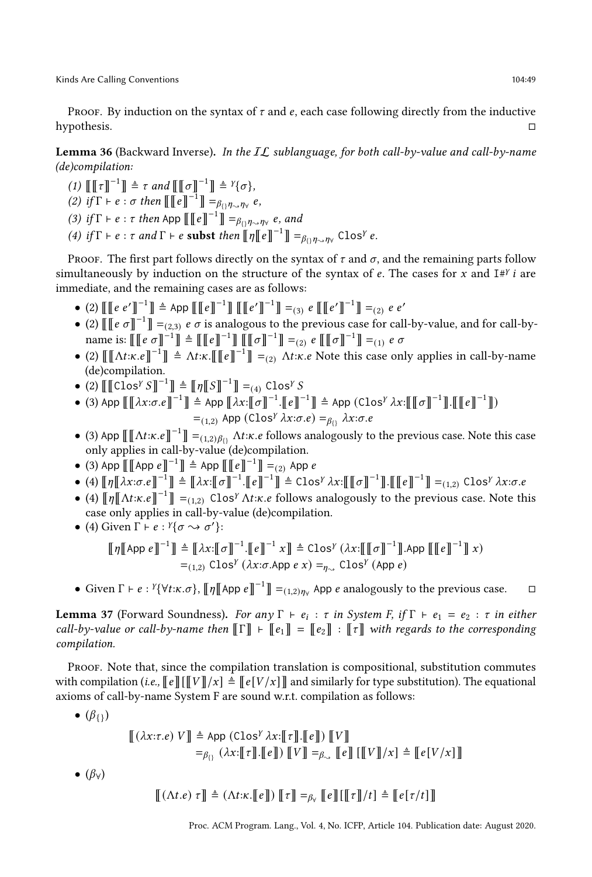Proof. By induction on the syntax of $\tau$ and $e$, each case following directly from the inductive hypothesis. □

**Lemma 36** (Backward Inverse). *In the $\mathcal{IL}$ sublanguage, for both call-by-value and call-by-name (de)compilation:*

*(1) $[\![ [\![\tau]\!]^{-1} ]\!] \triangleq \tau$ and $[\![ [\![\sigma]\!]^{-1} ]\!] \triangleq {}^{\gamma}\{\sigma\}$,*

*(2) if $\Gamma \vdash e : \sigma$ then $[\![ [\![e]\!]^{-1} ]\!] =_{\beta_{\{\}}\eta_{\rightsquigarrow}\eta_{\forall}} e$,*

*(3) if $\Gamma \vdash e : \tau$ then $\texttt{App}\ [\![ [\![e]\!]^{-1} ]\!] =_{\beta_{\{\}}\eta_{\rightsquigarrow}\eta_{\forall}} e$, and*

*(4) if $\Gamma \vdash e : \tau$ and $\Gamma \vdash e$ **subst** then $[\![\eta[\![e]\!]^{-1}]\!] =_{\beta_{\{\}}\eta_{\rightsquigarrow}\eta_{\forall}} \texttt{Clos}^{\gamma}\ e$.*

Proof. The first part follows directly on the syntax of $\tau$ and $\sigma$, and the remaining parts follow simultaneously by induction on the structure of the syntax of $e$. The cases for $x$ and $\texttt{I\#}^{\gamma}\ i$ are immediate, and the remaining cases are as follows:

- (2) $[\![ [\![e\ e']\!]^{-1} ]\!] \triangleq \texttt{App}\ [\![ [\![e]\!]^{-1} ]\!]\ [\![ [\![e']\!]^{-1} ]\!] =_{(3)} e\ [\![ [\![e']\!]^{-1} ]\!] =_{(2)} e\ e'$
- (2) $[\![ [\![e\ \sigma]\!]^{-1} ]\!] =_{(2,3)} e\ \sigma$ is analogous to the previous case for call-by-value, and for call-by-name is: $[\![ [\![e\ \sigma]\!]^{-1} ]\!] \triangleq [\![ [\![e]\!]^{-1} ]\!]\ [\![ [\![\sigma]\!]^{-1} ]\!] =_{(2)} e\ [\![ [\![\sigma]\!]^{-1} ]\!] =_{(1)} e\ \sigma$
- (2) $[\![ [\![\Lambda t{:}\kappa.e]\!]^{-1} ]\!] \triangleq \Lambda t{:}\kappa.[\![ [\![e]\!]^{-1} ]\!] =_{(2)} \Lambda t{:}\kappa.e$ Note this case only applies in call-by-name (de)compilation.
- (2) $[\![ [\![\texttt{Clos}^{\gamma}\ S]\!]^{-1} ]\!] \triangleq [\![\eta[\![S]\!]^{-1}]\!] =_{(4)} \texttt{Clos}^{\gamma}\ S$
- (3) $\texttt{App}\ [\![ [\![\lambda x{:}\sigma.e]\!]^{-1} ]\!] \triangleq \texttt{App}\ [\![\lambda x{:}[\![\sigma]\!]^{-1}.[\![e]\!]^{-1}]\!] \triangleq \texttt{App}\ (\texttt{Clos}^{\gamma}\ \lambda x{:}[\![ [\![\sigma]\!]^{-1} ]\!].[\![ [\![e]\!]^{-1} ]\!])$
$=_{(1,2)} \texttt{App}\ (\texttt{Clos}^{\gamma}\ \lambda x{:}\sigma.e) =_{\beta_{\{\}}} \lambda x{:}\sigma.e$
- (3) $\texttt{App}\ [\![ [\![\Lambda t{:}\kappa.e]\!]^{-1} ]\!] =_{(1,2)\beta_{\{\}}} \Lambda t{:}\kappa.e$ follows analogously to the previous case. Note this case only applies in call-by-value (de)compilation.
- (3) $\texttt{App}\ [\![ [\![\texttt{App}\ e]\!]^{-1} ]\!] \triangleq \texttt{App}\ [\![ [\![e]\!]^{-1} ]\!] =_{(2)} \texttt{App}\ e$
- (4) $[\![\eta[\![\lambda x{:}\sigma.e]\!]^{-1}]\!] \triangleq [\![\lambda x{:}[\![\sigma]\!]^{-1}.[\![e]\!]^{-1}]\!] \triangleq \texttt{Clos}^{\gamma}\ \lambda x{:}[\![ [\![\sigma]\!]^{-1} ]\!].[\![ [\![e]\!]^{-1} ]\!] =_{(1,2)} \texttt{Clos}^{\gamma}\ \lambda x{:}\sigma.e$
- (4) $[\![\eta[\![\Lambda t{:}\kappa.e]\!]^{-1}]\!] =_{(1,2)} \texttt{Clos}^{\gamma}\ \Lambda t{:}\kappa.e$ follows analogously to the previous case. Note this case only applies in call-by-value (de)compilation.
- (4) Given $\Gamma \vdash e : {}^{\gamma}\{\sigma \rightsquigarrow \sigma'\}$:

$$[\![\eta[\![\texttt{App}\ e]\!]^{-1}]\!] \triangleq [\![\lambda x{:}[\![\sigma]\!]^{-1}.[\![e]\!]^{-1}\ x]\!] \triangleq \texttt{Clos}^{\gamma}\ (\lambda x{:}[\![ [\![\sigma]\!]^{-1} ]\!].\texttt{App}\ [\![ [\![e]\!]^{-1} ]\!]\ x)$$
$$=_{(1,2)} \texttt{Clos}^{\gamma}\ (\lambda x{:}\sigma.\texttt{App}\ e\ x) =_{\eta_{\rightsquigarrow}} \texttt{Clos}^{\gamma}\ (\texttt{App}\ e)$$

- Given $\Gamma \vdash e : {}^{\gamma}\{\forall t{:}\kappa.\sigma\}$, $[\![\eta[\![\texttt{App}\ e]\!]^{-1}]\!] =_{(1,2)\eta_{\forall}} \texttt{App}\ e$ analogously to the previous case. □

**Lemma 37** (Forward Soundness). *For any $\Gamma \vdash e_i : \tau$ in System F, if $\Gamma \vdash e_1 = e_2 : \tau$ in either call-by-value or call-by-name then $[\![\Gamma]\!] \vdash [\![e_1]\!] = [\![e_2]\!] : [\![\tau]\!]$ with regards to the corresponding compilation.*

Proof. Note that, since the compilation translation is compositional, substitution commutes with compilation (*i.e.*, $[\![e]\!][[\![V]\!]/x] \triangleq [\![e[V/x]]\!]$ and similarly for type substitution). The equational axioms of call-by-name System F are sound w.r.t. compilation as follows:

- ($\beta_{\{\}}$)

$$[\![(\lambda x{:}\tau.e)\ V]\!] \triangleq \texttt{App}\ (\texttt{Clos}^{\gamma}\ \lambda x{:}[\![\tau]\!].[\![e]\!])\ [\![V]\!]$$
$$=_{\beta_{\{\}}} (\lambda x{:}[\![\tau]\!].[\![e]\!])\ [\![V]\!] =_{\beta_{\rightsquigarrow}} [\![e]\!]\ [[\![V]\!]/x] \triangleq [\![e[V/x]]\!]$$

- ($\beta_{\forall}$)

$$[\![(\Lambda t.e)\ \tau]\!] \triangleq (\Lambda t{:}\kappa.[\![e]\!])\ [\![\tau]\!] =_{\beta_{\forall}} [\![e]\!][[\![\tau]\!]/t] \triangleq [\![e[\tau/t]]\!]$$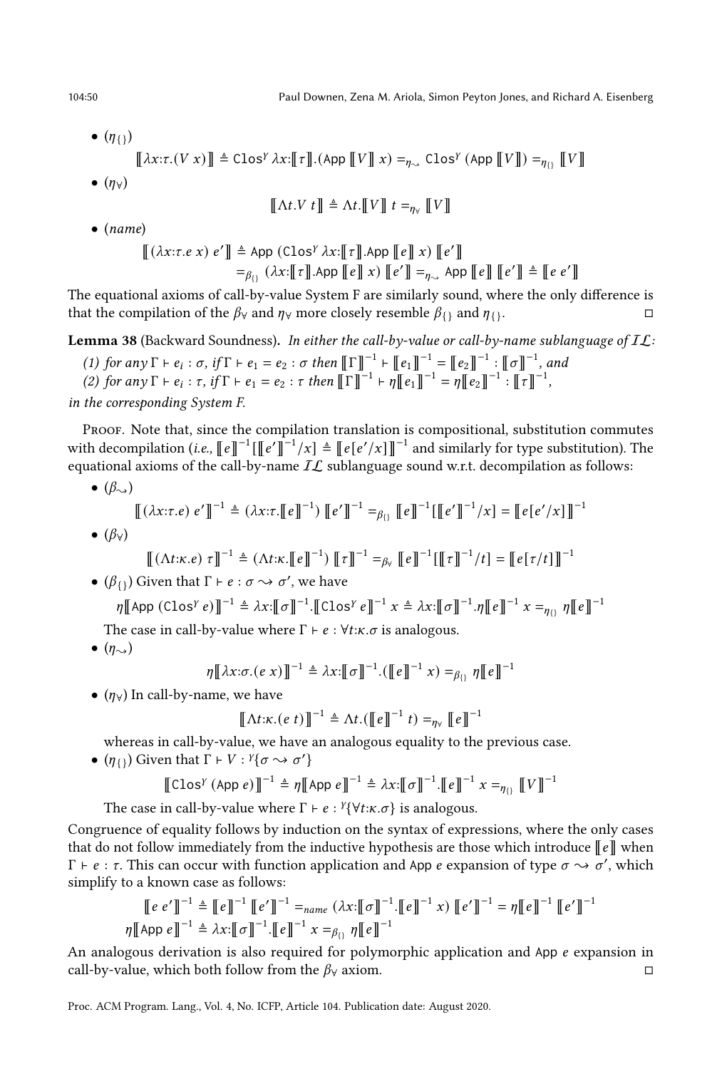- ($\eta_{\{\}}$)

$$[\![\lambda x{:}\tau.(V\ x)]\!] \triangleq \mathtt{Clos}^{\gamma}\ \lambda x{:}[\![\tau]\!].(\mathtt{App}\ [\![V]\!]\ x) =_{\eta_{\rightsquigarrow}} \mathtt{Clos}^{\gamma}\ (\mathtt{App}\ [\![V]\!]) =_{\eta_{\{\}}} [\![V]\!]$$

- ($\eta_{\forall}$)

$$[\![\Lambda t.V\ t]\!] \triangleq \Lambda t.[\![V]\!]\ t =_{\eta_{\forall}} [\![V]\!]$$

- (*name*)

$$\begin{aligned}[\![(\lambda x{:}\tau.e\ x)\ e']\!] &\triangleq \mathtt{App}\ (\mathtt{Clos}^{\gamma}\ \lambda x{:}[\![\tau]\!].\mathtt{App}\ [\![e]\!]\ x)\ [\![e']\!] \\ &=_{\beta_{\{\}}} (\lambda x{:}[\![\tau]\!].\mathtt{App}\ [\![e]\!]\ x)\ [\![e']\!] =_{\eta_{\rightsquigarrow}} \mathtt{App}\ [\![e]\!]\ [\![e']\!] \triangleq [\![e\ e']\!]\end{aligned}$$

The equational axioms of call-by-value System F are similarly sound, where the only difference is that the compilation of the $\beta_{\forall}$ and $\eta_{\forall}$ more closely resemble $\beta_{\{\}}$ and $\eta_{\{\}}$. □

**Lemma 38** (Backward Soundness). *In either the call-by-value or call-by-name sublanguage of $\mathcal{IL}$:*

*(1) for any $\Gamma \vdash e_i : \sigma$, if $\Gamma \vdash e_1 = e_2 : \sigma$ then $[\![\Gamma]\!]^{-1} \vdash [\![e_1]\!]^{-1} = [\![e_2]\!]^{-1} : [\![\sigma]\!]^{-1}$, and*

*(2) for any $\Gamma \vdash e_i : \tau$, if $\Gamma \vdash e_1 = e_2 : \tau$ then $[\![\Gamma]\!]^{-1} \vdash \eta[\![e_1]\!]^{-1} = \eta[\![e_2]\!]^{-1} : [\![\tau]\!]^{-1}$,*

*in the corresponding System F.*

Proof. Note that, since the compilation translation is compositional, substitution commutes with decompilation (*i.e.*, $[\![e]\!]^{-1}[[\![e']\!]^{-1}/x] \triangleq [\![e[e'/x]]\!]^{-1}$ and similarly for type substitution). The equational axioms of the call-by-name $\mathcal{IL}$ sublanguage sound w.r.t. decompilation as follows:

- ($\beta_{\rightsquigarrow}$)

$$[\![(\lambda x{:}\tau.e)\ e']\!]^{-1} \triangleq (\lambda x{:}\tau.[\![e]\!]^{-1})\ [\![e']\!]^{-1} =_{\beta_{\{\}}} [\![e]\!]^{-1}[[\![e']\!]^{-1}/x] = [\![e[e'/x]]\!]^{-1}$$

- ($\beta_{\forall}$)

$$[\![(\Lambda t{:}\kappa.e)\ \tau]\!]^{-1} \triangleq (\Lambda t{:}\kappa.[\![e]\!]^{-1})\ [\![\tau]\!]^{-1} =_{\beta_{\forall}} [\![e]\!]^{-1}[[\![\tau]\!]^{-1}/t] = [\![e[\tau/t]]\!]^{-1}$$

- ($\beta_{\{\}}$) Given that $\Gamma \vdash e : \sigma \rightsquigarrow \sigma'$, we have

$$\eta[\![\mathtt{App}\ (\mathtt{Clos}^{\gamma}\ e)]\!]^{-1} \triangleq \lambda x{:}[\![\sigma]\!]^{-1}.[\![\mathtt{Clos}^{\gamma}\ e]\!]^{-1}\ x \triangleq \lambda x{:}[\![\sigma]\!]^{-1}.\eta[\![e]\!]^{-1}\ x =_{\eta_{\{\}}} \eta[\![e]\!]^{-1}$$

The case in call-by-value where $\Gamma \vdash e : \forall t{:}\kappa.\sigma$ is analogous.

- ($\eta_{\rightsquigarrow}$)

$$\eta[\![\lambda x{:}\sigma.(e\ x)]\!]^{-1} \triangleq \lambda x{:}[\![\sigma]\!]^{-1}.([\![e]\!]^{-1}\ x) =_{\beta_{\{\}}} \eta[\![e]\!]^{-1}$$

- ($\eta_{\forall}$) In call-by-name, we have

$$[\![\Lambda t{:}\kappa.(e\ t)]\!]^{-1} \triangleq \Lambda t.([\![e]\!]^{-1}\ t) =_{\eta_{\forall}} [\![e]\!]^{-1}$$

whereas in call-by-value, we have an analogous equality to the previous case.

- ($\eta_{\{\}}$) Given that $\Gamma \vdash V : {}^{\gamma}\{\sigma \rightsquigarrow \sigma'\}$

$$[\![\mathtt{Clos}^{\gamma}\ (\mathtt{App}\ e)]\!]^{-1} \triangleq \eta[\![\mathtt{App}\ e]\!]^{-1} \triangleq \lambda x{:}[\![\sigma]\!]^{-1}.[\![e]\!]^{-1}\ x =_{\eta_{\{\}}} [\![V]\!]^{-1}$$

The case in call-by-value where $\Gamma \vdash e : {}^{\gamma}\{\forall t{:}\kappa.\sigma\}$ is analogous.

Congruence of equality follows by induction on the syntax of expressions, where the only cases that do not follow immediately from the inductive hypothesis are those which introduce $[\![e]\!]$ when $\Gamma \vdash e : \tau$. This can occur with function application and $\mathtt{App}\ e$ expansion of type $\sigma \rightsquigarrow \sigma'$, which simplify to a known case as follows:

$$[\![e\ e']\!]^{-1} \triangleq [\![e]\!]^{-1}\ [\![e']\!]^{-1} =_{name} (\lambda x{:}[\![\sigma]\!]^{-1}.[\![e]\!]^{-1}\ x)\ [\![e']\!]^{-1} = \eta[\![e]\!]^{-1}\ [\![e']\!]^{-1}$$

$$\eta[\![\mathtt{App}\ e]\!]^{-1} \triangleq \lambda x{:}[\![\sigma]\!]^{-1}.[\![e]\!]^{-1}\ x =_{\beta_{\{\}}} \eta[\![e]\!]^{-1}$$

An analogous derivation is also required for polymorphic application and $\mathtt{App}\ e$ expansion in call-by-value, which both follow from the $\beta_{\forall}$ axiom. □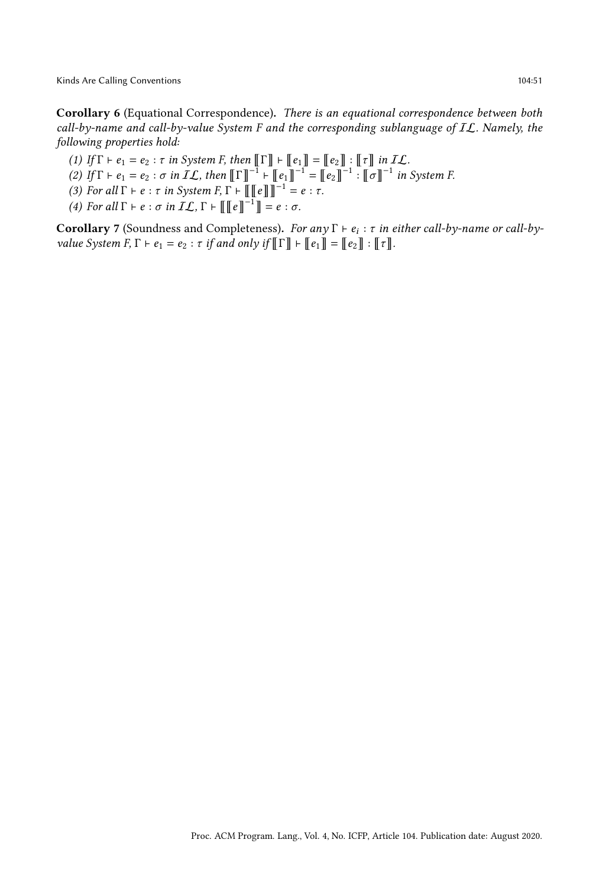**Corollary 6** (Equational Correspondence). *There is an equational correspondence between both call-by-name and call-by-value System F and the corresponding sublanguage of $\mathcal{IL}$. Namely, the following properties hold:*

*(1) If $\Gamma \vdash e_1 = e_2 : \tau$ in System F, then $[\![\Gamma]\!] \vdash [\![e_1]\!] = [\![e_2]\!] : [\![\tau]\!]$ in $\mathcal{IL}$.*

*(2) If $\Gamma \vdash e_1 = e_2 : \sigma$ in $\mathcal{IL}$, then $[\![\Gamma]\!]^{-1} \vdash [\![e_1]\!]^{-1} = [\![e_2]\!]^{-1} : [\![\sigma]\!]^{-1}$ in System F.*

*(3) For all $\Gamma \vdash e : \tau$ in System F, $\Gamma \vdash [\![[\![e]\!]]\!]^{-1} = e : \tau$.*

*(4) For all $\Gamma \vdash e : \sigma$ in $\mathcal{IL}$, $\Gamma \vdash [\![[\![e]\!]^{-1}]\!] = e : \sigma$.*

**Corollary 7** (Soundness and Completeness). *For any $\Gamma \vdash e_i : \tau$ in either call-by-name or call-by-value System F, $\Gamma \vdash e_1 = e_2 : \tau$ if and only if $[\![\Gamma]\!] \vdash [\![e_1]\!] = [\![e_2]\!] : [\![\tau]\!]$.*